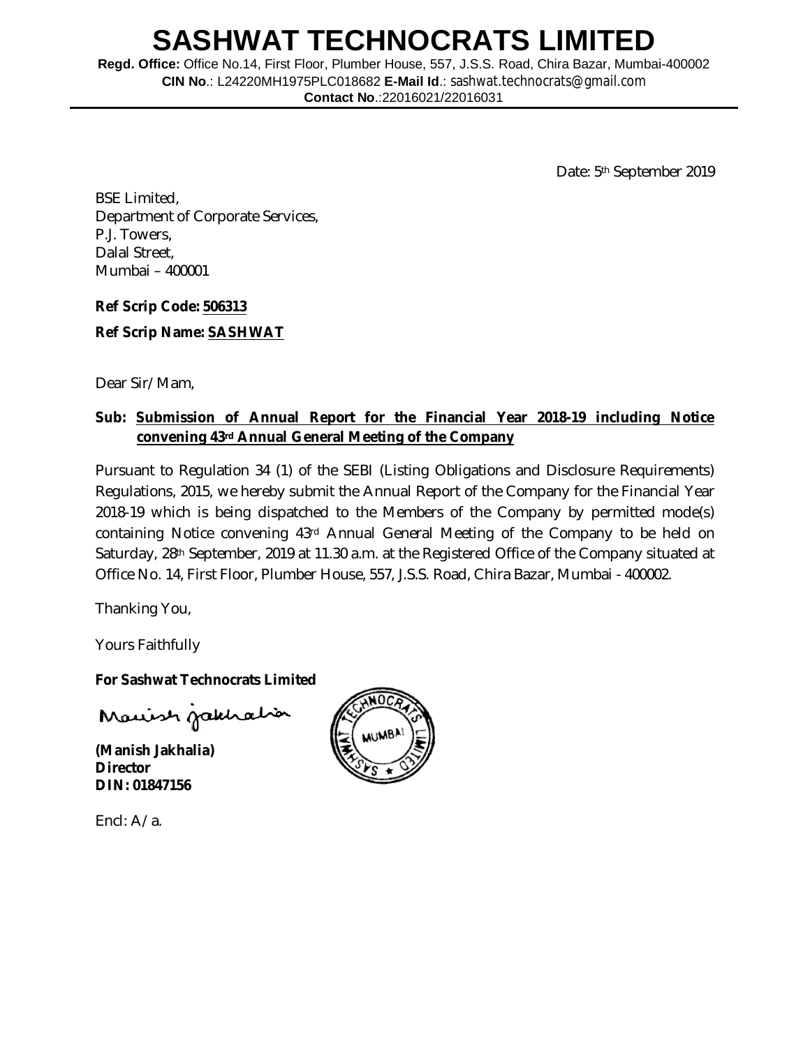# SASHWAT TECHNOCRATS LIMITED

**Regd. Office:** Office No.14, First Floor, Plumber House, 557, J.S.S. Road, Chira Bazar, Mumbai-400002
**CIN No**.: L24220MH1975PLC018682 **E-Mail Id**.: sashwat.technocrats@gmail.com
**Contact No**.:22016021/22016031

Date: 5th September 2019

BSE Limited,
Department of Corporate Services,
P.J. Towers,
Dalal Street,
Mumbai – 400001

**Ref Scrip Code: 506313**

**Ref Scrip Name: SASHWAT**

Dear Sir/Mam,

**Sub: Submission of Annual Report for the Financial Year 2018-19 including Notice convening 43rd Annual General Meeting of the Company**

Pursuant to Regulation 34 (1) of the SEBI (Listing Obligations and Disclosure Requirements) Regulations, 2015, we hereby submit the Annual Report of the Company for the Financial Year 2018-19 which is being dispatched to the Members of the Company by permitted mode(s) containing Notice convening 43rd Annual General Meeting of the Company to be held on Saturday, 28th September, 2019 at 11.30 a.m. at the Registered Office of the Company situated at Office No. 14, First Floor, Plumber House, 557, J.S.S. Road, Chira Bazar, Mumbai - 400002.

Thanking You,

Yours Faithfully

**For Sashwat Technocrats Limited**

**(Manish Jakhalia)**
**Director**
**DIN: 01847156**

Encl: A/a.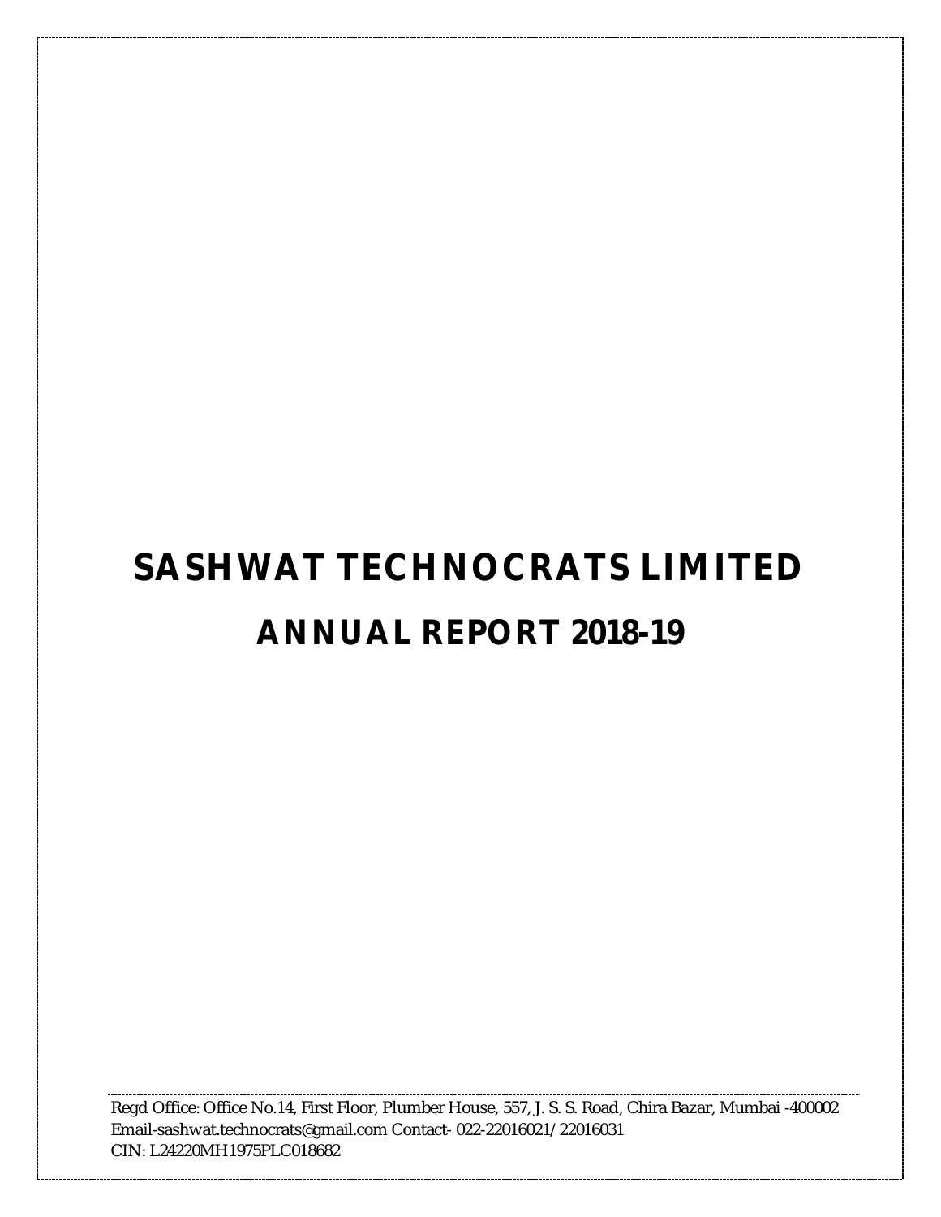# SASHWAT TECHNOCRATS LIMITED

# ANNUAL REPORT 2018-19

Regd Office: Office No.14, First Floor, Plumber House, 557, J. S. S. Road, Chira Bazar, Mumbai -400002
Email-sashwat.technocrats@gmail.com Contact- 022-22016021/22016031
CIN: L24220MH1975PLC018682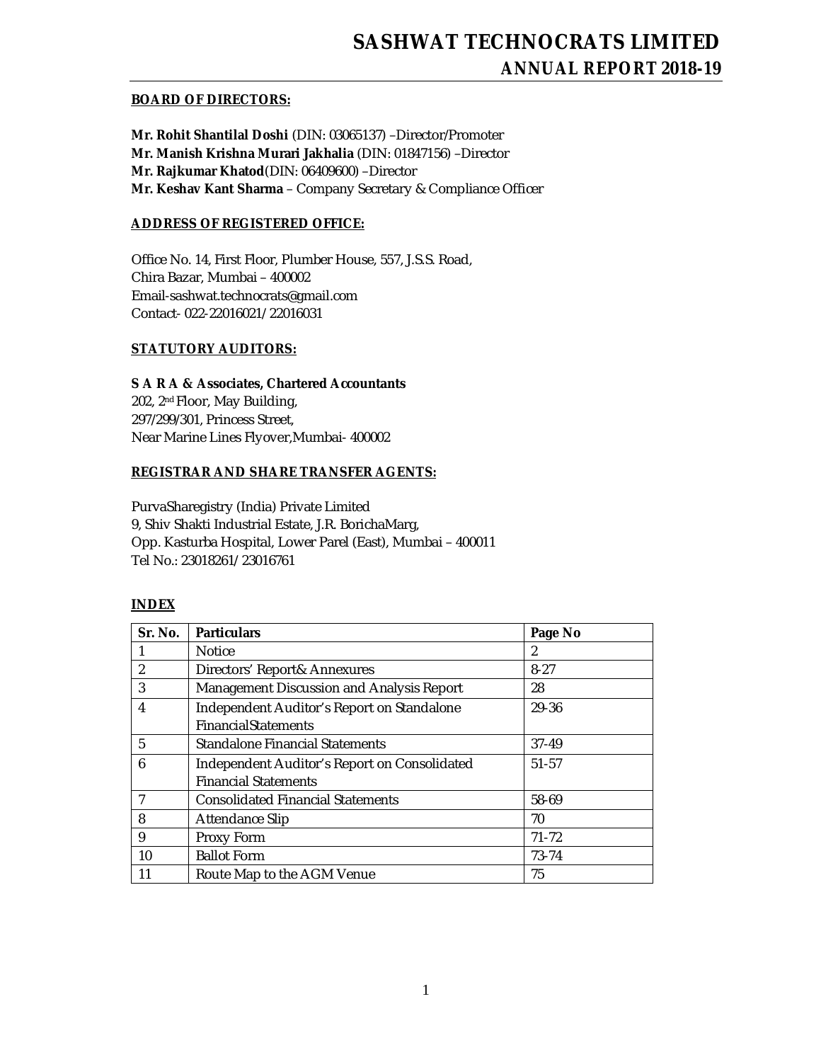# SASHWAT TECHNOCRATS LIMITED

## ANNUAL REPORT 2018-19

**BOARD OF DIRECTORS:**

**Mr. Rohit Shantilal Doshi** (DIN: 03065137) –Director/Promoter
**Mr. Manish Krishna Murari Jakhalia** (DIN: 01847156) –Director
**Mr. Rajkumar Khatod**(DIN: 06409600) –Director
**Mr. Keshav Kant Sharma** – Company Secretary & Compliance Officer

**ADDRESS OF REGISTERED OFFICE:**

Office No. 14, First Floor, Plumber House, 557, J.S.S. Road,
Chira Bazar, Mumbai – 400002
Email-sashwat.technocrats@gmail.com
Contact- 022-22016021/22016031

**STATUTORY AUDITORS:**

**S A R A & Associates, Chartered Accountants**
202, 2nd Floor, May Building,
297/299/301, Princess Street,
Near Marine Lines Flyover,Mumbai- 400002

**REGISTRAR AND SHARE TRANSFER AGENTS:**

PurvaSharegistry (India) Private Limited
9, Shiv Shakti Industrial Estate, J.R. BorichaMarg,
Opp. Kasturba Hospital, Lower Parel (East), Mumbai – 400011
Tel No.: 23018261/23016761

**INDEX**

| Sr. No. | Particulars | Page No |
|---|---|---|
| 1 | Notice | 2 |
| 2 | Directors' Report& Annexures | 8-27 |
| 3 | Management Discussion and Analysis Report | 28 |
| 4 | Independent Auditor's Report on Standalone FinancialStatements | 29-36 |
| 5 | Standalone Financial Statements | 37-49 |
| 6 | Independent Auditor's Report on Consolidated Financial Statements | 51-57 |
| 7 | Consolidated Financial Statements | 58-69 |
| 8 | Attendance Slip | 70 |
| 9 | Proxy Form | 71-72 |
| 10 | Ballot Form | 73-74 |
| 11 | Route Map to the AGM Venue | 75 |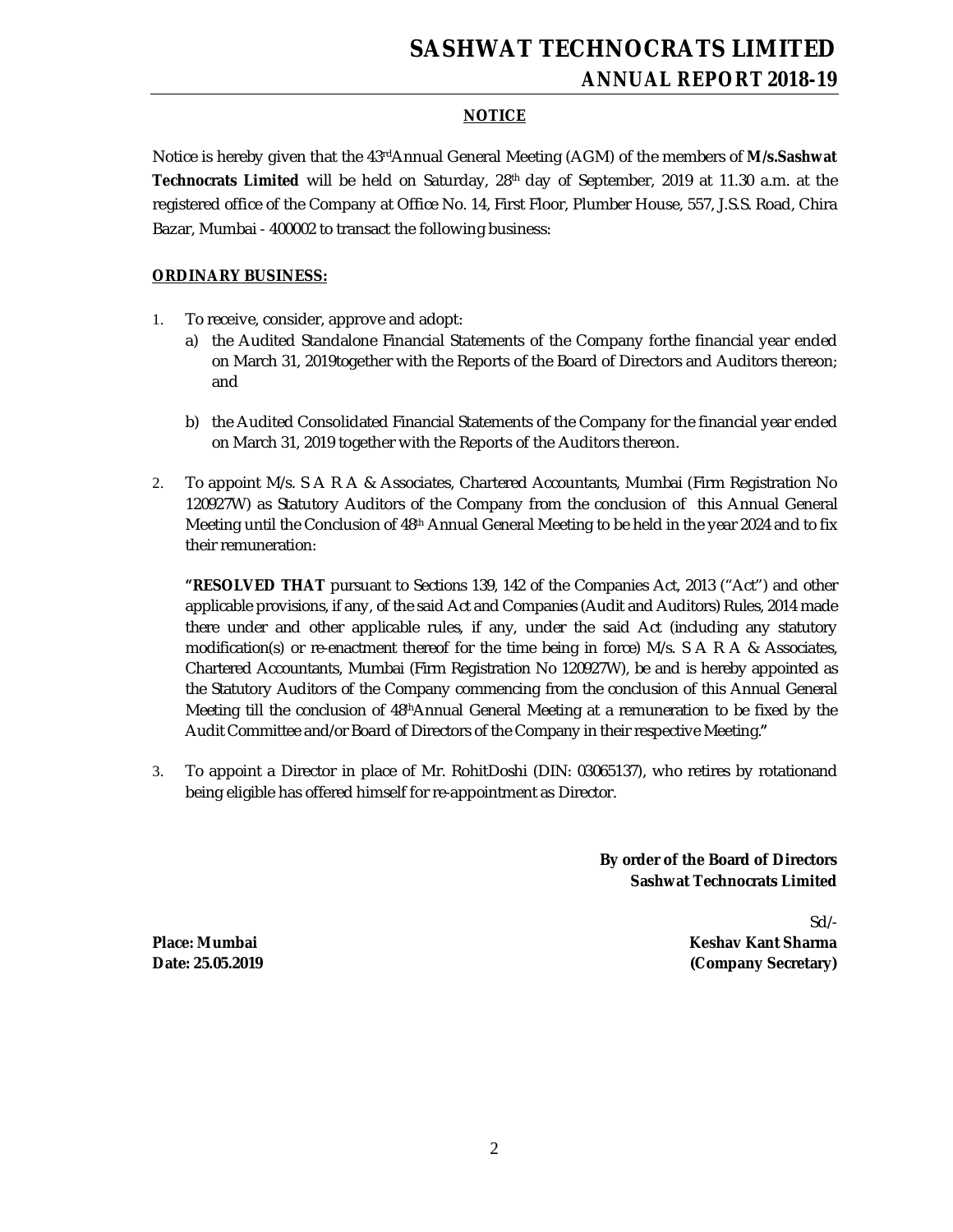## NOTICE

Notice is hereby given that the 43rd Annual General Meeting (AGM) of the members of **M/s.Sashwat Technocrats Limited** will be held on Saturday, 28th day of September, 2019 at 11.30 a.m. at the registered office of the Company at Office No. 14, First Floor, Plumber House, 557, J.S.S. Road, Chira Bazar, Mumbai - 400002 to transact the following business:

### ORDINARY BUSINESS:

1. To receive, consider, approve and adopt:
   a) the Audited Standalone Financial Statements of the Company forthe financial year ended on March 31, 2019together with the Reports of the Board of Directors and Auditors thereon; and

   b) the Audited Consolidated Financial Statements of the Company for the financial year ended on March 31, 2019 together with the Reports of the Auditors thereon.

2. To appoint M/s. S A R A & Associates, Chartered Accountants, Mumbai (Firm Registration No 120927W) as Statutory Auditors of the Company from the conclusion of this Annual General Meeting until the Conclusion of 48th Annual General Meeting to be held in the year 2024 and to fix their remuneration:

   **"RESOLVED THAT** pursuant to Sections 139, 142 of the Companies Act, 2013 ("Act") and other applicable provisions, if any, of the said Act and Companies (Audit and Auditors) Rules, 2014 made there under and other applicable rules, if any, under the said Act (including any statutory modification(s) or re-enactment thereof for the time being in force) M/s. S A R A & Associates, Chartered Accountants, Mumbai (Firm Registration No 120927W), be and is hereby appointed as the Statutory Auditors of the Company commencing from the conclusion of this Annual General Meeting till the conclusion of 48th Annual General Meeting at a remuneration to be fixed by the Audit Committee and/or Board of Directors of the Company in their respective Meeting.**"**

3. To appoint a Director in place of Mr. RohitDoshi (DIN: 03065137), who retires by rotationand being eligible has offered himself for re-appointment as Director.

**By order of the Board of Directors**
**Sashwat Technocrats Limited**

Sd/-
**Keshav Kant Sharma**
**(Company Secretary)**

**Place: Mumbai**
**Date: 25.05.2019**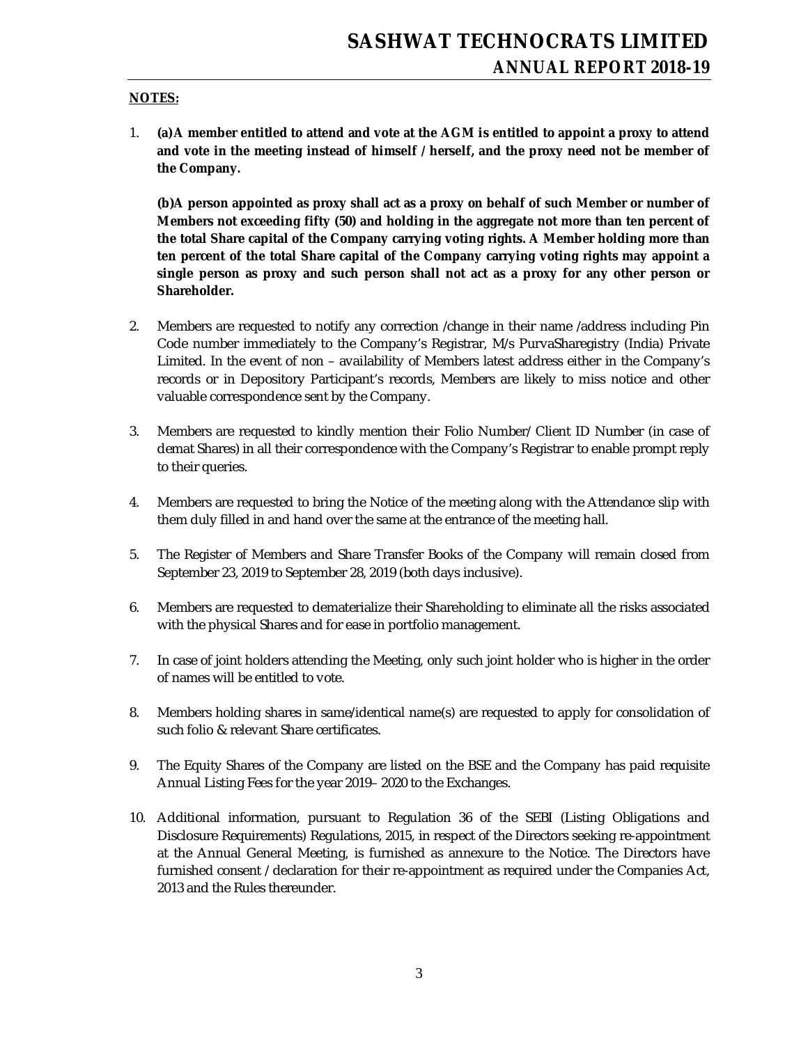**NOTES:**

1. **(a)A member entitled to attend and vote at the AGM is entitled to appoint a proxy to attend and vote in the meeting instead of himself / herself, and the proxy need not be member of the Company.**

   **(b)A person appointed as proxy shall act as a proxy on behalf of such Member or number of Members not exceeding fifty (50) and holding in the aggregate not more than ten percent of the total Share capital of the Company carrying voting rights. A Member holding more than ten percent of the total Share capital of the Company carrying voting rights may appoint a single person as proxy and such person shall not act as a proxy for any other person or Shareholder.**

2. Members are requested to notify any correction /change in their name /address including Pin Code number immediately to the Company's Registrar, M/s PurvaSharegistry (India) Private Limited. In the event of non – availability of Members latest address either in the Company's records or in Depository Participant's records, Members are likely to miss notice and other valuable correspondence sent by the Company.

3. Members are requested to kindly mention their Folio Number/ Client ID Number (in case of demat Shares) in all their correspondence with the Company's Registrar to enable prompt reply to their queries.

4. Members are requested to bring the Notice of the meeting along with the Attendance slip with them duly filled in and hand over the same at the entrance of the meeting hall.

5. The Register of Members and Share Transfer Books of the Company will remain closed from September 23, 2019 to September 28, 2019 (both days inclusive).

6. Members are requested to dematerialize their Shareholding to eliminate all the risks associated with the physical Shares and for ease in portfolio management.

7. In case of joint holders attending the Meeting, only such joint holder who is higher in the order of names will be entitled to vote.

8. Members holding shares in same/identical name(s) are requested to apply for consolidation of such folio & relevant Share certificates.

9. The Equity Shares of the Company are listed on the BSE and the Company has paid requisite Annual Listing Fees for the year 2019– 2020 to the Exchanges.

10. Additional information, pursuant to Regulation 36 of the SEBI (Listing Obligations and Disclosure Requirements) Regulations, 2015, in respect of the Directors seeking re-appointment at the Annual General Meeting, is furnished as annexure to the Notice. The Directors have furnished consent / declaration for their re-appointment as required under the Companies Act, 2013 and the Rules thereunder.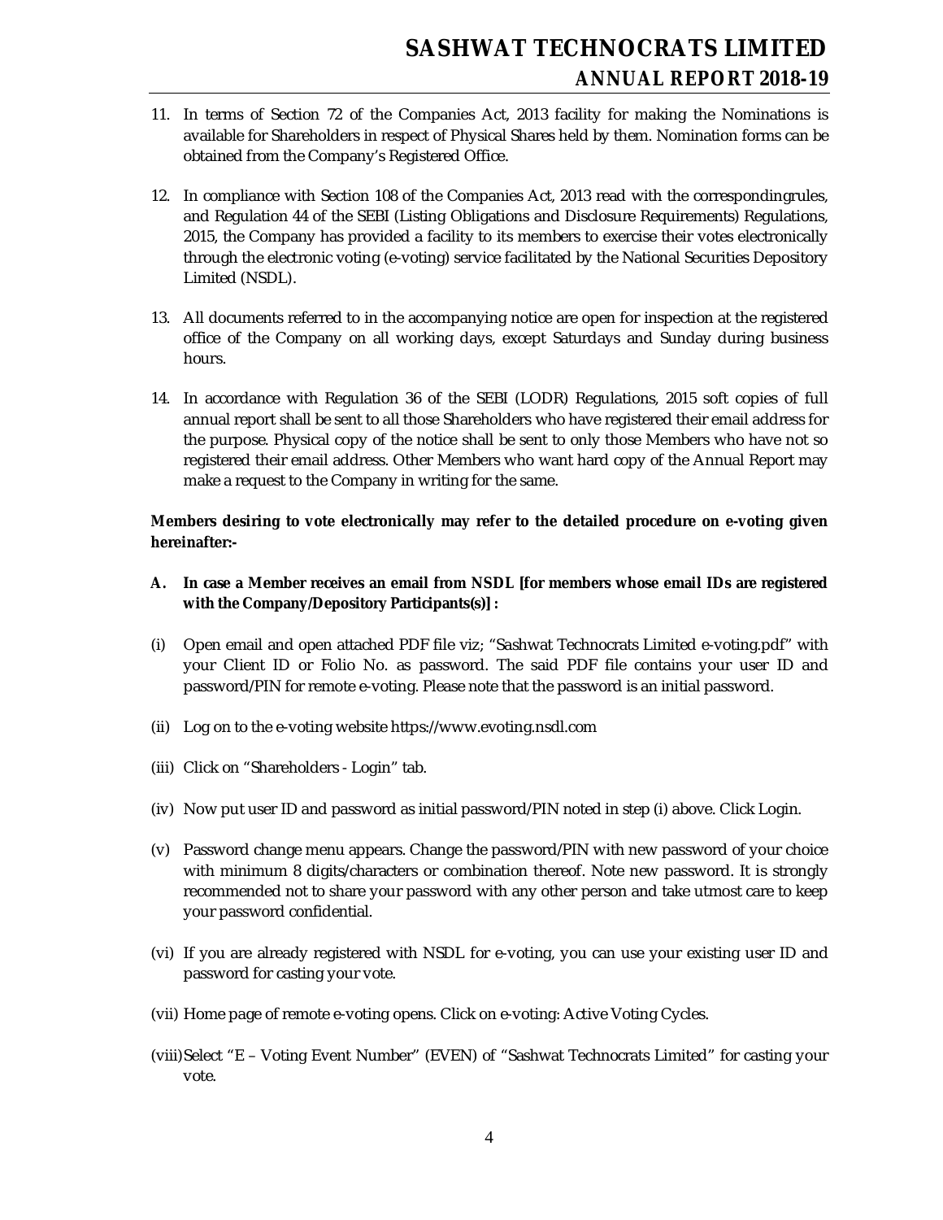11. In terms of Section 72 of the Companies Act, 2013 facility for making the Nominations is available for Shareholders in respect of Physical Shares held by them. Nomination forms can be obtained from the Company's Registered Office.

12. In compliance with Section 108 of the Companies Act, 2013 read with the correspondingrules, and Regulation 44 of the SEBI (Listing Obligations and Disclosure Requirements) Regulations, 2015, the Company has provided a facility to its members to exercise their votes electronically through the electronic voting (e-voting) service facilitated by the National Securities Depository Limited (NSDL).

13. All documents referred to in the accompanying notice are open for inspection at the registered office of the Company on all working days, except Saturdays and Sunday during business hours.

14. In accordance with Regulation 36 of the SEBI (LODR) Regulations, 2015 soft copies of full annual report shall be sent to all those Shareholders who have registered their email address for the purpose. Physical copy of the notice shall be sent to only those Members who have not so registered their email address. Other Members who want hard copy of the Annual Report may make a request to the Company in writing for the same.

**Members desiring to vote electronically may refer to the detailed procedure on e-voting given hereinafter:-**

**A. In case a Member receives an email from NSDL [for members whose email IDs are registered with the Company/Depository Participants(s)] :**

(i) Open email and open attached PDF file viz; "Sashwat Technocrats Limited e-voting.pdf" with your Client ID or Folio No. as password. The said PDF file contains your user ID and password/PIN for remote e-voting. Please note that the password is an initial password.

(ii) Log on to the e-voting website https://www.evoting.nsdl.com

(iii) Click on "Shareholders - Login" tab.

(iv) Now put user ID and password as initial password/PIN noted in step (i) above. Click Login.

(v) Password change menu appears. Change the password/PIN with new password of your choice with minimum 8 digits/characters or combination thereof. Note new password. It is strongly recommended not to share your password with any other person and take utmost care to keep your password confidential.

(vi) If you are already registered with NSDL for e-voting, you can use your existing user ID and password for casting your vote.

(vii) Home page of remote e-voting opens. Click on e-voting: Active Voting Cycles.

(viii) Select "E – Voting Event Number" (EVEN) of "Sashwat Technocrats Limited" for casting your vote.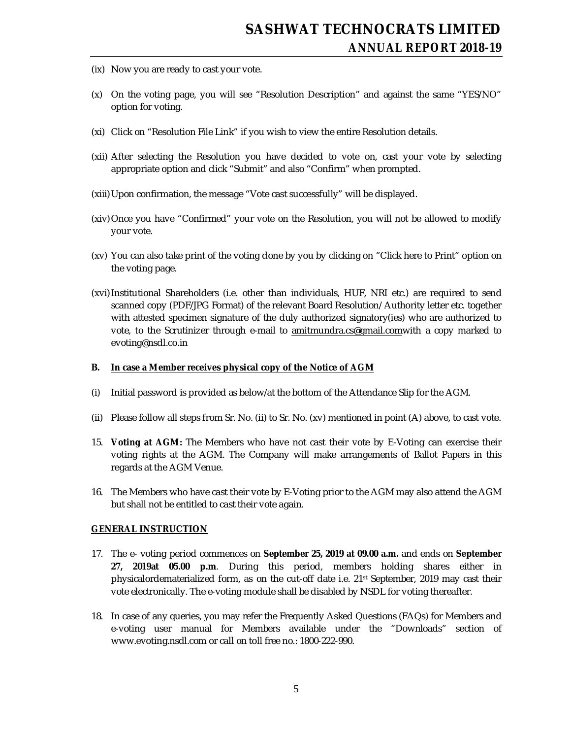(ix) Now you are ready to cast your vote.

(x) On the voting page, you will see "Resolution Description" and against the same "YES/NO" option for voting.

(xi) Click on "Resolution File Link" if you wish to view the entire Resolution details.

(xii) After selecting the Resolution you have decided to vote on, cast your vote by selecting appropriate option and click "Submit" and also "Confirm" when prompted.

(xiii) Upon confirmation, the message "Vote cast successfully" will be displayed.

(xiv) Once you have "Confirmed" your vote on the Resolution, you will not be allowed to modify your vote.

(xv) You can also take print of the voting done by you by clicking on "Click here to Print" option on the voting page.

(xvi) Institutional Shareholders (i.e. other than individuals, HUF, NRI etc.) are required to send scanned copy (PDF/JPG Format) of the relevant Board Resolution/ Authority letter etc. together with attested specimen signature of the duly authorized signatory(ies) who are authorized to vote, to the Scrutinizer through e-mail to amitmundra.cs@gmail.comwith a copy marked to evoting@nsdl.co.in

**B. In case a Member receives physical copy of the Notice of AGM**

(i) Initial password is provided as below/at the bottom of the Attendance Slip for the AGM.

(ii) Please follow all steps from Sr. No. (ii) to Sr. No. (xv) mentioned in point (A) above, to cast vote.

15. **Voting at AGM:** The Members who have not cast their vote by E-Voting can exercise their voting rights at the AGM. The Company will make arrangements of Ballot Papers in this regards at the AGM Venue.

16. The Members who have cast their vote by E-Voting prior to the AGM may also attend the AGM but shall not be entitled to cast their vote again.

**GENERAL INSTRUCTION**

17. The e- voting period commences on **September 25, 2019 at 09.00 a.m.** and ends on **September 27, 2019at 05.00 p.m**. During this period, members holding shares either in physicalordematerialized form, as on the cut-off date i.e. 21st September, 2019 may cast their vote electronically. The e-voting module shall be disabled by NSDL for voting thereafter.

18. In case of any queries, you may refer the Frequently Asked Questions (FAQs) for Members and e-voting user manual for Members available under the "Downloads" section of www.evoting.nsdl.com or call on toll free no.: 1800-222-990.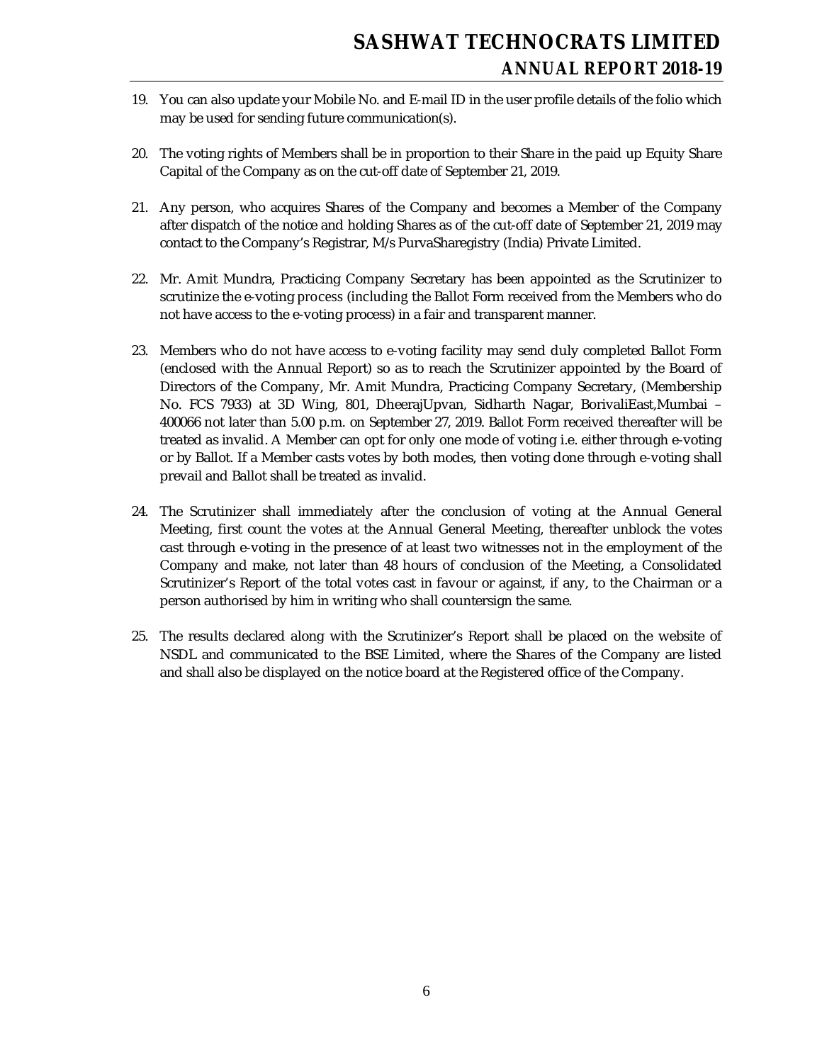19. You can also update your Mobile No. and E-mail ID in the user profile details of the folio which may be used for sending future communication(s).

20. The voting rights of Members shall be in proportion to their Share in the paid up Equity Share Capital of the Company as on the cut-off date of September 21, 2019.

21. Any person, who acquires Shares of the Company and becomes a Member of the Company after dispatch of the notice and holding Shares as of the cut-off date of September 21, 2019 may contact to the Company's Registrar, M/s PurvaSharegistry (India) Private Limited.

22. Mr. Amit Mundra, Practicing Company Secretary has been appointed as the Scrutinizer to scrutinize the e-voting process (including the Ballot Form received from the Members who do not have access to the e-voting process) in a fair and transparent manner.

23. Members who do not have access to e-voting facility may send duly completed Ballot Form (enclosed with the Annual Report) so as to reach the Scrutinizer appointed by the Board of Directors of the Company, Mr. Amit Mundra, Practicing Company Secretary, (Membership No. FCS 7933) at 3D Wing, 801, DheerajUpvan, Sidharth Nagar, BorivaliEast,Mumbai – 400066 not later than 5.00 p.m. on September 27, 2019. Ballot Form received thereafter will be treated as invalid. A Member can opt for only one mode of voting i.e. either through e-voting or by Ballot. If a Member casts votes by both modes, then voting done through e-voting shall prevail and Ballot shall be treated as invalid.

24. The Scrutinizer shall immediately after the conclusion of voting at the Annual General Meeting, first count the votes at the Annual General Meeting, thereafter unblock the votes cast through e-voting in the presence of at least two witnesses not in the employment of the Company and make, not later than 48 hours of conclusion of the Meeting, a Consolidated Scrutinizer's Report of the total votes cast in favour or against, if any, to the Chairman or a person authorised by him in writing who shall countersign the same.

25. The results declared along with the Scrutinizer's Report shall be placed on the website of NSDL and communicated to the BSE Limited, where the Shares of the Company are listed and shall also be displayed on the notice board at the Registered office of the Company.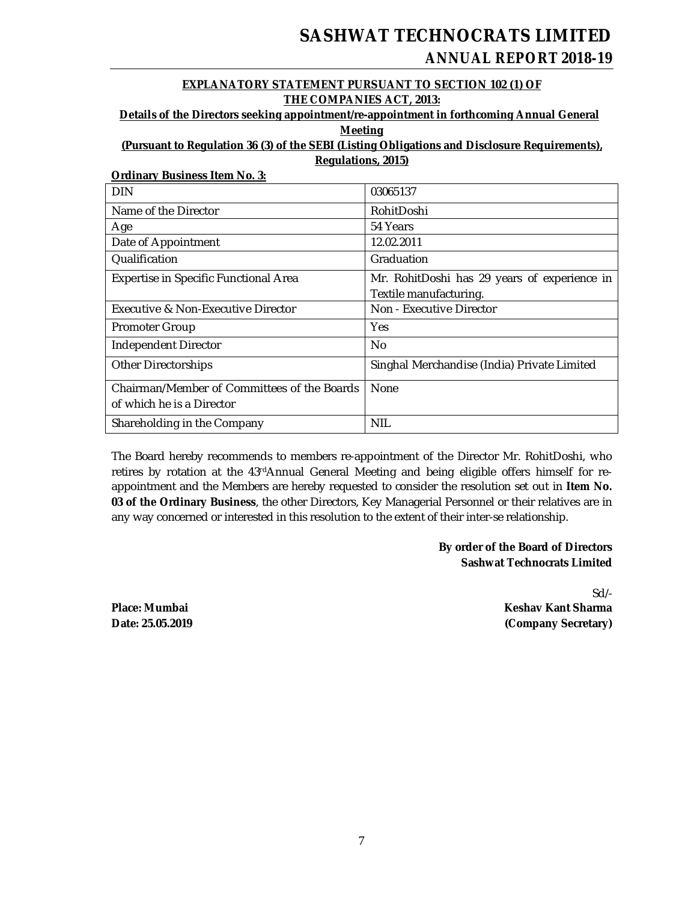**EXPLANATORY STATEMENT PURSUANT TO SECTION 102 (1) OF THE COMPANIES ACT, 2013:**

**Details of the Directors seeking appointment/re-appointment in forthcoming Annual General Meeting**

**(Pursuant to Regulation 36 (3) of the SEBI (Listing Obligations and Disclosure Requirements), Regulations, 2015)**

**Ordinary Business Item No. 3:**

| DIN | 03065137 |
|---|---|
| Name of the Director | RohitDoshi |
| Age | 54 Years |
| Date of Appointment | 12.02.2011 |
| Qualification | Graduation |
| Expertise in Specific Functional Area | Mr. RohitDoshi has 29 years of experience in Textile manufacturing. |
| Executive & Non-Executive Director | Non - Executive Director |
| Promoter Group | Yes |
| Independent Director | No |
| Other Directorships | Singhal Merchandise (India) Private Limited |
| Chairman/Member of Committees of the Boards of which he is a Director | None |
| Shareholding in the Company | NIL |

The Board hereby recommends to members re-appointment of the Director Mr. RohitDoshi, who retires by rotation at the 43rdAnnual General Meeting and being eligible offers himself for re-appointment and the Members are hereby requested to consider the resolution set out in **Item No. 03 of the Ordinary Business**, the other Directors, Key Managerial Personnel or their relatives are in any way concerned or interested in this resolution to the extent of their inter-se relationship.

**By order of the Board of Directors**
**Sashwat Technocrats Limited**

Sd/-

**Place: Mumbai** **Keshav Kant Sharma**
**Date: 25.05.2019** **(Company Secretary)**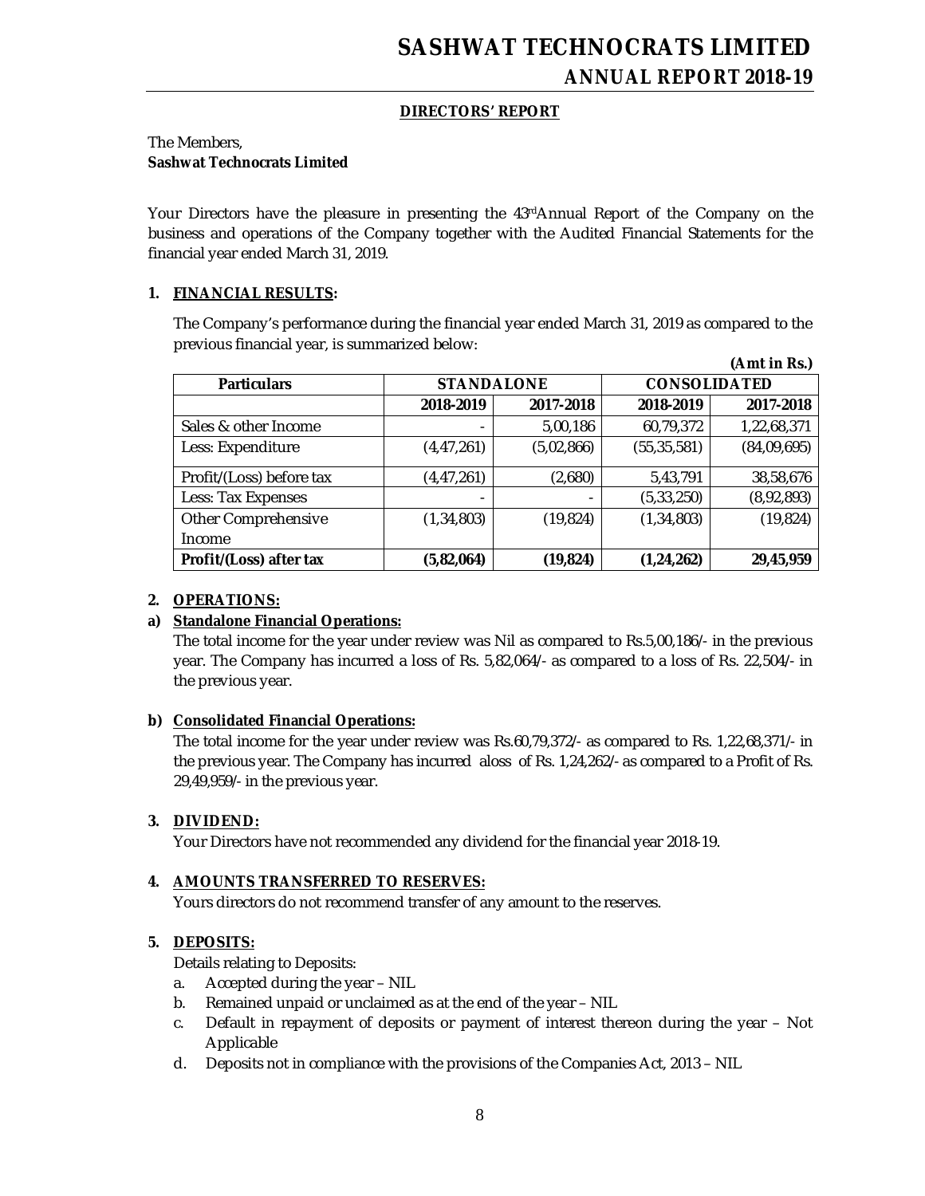## DIRECTORS' REPORT

The Members,
**Sashwat Technocrats Limited**

Your Directors have the pleasure in presenting the 43rd Annual Report of the Company on the business and operations of the Company together with the Audited Financial Statements for the financial year ended March 31, 2019.

### 1. FINANCIAL RESULTS:

The Company's performance during the financial year ended March 31, 2019 as compared to the previous financial year, is summarized below:

**(Amt in Rs.)**

| Particulars | STANDALONE | | CONSOLIDATED | |
|---|---|---|---|---|
| | 2018-2019 | 2017-2018 | 2018-2019 | 2017-2018 |
| Sales & other Income | - | 5,00,186 | 60,79,372 | 1,22,68,371 |
| Less: Expenditure | (4,47,261) | (5,02,866) | (55,35,581) | (84,09,695) |
| Profit/(Loss) before tax | (4,47,261) | (2,680) | 5,43,791 | 38,58,676 |
| Less: Tax Expenses | - | - | (5,33,250) | (8,92,893) |
| Other Comprehensive Income | (1,34,803) | (19,824) | (1,34,803) | (19,824) |
| **Profit/(Loss) after tax** | **(5,82,064)** | **(19,824)** | **(1,24,262)** | **29,45,959** |

### 2. OPERATIONS:

**a) Standalone Financial Operations:**

The total income for the year under review was Nil as compared to Rs.5,00,186/- in the previous year. The Company has incurred a loss of Rs. 5,82,064/- as compared to a loss of Rs. 22,504/- in the previous year.

**b) Consolidated Financial Operations:**

The total income for the year under review was Rs.60,79,372/- as compared to Rs. 1,22,68,371/- in the previous year. The Company has incurred aloss of Rs. 1,24,262/- as compared to a Profit of Rs. 29,49,959/- in the previous year.

### 3. DIVIDEND:

Your Directors have not recommended any dividend for the financial year 2018-19.

### 4. AMOUNTS TRANSFERRED TO RESERVES:

Yours directors do not recommend transfer of any amount to the reserves.

### 5. DEPOSITS:

Details relating to Deposits:

a. Accepted during the year – NIL
b. Remained unpaid or unclaimed as at the end of the year – NIL
c. Default in repayment of deposits or payment of interest thereon during the year – Not Applicable
d. Deposits not in compliance with the provisions of the Companies Act, 2013 – NIL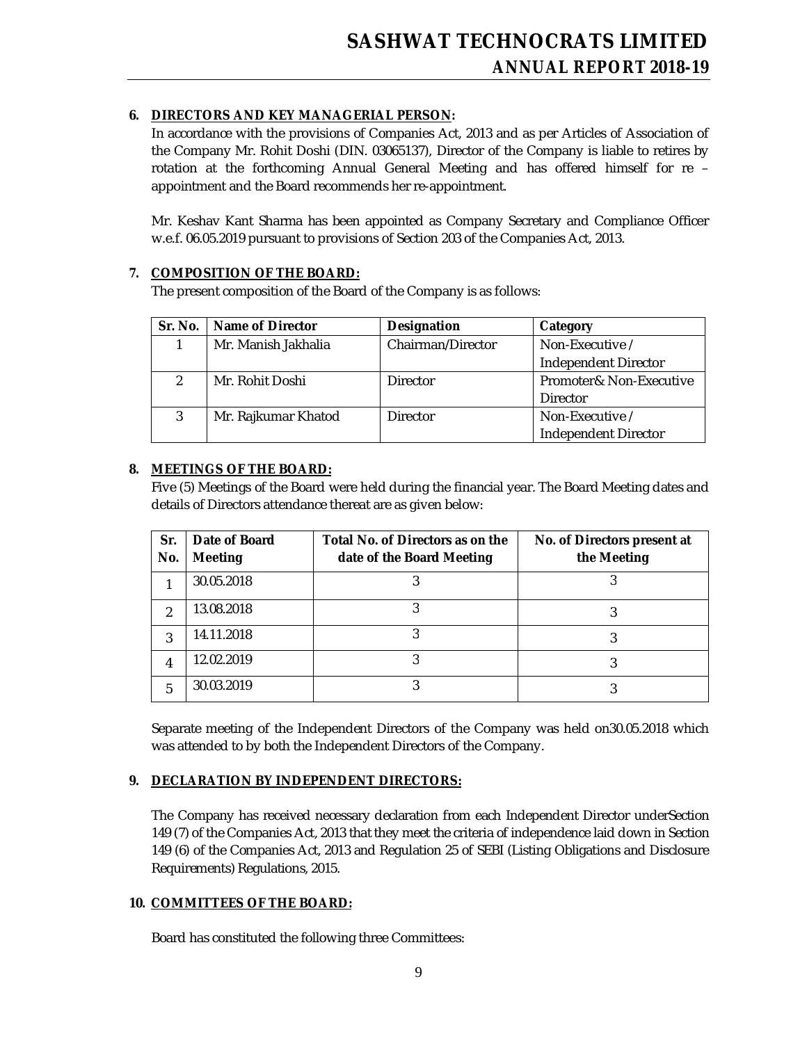**6. DIRECTORS AND KEY MANAGERIAL PERSON:**

In accordance with the provisions of Companies Act, 2013 and as per Articles of Association of the Company Mr. Rohit Doshi (DIN. 03065137), Director of the Company is liable to retires by rotation at the forthcoming Annual General Meeting and has offered himself for re – appointment and the Board recommends her re-appointment.

Mr. Keshav Kant Sharma has been appointed as Company Secretary and Compliance Officer w.e.f. 06.05.2019 pursuant to provisions of Section 203 of the Companies Act, 2013.

**7. COMPOSITION OF THE BOARD:**

The present composition of the Board of the Company is as follows:

| Sr. No. | Name of Director | Designation | Category |
|---|---|---|---|
| 1 | Mr. Manish Jakhalia | Chairman/Director | Non-Executive / Independent Director |
| 2 | Mr. Rohit Doshi | Director | Promoter& Non-Executive Director |
| 3 | Mr. Rajkumar Khatod | Director | Non-Executive / Independent Director |

**8. MEETINGS OF THE BOARD:**

Five (5) Meetings of the Board were held during the financial year. The Board Meeting dates and details of Directors attendance thereat are as given below:

| Sr. No. | Date of Board Meeting | Total No. of Directors as on the date of the Board Meeting | No. of Directors present at the Meeting |
|---|---|---|---|
| 1 | 30.05.2018 | 3 | 3 |
| 2 | 13.08.2018 | 3 | 3 |
| 3 | 14.11.2018 | 3 | 3 |
| 4 | 12.02.2019 | 3 | 3 |
| 5 | 30.03.2019 | 3 | 3 |

Separate meeting of the Independent Directors of the Company was held on30.05.2018 which was attended to by both the Independent Directors of the Company.

**9. DECLARATION BY INDEPENDENT DIRECTORS:**

The Company has received necessary declaration from each Independent Director underSection 149 (7) of the Companies Act, 2013 that they meet the criteria of independence laid down in Section 149 (6) of the Companies Act, 2013 and Regulation 25 of SEBI (Listing Obligations and Disclosure Requirements) Regulations, 2015.

**10. COMMITTEES OF THE BOARD:**

Board has constituted the following three Committees: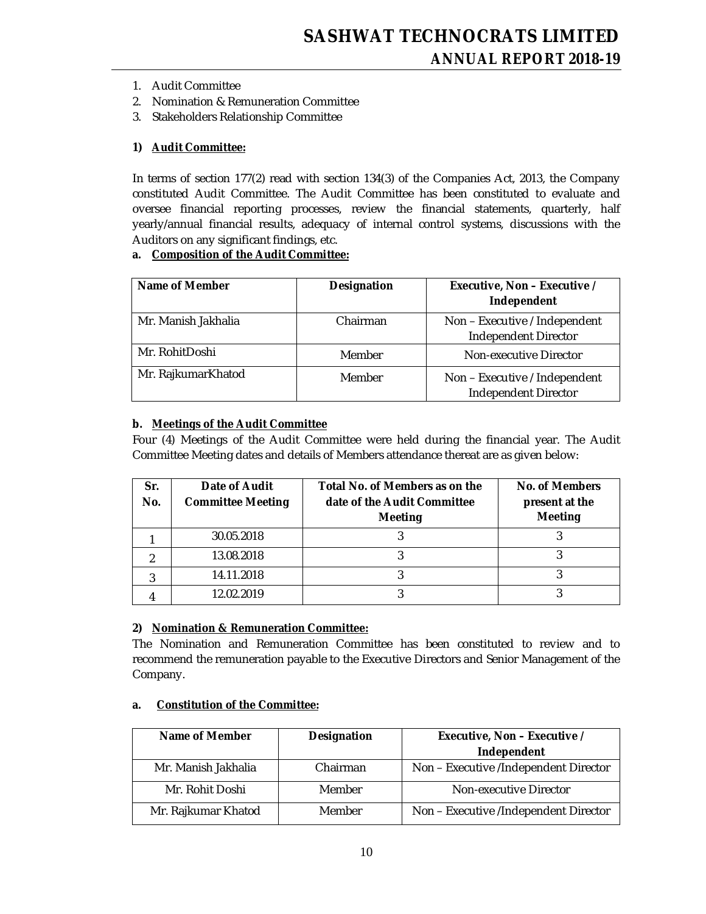1. Audit Committee
2. Nomination & Remuneration Committee
3. Stakeholders Relationship Committee

**1) Audit Committee:**

In terms of section 177(2) read with section 134(3) of the Companies Act, 2013, the Company constituted Audit Committee. The Audit Committee has been constituted to evaluate and oversee financial reporting processes, review the financial statements, quarterly, half yearly/annual financial results, adequacy of internal control systems, discussions with the Auditors on any significant findings, etc.

**a. Composition of the Audit Committee:**

| Name of Member | Designation | Executive, Non – Executive / Independent |
|---|---|---|
| Mr. Manish Jakhalia | Chairman | Non – Executive / Independent Independent Director |
| Mr. RohitDoshi | Member | Non-executive Director |
| Mr. RajkumarKhatod | Member | Non – Executive / Independent Independent Director |

**b. Meetings of the Audit Committee**

Four (4) Meetings of the Audit Committee were held during the financial year. The Audit Committee Meeting dates and details of Members attendance thereat are as given below:

| Sr. No. | Date of Audit Committee Meeting | Total No. of Members as on the date of the Audit Committee Meeting | No. of Members present at the Meeting |
|---|---|---|---|
| 1 | 30.05.2018 | 3 | 3 |
| 2 | 13.08.2018 | 3 | 3 |
| 3 | 14.11.2018 | 3 | 3 |
| 4 | 12.02.2019 | 3 | 3 |

**2) Nomination & Remuneration Committee:**

The Nomination and Remuneration Committee has been constituted to review and to recommend the remuneration payable to the Executive Directors and Senior Management of the Company.

**a. Constitution of the Committee:**

| Name of Member | Designation | Executive, Non – Executive / Independent |
|---|---|---|
| Mr. Manish Jakhalia | Chairman | Non – Executive /Independent Director |
| Mr. Rohit Doshi | Member | Non-executive Director |
| Mr. Rajkumar Khatod | Member | Non – Executive /Independent Director |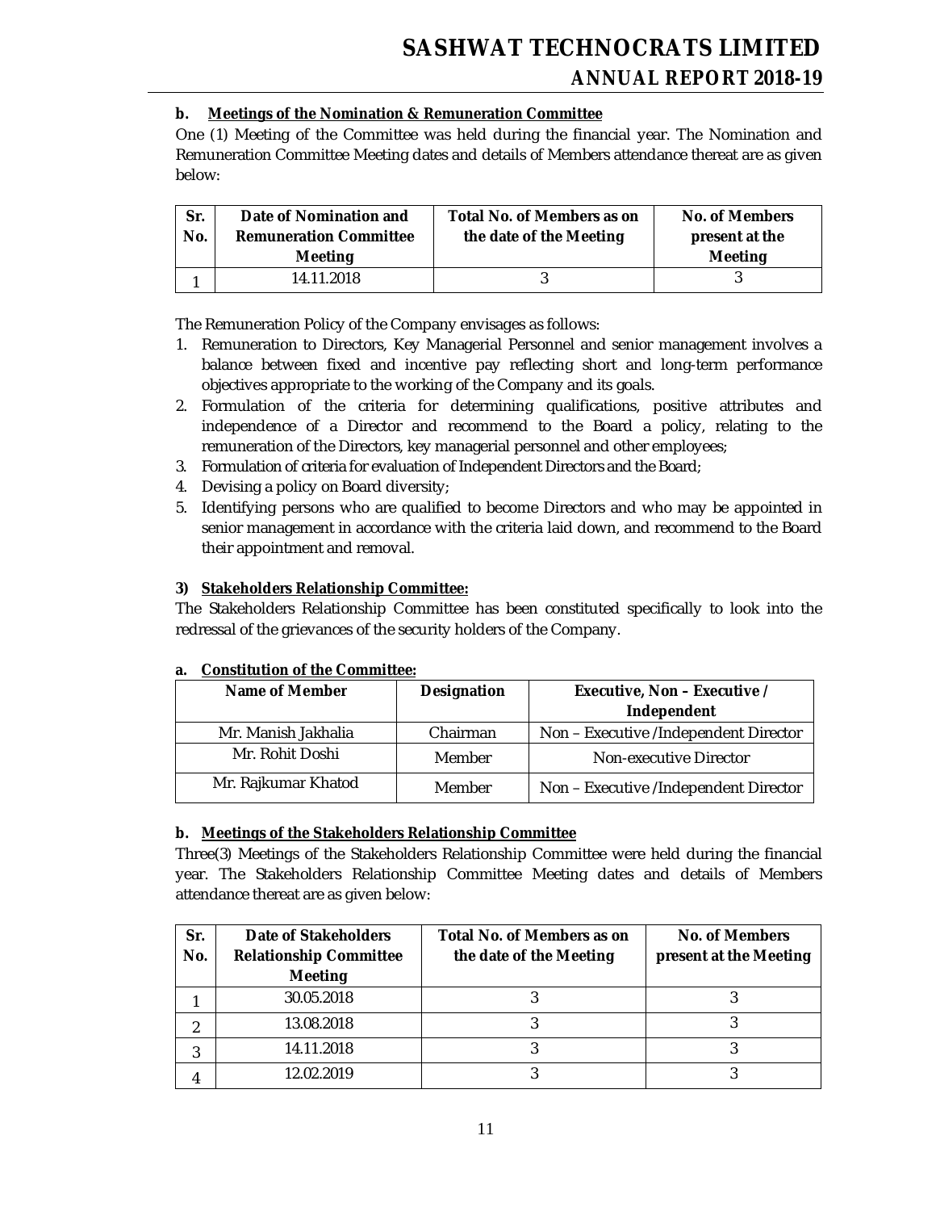**b. Meetings of the Nomination & Remuneration Committee**

One (1) Meeting of the Committee was held during the financial year. The Nomination and Remuneration Committee Meeting dates and details of Members attendance thereat are as given below:

| Sr. No. | Date of Nomination and Remuneration Committee Meeting | Total No. of Members as on the date of the Meeting | No. of Members present at the Meeting |
|---|---|---|---|
| 1 | 14.11.2018 | 3 | 3 |

The Remuneration Policy of the Company envisages as follows:

1. Remuneration to Directors, Key Managerial Personnel and senior management involves a balance between fixed and incentive pay reflecting short and long-term performance objectives appropriate to the working of the Company and its goals.
2. Formulation of the criteria for determining qualifications, positive attributes and independence of a Director and recommend to the Board a policy, relating to the remuneration of the Directors, key managerial personnel and other employees;
3. Formulation of criteria for evaluation of Independent Directors and the Board;
4. Devising a policy on Board diversity;
5. Identifying persons who are qualified to become Directors and who may be appointed in senior management in accordance with the criteria laid down, and recommend to the Board their appointment and removal.

**3) Stakeholders Relationship Committee:**

The Stakeholders Relationship Committee has been constituted specifically to look into the redressal of the grievances of the security holders of the Company.

**a. Constitution of the Committee:**

| Name of Member | Designation | Executive, Non – Executive / Independent |
|---|---|---|
| Mr. Manish Jakhalia | Chairman | Non – Executive /Independent Director |
| Mr. Rohit Doshi | Member | Non-executive Director |
| Mr. Rajkumar Khatod | Member | Non – Executive /Independent Director |

**b. Meetings of the Stakeholders Relationship Committee**

Three(3) Meetings of the Stakeholders Relationship Committee were held during the financial year. The Stakeholders Relationship Committee Meeting dates and details of Members attendance thereat are as given below:

| Sr. No. | Date of Stakeholders Relationship Committee Meeting | Total No. of Members as on the date of the Meeting | No. of Members present at the Meeting |
|---|---|---|---|
| 1 | 30.05.2018 | 3 | 3 |
| 2 | 13.08.2018 | 3 | 3 |
| 3 | 14.11.2018 | 3 | 3 |
| 4 | 12.02.2019 | 3 | 3 |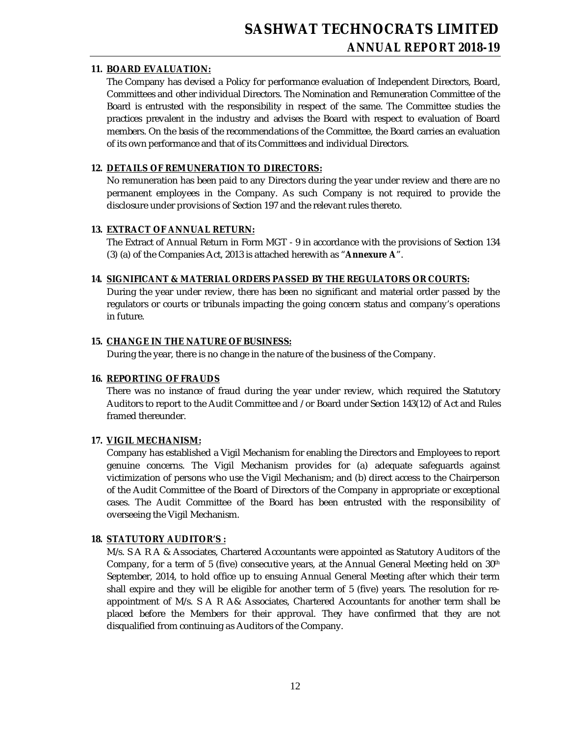**11. BOARD EVALUATION:**

The Company has devised a Policy for performance evaluation of Independent Directors, Board, Committees and other individual Directors. The Nomination and Remuneration Committee of the Board is entrusted with the responsibility in respect of the same. The Committee studies the practices prevalent in the industry and advises the Board with respect to evaluation of Board members. On the basis of the recommendations of the Committee, the Board carries an evaluation of its own performance and that of its Committees and individual Directors.

**12. DETAILS OF REMUNERATION TO DIRECTORS:**

No remuneration has been paid to any Directors during the year under review and there are no permanent employees in the Company. As such Company is not required to provide the disclosure under provisions of Section 197 and the relevant rules thereto.

**13. EXTRACT OF ANNUAL RETURN:**

The Extract of Annual Return in Form MGT - 9 in accordance with the provisions of Section 134 (3) (a) of the Companies Act, 2013 is attached herewith as "**Annexure A**".

**14. SIGNIFICANT & MATERIAL ORDERS PASSED BY THE REGULATORS OR COURTS:**

During the year under review, there has been no significant and material order passed by the regulators or courts or tribunals impacting the going concern status and company's operations in future.

**15. CHANGE IN THE NATURE OF BUSINESS:**

During the year, there is no change in the nature of the business of the Company.

**16. REPORTING OF FRAUDS**

There was no instance of fraud during the year under review, which required the Statutory Auditors to report to the Audit Committee and /or Board under Section 143(12) of Act and Rules framed thereunder.

**17. VIGIL MECHANISM:**

Company has established a Vigil Mechanism for enabling the Directors and Employees to report genuine concerns. The Vigil Mechanism provides for (a) adequate safeguards against victimization of persons who use the Vigil Mechanism; and (b) direct access to the Chairperson of the Audit Committee of the Board of Directors of the Company in appropriate or exceptional cases. The Audit Committee of the Board has been entrusted with the responsibility of overseeing the Vigil Mechanism.

**18. STATUTORY AUDITOR'S :**

M/s. S A R A & Associates, Chartered Accountants were appointed as Statutory Auditors of the Company, for a term of 5 (five) consecutive years, at the Annual General Meeting held on 30th September, 2014, to hold office up to ensuing Annual General Meeting after which their term shall expire and they will be eligible for another term of 5 (five) years. The resolution for re-appointment of M/s. S A R A& Associates, Chartered Accountants for another term shall be placed before the Members for their approval. They have confirmed that they are not disqualified from continuing as Auditors of the Company.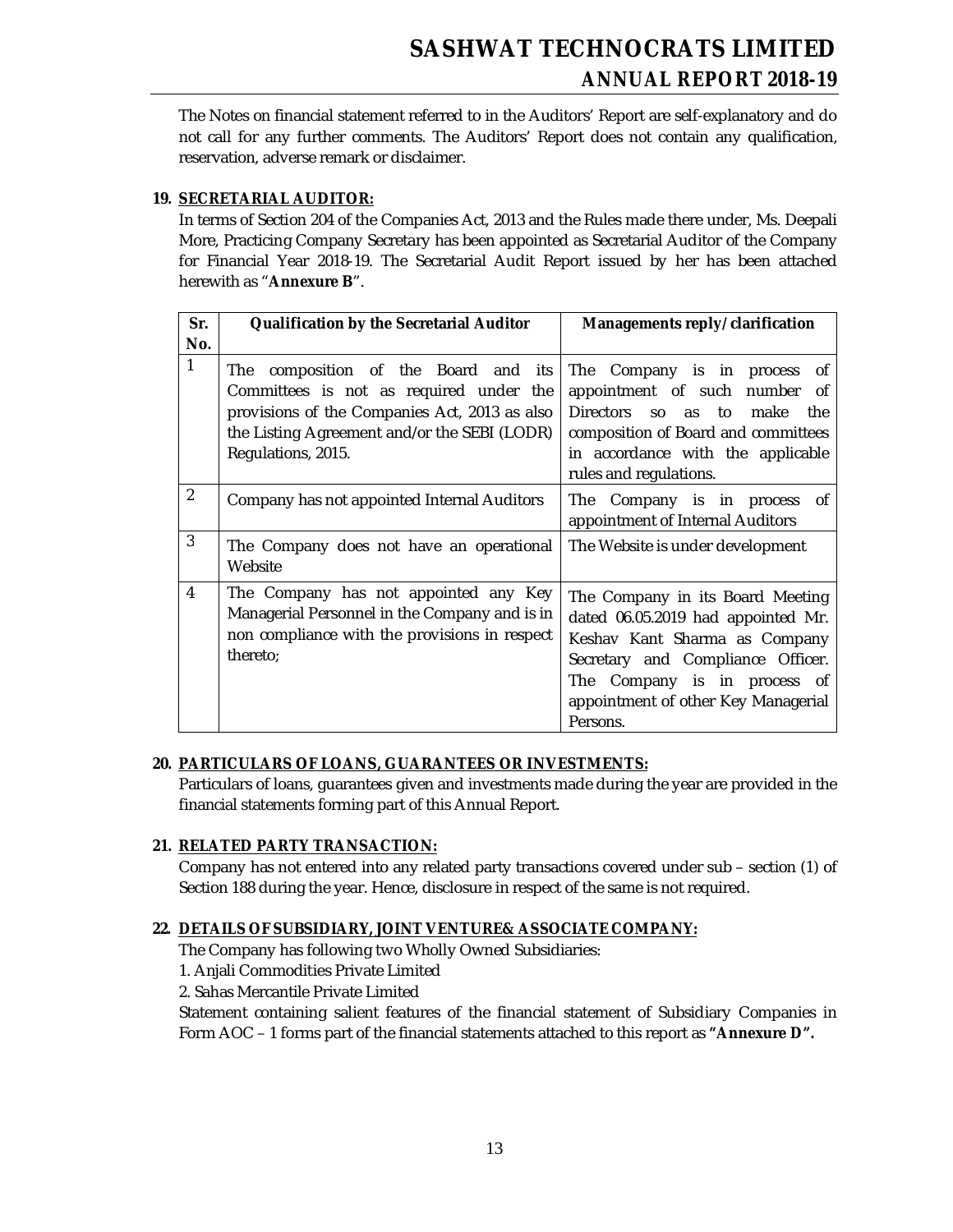The Notes on financial statement referred to in the Auditors' Report are self-explanatory and do not call for any further comments. The Auditors' Report does not contain any qualification, reservation, adverse remark or disclaimer.

**19. SECRETARIAL AUDITOR:**

In terms of Section 204 of the Companies Act, 2013 and the Rules made there under, Ms. Deepali More, Practicing Company Secretary has been appointed as Secretarial Auditor of the Company for Financial Year 2018-19. The Secretarial Audit Report issued by her has been attached herewith as "**Annexure B**".

| Sr. No. | Qualification by the Secretarial Auditor | Managements reply/ clarification |
|---|---|---|
| 1 | The composition of the Board and its Committees is not as required under the provisions of the Companies Act, 2013 as also the Listing Agreement and/or the SEBI (LODR) Regulations, 2015. | The Company is in process of appointment of such number of Directors so as to make the composition of Board and committees in accordance with the applicable rules and regulations. |
| 2 | Company has not appointed Internal Auditors | The Company is in process of appointment of Internal Auditors |
| 3 | The Company does not have an operational Website | The Website is under development |
| 4 | The Company has not appointed any Key Managerial Personnel in the Company and is in non compliance with the provisions in respect thereto; | The Company in its Board Meeting dated 06.05.2019 had appointed Mr. Keshav Kant Sharma as Company Secretary and Compliance Officer. The Company is in process of appointment of other Key Managerial Persons. |

**20. PARTICULARS OF LOANS, GUARANTEES OR INVESTMENTS:**

Particulars of loans, guarantees given and investments made during the year are provided in the financial statements forming part of this Annual Report.

**21. RELATED PARTY TRANSACTION:**

Company has not entered into any related party transactions covered under sub – section (1) of Section 188 during the year. Hence, disclosure in respect of the same is not required.

**22. DETAILS OF SUBSIDIARY, JOINT VENTURE& ASSOCIATE COMPANY:**

The Company has following two Wholly Owned Subsidiaries:

1. Anjali Commodities Private Limited
2. Sahas Mercantile Private Limited

Statement containing salient features of the financial statement of Subsidiary Companies in Form AOC – 1 forms part of the financial statements attached to this report as **"Annexure D".**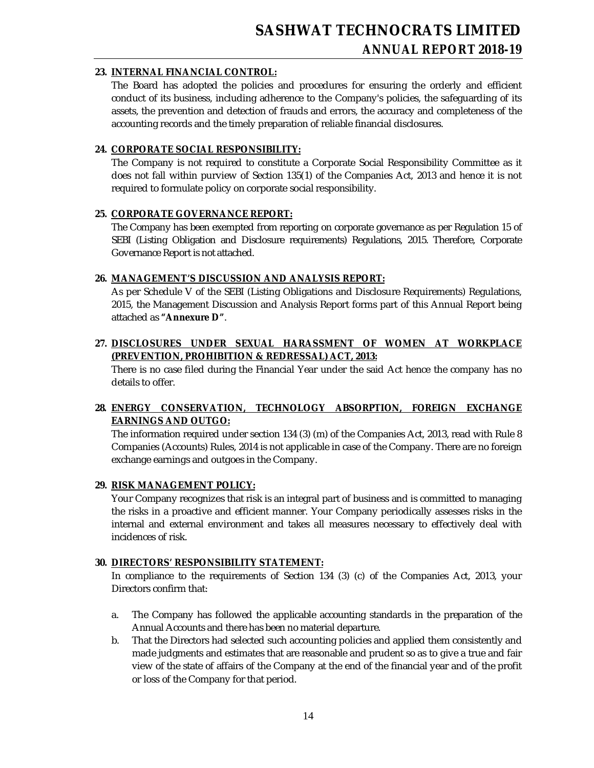## 23. INTERNAL FINANCIAL CONTROL:

The Board has adopted the policies and procedures for ensuring the orderly and efficient conduct of its business, including adherence to the Company's policies, the safeguarding of its assets, the prevention and detection of frauds and errors, the accuracy and completeness of the accounting records and the timely preparation of reliable financial disclosures.

## 24. CORPORATE SOCIAL RESPONSIBILITY:

The Company is not required to constitute a Corporate Social Responsibility Committee as it does not fall within purview of Section 135(1) of the Companies Act, 2013 and hence it is not required to formulate policy on corporate social responsibility.

## 25. CORPORATE GOVERNANCE REPORT:

The Company has been exempted from reporting on corporate governance as per Regulation 15 of SEBI (Listing Obligation and Disclosure requirements) Regulations, 2015. Therefore, Corporate Governance Report is not attached.

## 26. MANAGEMENT'S DISCUSSION AND ANALYSIS REPORT:

As per Schedule V of the SEBI (Listing Obligations and Disclosure Requirements) Regulations, 2015, the Management Discussion and Analysis Report forms part of this Annual Report being attached as **"Annexure D"**.

## 27. DISCLOSURES UNDER SEXUAL HARASSMENT OF WOMEN AT WORKPLACE (PREVENTION, PROHIBITION & REDRESSAL) ACT, 2013:

There is no case filed during the Financial Year under the said Act hence the company has no details to offer.

## 28. ENERGY CONSERVATION, TECHNOLOGY ABSORPTION, FOREIGN EXCHANGE EARNINGS AND OUTGO:

The information required under section 134 (3) (m) of the Companies Act, 2013, read with Rule 8 Companies (Accounts) Rules, 2014 is not applicable in case of the Company. There are no foreign exchange earnings and outgoes in the Company.

## 29. RISK MANAGEMENT POLICY:

Your Company recognizes that risk is an integral part of business and is committed to managing the risks in a proactive and efficient manner. Your Company periodically assesses risks in the internal and external environment and takes all measures necessary to effectively deal with incidences of risk.

## 30. DIRECTORS' RESPONSIBILITY STATEMENT:

In compliance to the requirements of Section 134 (3) (c) of the Companies Act, 2013, your Directors confirm that:

a. The Company has followed the applicable accounting standards in the preparation of the Annual Accounts and there has been no material departure.

b. That the Directors had selected such accounting policies and applied them consistently and made judgments and estimates that are reasonable and prudent so as to give a true and fair view of the state of affairs of the Company at the end of the financial year and of the profit or loss of the Company for that period.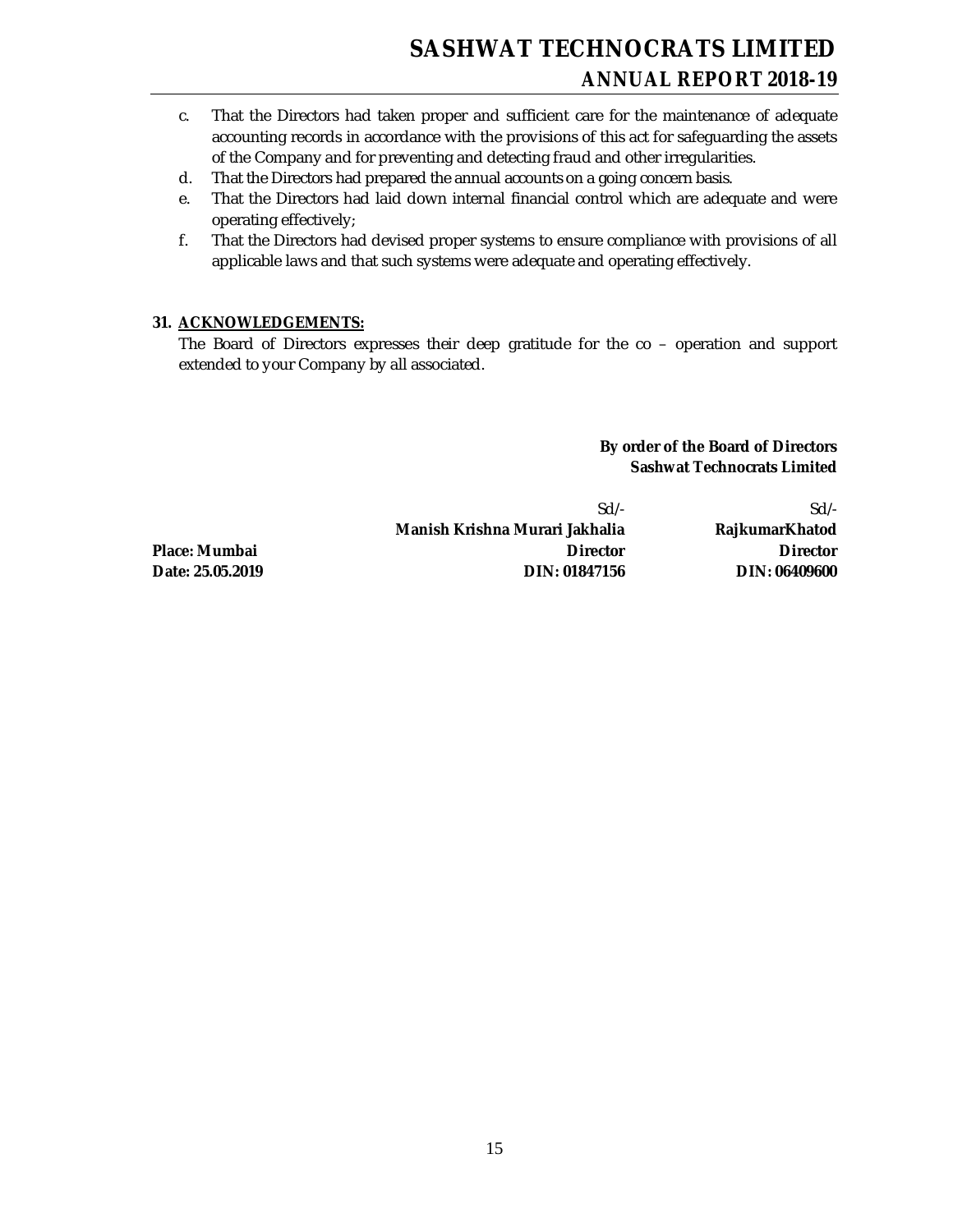c. That the Directors had taken proper and sufficient care for the maintenance of adequate accounting records in accordance with the provisions of this act for safeguarding the assets of the Company and for preventing and detecting fraud and other irregularities.
d. That the Directors had prepared the annual accounts on a going concern basis.
e. That the Directors had laid down internal financial control which are adequate and were operating effectively;
f. That the Directors had devised proper systems to ensure compliance with provisions of all applicable laws and that such systems were adequate and operating effectively.

**31. ACKNOWLEDGEMENTS:**

The Board of Directors expresses their deep gratitude for the co – operation and support extended to your Company by all associated.

**By order of the Board of Directors**
**Sashwat Technocrats Limited**

| | Sd/- | Sd/- |
|---|---|---|
| | **Manish Krishna Murari Jakhalia** | **RajkumarKhatod** |
| **Place: Mumbai** | **Director** | **Director** |
| **Date: 25.05.2019** | **DIN: 01847156** | **DIN: 06409600** |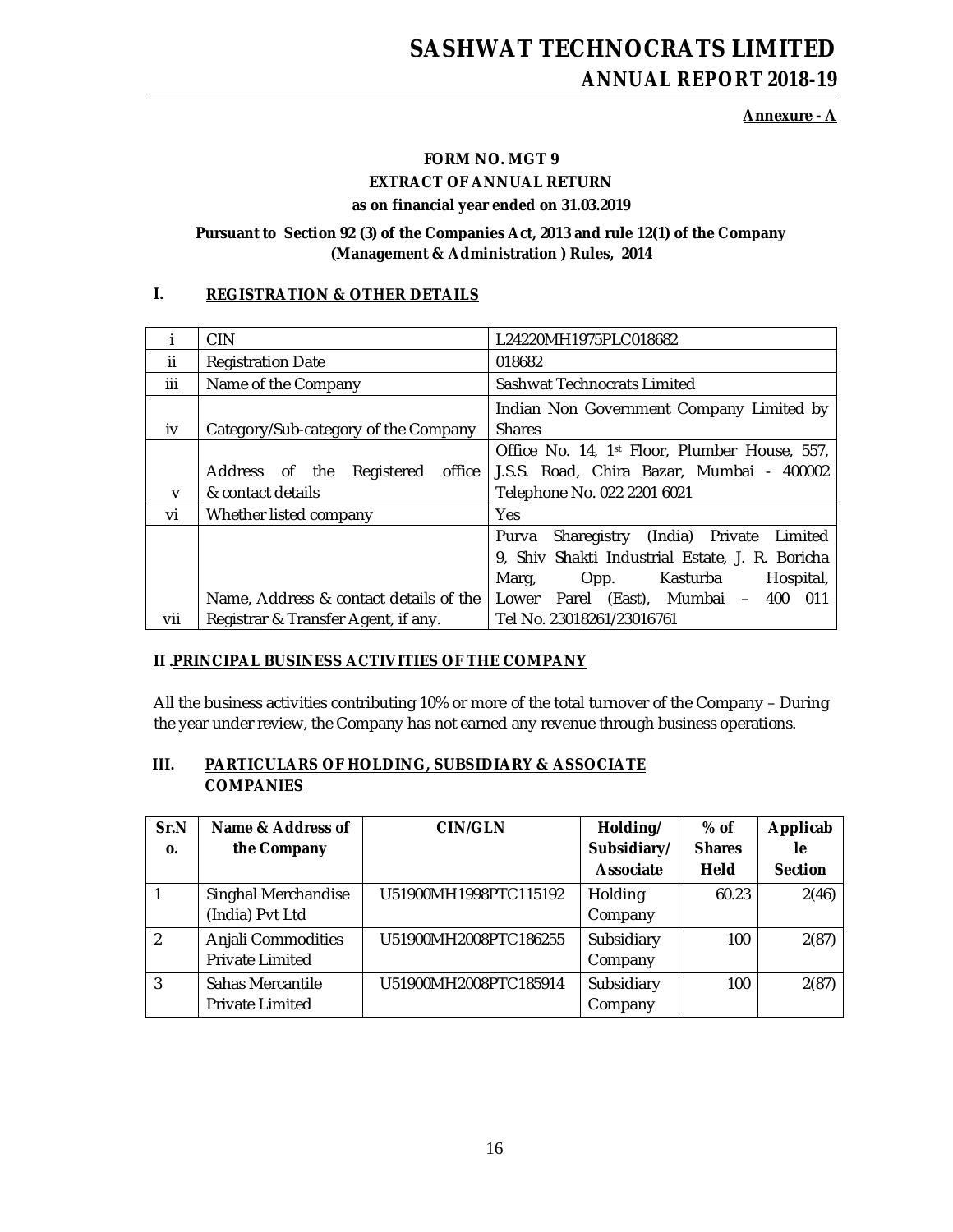**Annexure - A**

**FORM NO. MGT 9**

**EXTRACT OF ANNUAL RETURN**

**as on financial year ended on 31.03.2019**

**Pursuant to Section 92 (3) of the Companies Act, 2013 and rule 12(1) of the Company (Management & Administration ) Rules, 2014**

## I. REGISTRATION & OTHER DETAILS

| | | |
|---|---|---|
| i | CIN | L24220MH1975PLC018682 |
| ii | Registration Date | 018682 |
| iii | Name of the Company | Sashwat Technocrats Limited |
| iv | Category/Sub-category of the Company | Indian Non Government Company Limited by Shares |
| v | Address of the Registered office & contact details | Office No. 14, 1st Floor, Plumber House, 557, J.S.S. Road, Chira Bazar, Mumbai - 400002 Telephone No. 022 2201 6021 |
| vi | Whether listed company | Yes |
| vii | Name, Address & contact details of the Registrar & Transfer Agent, if any. | Purva Sharegistry (India) Private Limited 9, Shiv Shakti Industrial Estate, J. R. Boricha Marg, Opp. Kasturba Hospital, Lower Parel (East), Mumbai – 400 011 Tel No. 23018261/23016761 |

## II .PRINCIPAL BUSINESS ACTIVITIES OF THE COMPANY

All the business activities contributing 10% or more of the total turnover of the Company – During the year under review, the Company has not earned any revenue through business operations.

## III. PARTICULARS OF HOLDING, SUBSIDIARY & ASSOCIATE COMPANIES

| Sr.No. | Name & Address of the Company | CIN/GLN | Holding/ Subsidiary/ Associate | % of Shares Held | Applicable Section |
|---|---|---|---|---|---|
| 1 | Singhal Merchandise (India) Pvt Ltd | U51900MH1998PTC115192 | Holding Company | 60.23 | 2(46) |
| 2 | Anjali Commodities Private Limited | U51900MH2008PTC186255 | Subsidiary Company | 100 | 2(87) |
| 3 | Sahas Mercantile Private Limited | U51900MH2008PTC185914 | Subsidiary Company | 100 | 2(87) |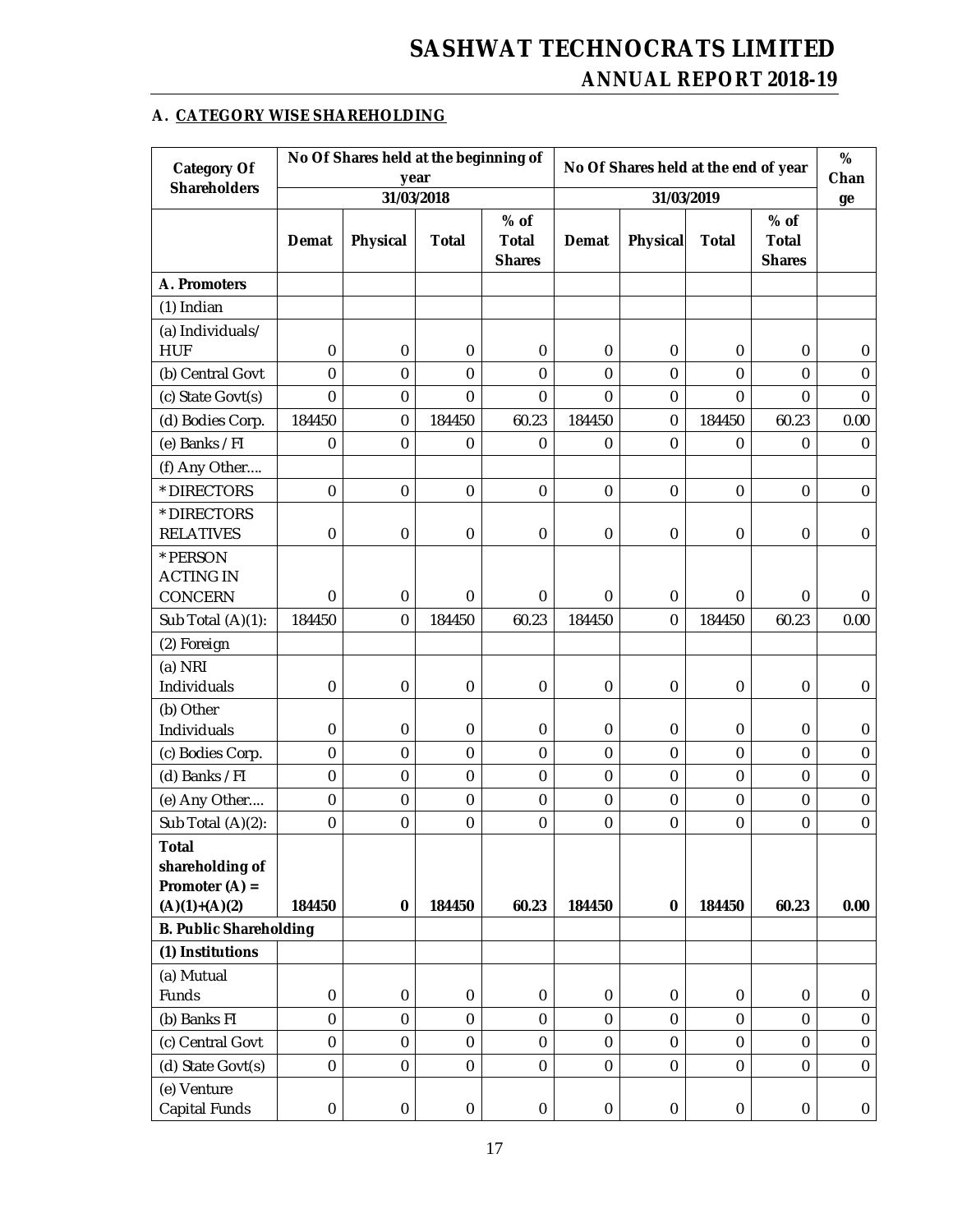## A. CATEGORY WISE SHAREHOLDING

| Category Of Shareholders | No Of Shares held at the beginning of year 31/03/2018 | | | | No Of Shares held at the end of year 31/03/2019 | | | | % Change |
|---|---|---|---|---|---|---|---|---|---|
| | Demat | Physical | Total | % of Total Shares | Demat | Physical | Total | % of Total Shares | |
| **A. Promoters** | | | | | | | | | |
| (1) Indian | | | | | | | | | |
| (a) Individuals/ HUF | 0 | 0 | 0 | 0 | 0 | 0 | 0 | 0 | 0 |
| (b) Central Govt | 0 | 0 | 0 | 0 | 0 | 0 | 0 | 0 | 0 |
| (c) State Govt(s) | 0 | 0 | 0 | 0 | 0 | 0 | 0 | 0 | 0 |
| (d) Bodies Corp. | 184450 | 0 | 184450 | 60.23 | 184450 | 0 | 184450 | 60.23 | 0.00 |
| (e) Banks / FI | 0 | 0 | 0 | 0 | 0 | 0 | 0 | 0 | 0 |
| (f) Any Other.... | | | | | | | | | |
| *DIRECTORS | 0 | 0 | 0 | 0 | 0 | 0 | 0 | 0 | 0 |
| *DIRECTORS RELATIVES | 0 | 0 | 0 | 0 | 0 | 0 | 0 | 0 | 0 |
| *PERSON ACTING IN CONCERN | 0 | 0 | 0 | 0 | 0 | 0 | 0 | 0 | 0 |
| Sub Total (A)(1): | 184450 | 0 | 184450 | 60.23 | 184450 | 0 | 184450 | 60.23 | 0.00 |
| (2) Foreign | | | | | | | | | |
| (a) NRI Individuals | 0 | 0 | 0 | 0 | 0 | 0 | 0 | 0 | 0 |
| (b) Other Individuals | 0 | 0 | 0 | 0 | 0 | 0 | 0 | 0 | 0 |
| (c) Bodies Corp. | 0 | 0 | 0 | 0 | 0 | 0 | 0 | 0 | 0 |
| (d) Banks / FI | 0 | 0 | 0 | 0 | 0 | 0 | 0 | 0 | 0 |
| (e) Any Other.... | 0 | 0 | 0 | 0 | 0 | 0 | 0 | 0 | 0 |
| Sub Total (A)(2): | 0 | 0 | 0 | 0 | 0 | 0 | 0 | 0 | 0 |
| **Total shareholding of Promoter (A) = (A)(1)+(A)(2)** | **184450** | **0** | **184450** | **60.23** | **184450** | **0** | **184450** | **60.23** | **0.00** |
| **B. Public Shareholding** | | | | | | | | | |
| **(1) Institutions** | | | | | | | | | |
| (a) Mutual Funds | 0 | 0 | 0 | 0 | 0 | 0 | 0 | 0 | 0 |
| (b) Banks FI | 0 | 0 | 0 | 0 | 0 | 0 | 0 | 0 | 0 |
| (c) Central Govt | 0 | 0 | 0 | 0 | 0 | 0 | 0 | 0 | 0 |
| (d) State Govt(s) | 0 | 0 | 0 | 0 | 0 | 0 | 0 | 0 | 0 |
| (e) Venture Capital Funds | 0 | 0 | 0 | 0 | 0 | 0 | 0 | 0 | 0 |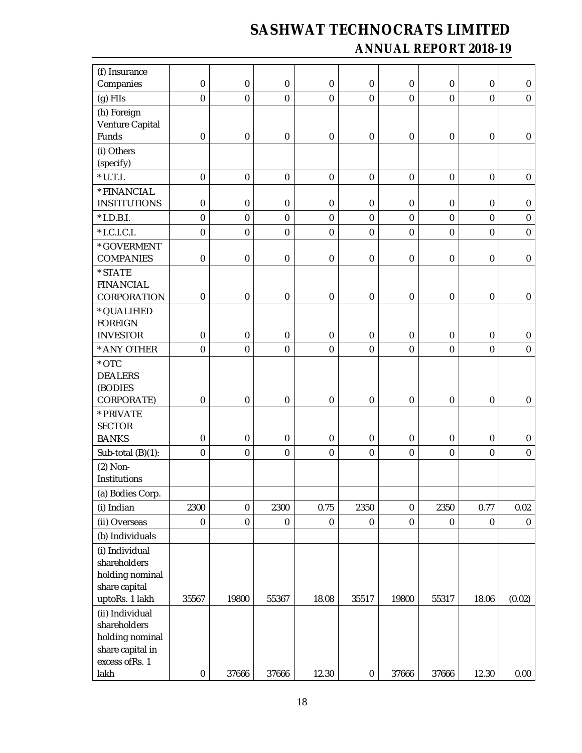| (f) Insurance Companies | 0 | 0 | 0 | 0 | 0 | 0 | 0 | 0 | 0 |
|---|---|---|---|---|---|---|---|---|---|
| (g) FIIs | 0 | 0 | 0 | 0 | 0 | 0 | 0 | 0 | 0 |
| (h) Foreign Venture Capital Funds | 0 | 0 | 0 | 0 | 0 | 0 | 0 | 0 | 0 |
| (i) Others (specify) | | | | | | | | | |
| * U.T.I. | 0 | 0 | 0 | 0 | 0 | 0 | 0 | 0 | 0 |
| * FINANCIAL INSTITUTIONS | 0 | 0 | 0 | 0 | 0 | 0 | 0 | 0 | 0 |
| * I.D.B.I. | 0 | 0 | 0 | 0 | 0 | 0 | 0 | 0 | 0 |
| * I.C.I.C.I. | 0 | 0 | 0 | 0 | 0 | 0 | 0 | 0 | 0 |
| * GOVERMENT COMPANIES | 0 | 0 | 0 | 0 | 0 | 0 | 0 | 0 | 0 |
| * STATE FINANCIAL CORPORATION | 0 | 0 | 0 | 0 | 0 | 0 | 0 | 0 | 0 |
| * QUALIFIED FOREIGN INVESTOR | 0 | 0 | 0 | 0 | 0 | 0 | 0 | 0 | 0 |
| * ANY OTHER | 0 | 0 | 0 | 0 | 0 | 0 | 0 | 0 | 0 |
| * OTC DEALERS (BODIES CORPORATE) | 0 | 0 | 0 | 0 | 0 | 0 | 0 | 0 | 0 |
| * PRIVATE SECTOR BANKS | 0 | 0 | 0 | 0 | 0 | 0 | 0 | 0 | 0 |
| Sub-total (B)(1): | 0 | 0 | 0 | 0 | 0 | 0 | 0 | 0 | 0 |
| (2) Non-Institutions | | | | | | | | | |
| (a) Bodies Corp. | | | | | | | | | |
| (i) Indian | 2300 | 0 | 2300 | 0.75 | 2350 | 0 | 2350 | 0.77 | 0.02 |
| (ii) Overseas | 0 | 0 | 0 | 0 | 0 | 0 | 0 | 0 | 0 |
| (b) Individuals | | | | | | | | | |
| (i) Individual shareholders holding nominal share capital uptoRs. 1 lakh | 35567 | 19800 | 55367 | 18.08 | 35517 | 19800 | 55317 | 18.06 | (0.02) |
| (ii) Individual shareholders holding nominal share capital in excess ofRs. 1 lakh | 0 | 37666 | 37666 | 12.30 | 0 | 37666 | 37666 | 12.30 | 0.00 |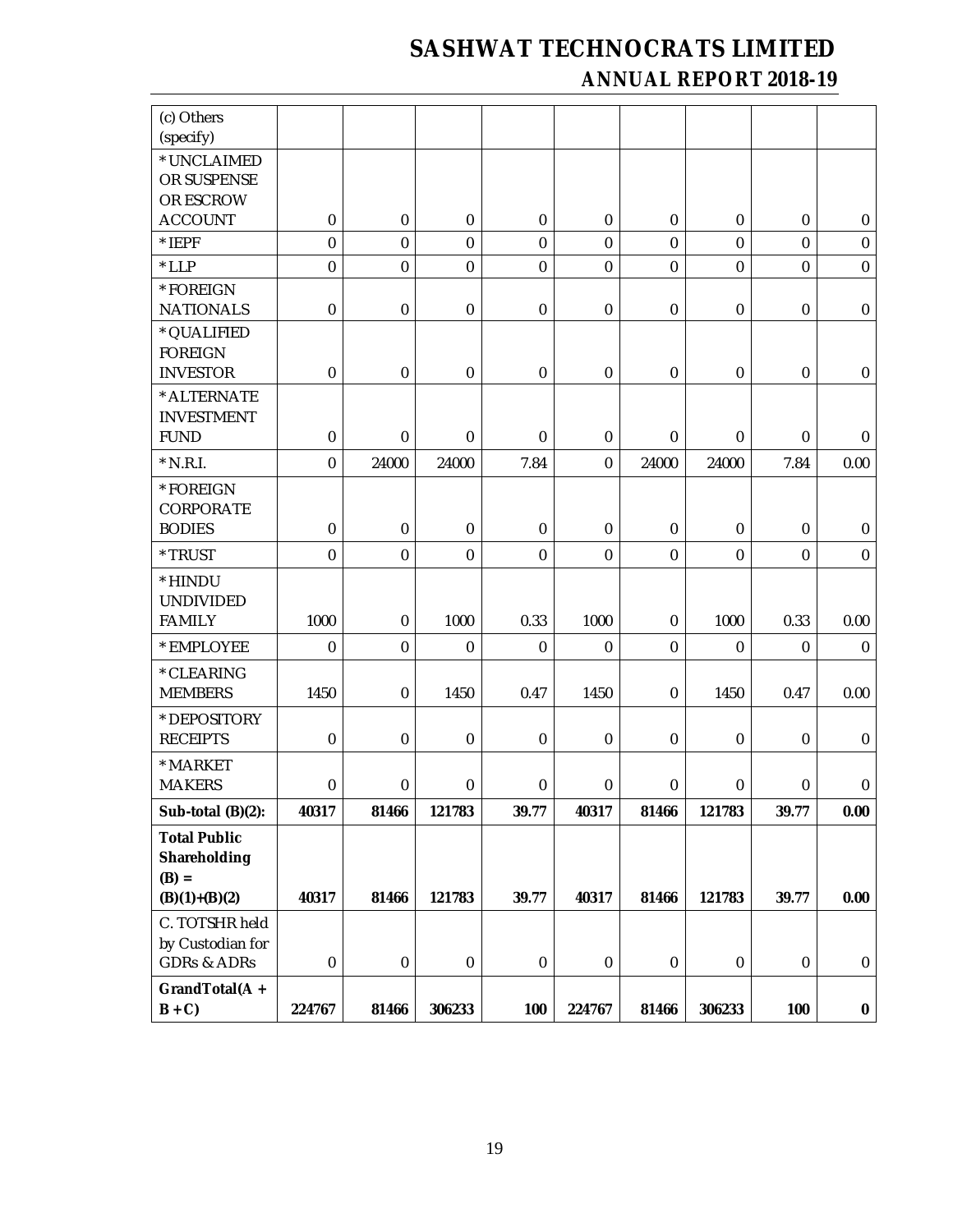| (c) Others (specify) | | | | | | | | | |
|---|---|---|---|---|---|---|---|---|---|
| *UNCLAIMED OR SUSPENSE OR ESCROW ACCOUNT | 0 | 0 | 0 | 0 | 0 | 0 | 0 | 0 | 0 |
| *IEPF | 0 | 0 | 0 | 0 | 0 | 0 | 0 | 0 | 0 |
| *LLP | 0 | 0 | 0 | 0 | 0 | 0 | 0 | 0 | 0 |
| *FOREIGN NATIONALS | 0 | 0 | 0 | 0 | 0 | 0 | 0 | 0 | 0 |
| *QUALIFIED FOREIGN INVESTOR | 0 | 0 | 0 | 0 | 0 | 0 | 0 | 0 | 0 |
| *ALTERNATE INVESTMENT FUND | 0 | 0 | 0 | 0 | 0 | 0 | 0 | 0 | 0 |
| *N.R.I. | 0 | 24000 | 24000 | 7.84 | 0 | 24000 | 24000 | 7.84 | 0.00 |
| *FOREIGN CORPORATE BODIES | 0 | 0 | 0 | 0 | 0 | 0 | 0 | 0 | 0 |
| *TRUST | 0 | 0 | 0 | 0 | 0 | 0 | 0 | 0 | 0 |
| *HINDU UNDIVIDED FAMILY | 1000 | 0 | 1000 | 0.33 | 1000 | 0 | 1000 | 0.33 | 0.00 |
| *EMPLOYEE | 0 | 0 | 0 | 0 | 0 | 0 | 0 | 0 | 0 |
| *CLEARING MEMBERS | 1450 | 0 | 1450 | 0.47 | 1450 | 0 | 1450 | 0.47 | 0.00 |
| *DEPOSITORY RECEIPTS | 0 | 0 | 0 | 0 | 0 | 0 | 0 | 0 | 0 |
| *MARKET MAKERS | 0 | 0 | 0 | 0 | 0 | 0 | 0 | 0 | 0 |
| **Sub-total (B)(2):** | **40317** | **81466** | **121783** | **39.77** | **40317** | **81466** | **121783** | **39.77** | **0.00** |
| **Total Public Shareholding (B) = (B)(1)+(B)(2)** | **40317** | **81466** | **121783** | **39.77** | **40317** | **81466** | **121783** | **39.77** | **0.00** |
| C. TOTSHR held by Custodian for GDRs & ADRs | 0 | 0 | 0 | 0 | 0 | 0 | 0 | 0 | 0 |
| **GrandTotal(A + B + C)** | **224767** | **81466** | **306233** | **100** | **224767** | **81466** | **306233** | **100** | **0** |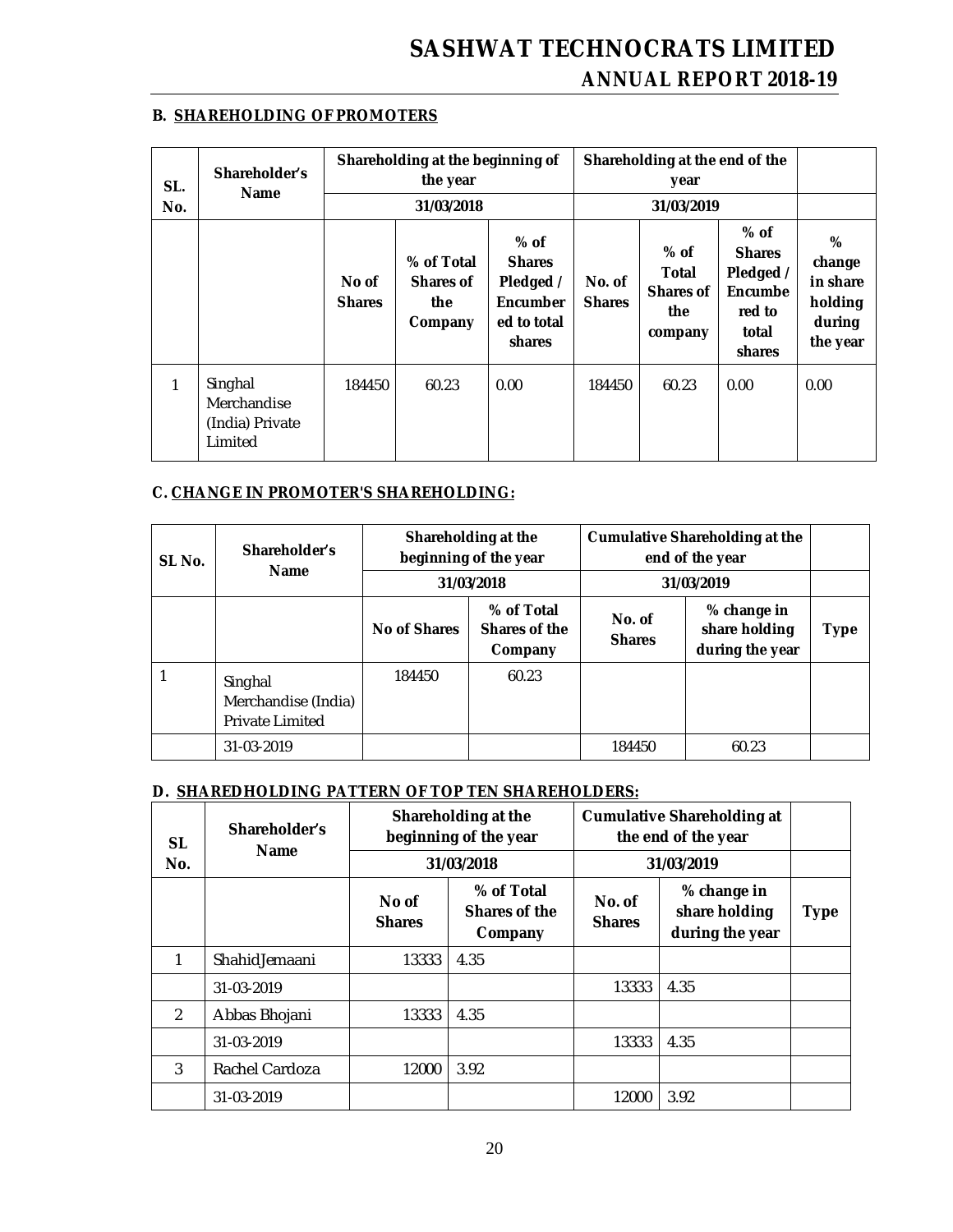**B. SHAREHOLDING OF PROMOTERS**

| SL. No. | Shareholder's Name | Shareholding at the beginning of the year | | | Shareholding at the end of the year | | | |
|---|---|---|---|---|---|---|---|---|
| | | 31/03/2018 | | | 31/03/2019 | | | |
| | | No of Shares | % of Total Shares of the Company | % of Shares Pledged / Encumbered to total shares | No. of Shares | % of Total Shares of the company | % of Shares Pledged / Encumbered to total shares | % change in share holding during the year |
| 1 | Singhal Merchandise (India) Private Limited | 184450 | 60.23 | 0.00 | 184450 | 60.23 | 0.00 | 0.00 |

**C. CHANGE IN PROMOTER'S SHAREHOLDING:**

| SL No. | Shareholder's Name | Shareholding at the beginning of the year | | Cumulative Shareholding at the end of the year | | |
|---|---|---|---|---|---|---|
| | | 31/03/2018 | | 31/03/2019 | | |
| | | No of Shares | % of Total Shares of the Company | No. of Shares | % change in share holding during the year | Type |
| 1 | Singhal Merchandise (India) Private Limited | 184450 | 60.23 | | | |
| | 31-03-2019 | | | 184450 | 60.23 | |

**D. SHAREDHOLDING PATTERN OF TOP TEN SHAREHOLDERS:**

| SL No. | Shareholder's Name | Shareholding at the beginning of the year | | Cumulative Shareholding at the end of the year | | |
|---|---|---|---|---|---|---|
| | | 31/03/2018 | | 31/03/2019 | | |
| | | No of Shares | % of Total Shares of the Company | No. of Shares | % change in share holding during the year | Type |
| 1 | ShahidJemaani | 13333 | 4.35 | | | |
| | 31-03-2019 | | | 13333 | 4.35 | |
| 2 | Abbas Bhojani | 13333 | 4.35 | | | |
| | 31-03-2019 | | | 13333 | 4.35 | |
| 3 | Rachel Cardoza | 12000 | 3.92 | | | |
| | 31-03-2019 | | | 12000 | 3.92 | |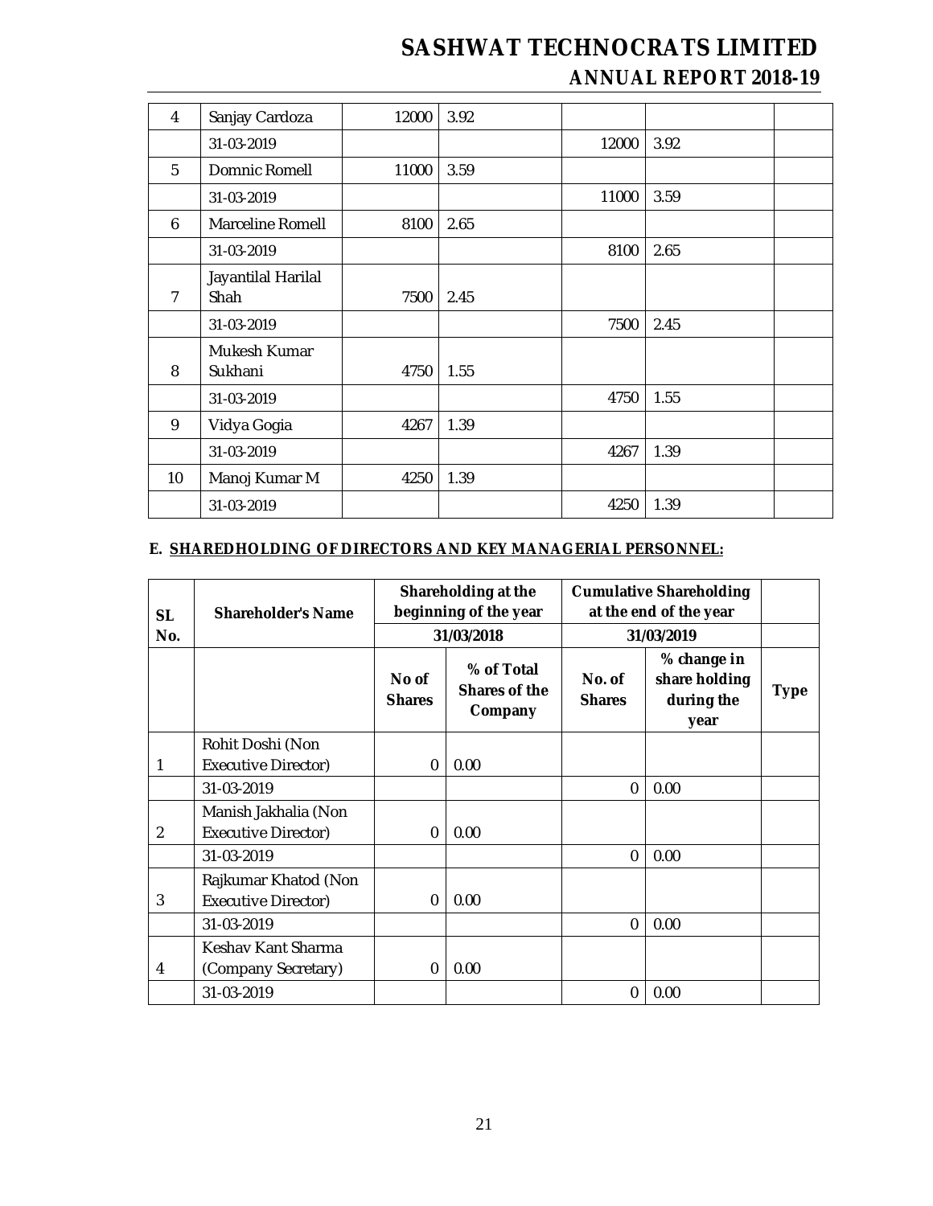| | | | | | | |
|---|---|---|---|---|---|---|
| 4 | Sanjay Cardoza | 12000 | 3.92 | | | |
| | 31-03-2019 | | | 12000 | 3.92 | |
| 5 | Domnic Romell | 11000 | 3.59 | | | |
| | 31-03-2019 | | | 11000 | 3.59 | |
| 6 | Marceline Romell | 8100 | 2.65 | | | |
| | 31-03-2019 | | | 8100 | 2.65 | |
| 7 | Jayantilal Harilal Shah | 7500 | 2.45 | | | |
| | 31-03-2019 | | | 7500 | 2.45 | |
| 8 | Mukesh Kumar Sukhani | 4750 | 1.55 | | | |
| | 31-03-2019 | | | 4750 | 1.55 | |
| 9 | Vidya Gogia | 4267 | 1.39 | | | |
| | 31-03-2019 | | | 4267 | 1.39 | |
| 10 | Manoj Kumar M | 4250 | 1.39 | | | |
| | 31-03-2019 | | | 4250 | 1.39 | |

**E. SHAREDHOLDING OF DIRECTORS AND KEY MANAGERIAL PERSONNEL:**

| SL No. | Shareholder's Name | Shareholding at the beginning of the year | | Cumulative Shareholding at the end of the year | | |
|---|---|---|---|---|---|---|
| | | 31/03/2018 | | 31/03/2019 | | |
| | | No of Shares | % of Total Shares of the Company | No. of Shares | % change in share holding during the year | Type |
| 1 | Rohit Doshi (Non Executive Director) | 0 | 0.00 | | | |
| | 31-03-2019 | | | 0 | 0.00 | |
| 2 | Manish Jakhalia (Non Executive Director) | 0 | 0.00 | | | |
| | 31-03-2019 | | | 0 | 0.00 | |
| 3 | Rajkumar Khatod (Non Executive Director) | 0 | 0.00 | | | |
| | 31-03-2019 | | | 0 | 0.00 | |
| 4 | Keshav Kant Sharma (Company Secretary) | 0 | 0.00 | | | |
| | 31-03-2019 | | | 0 | 0.00 | |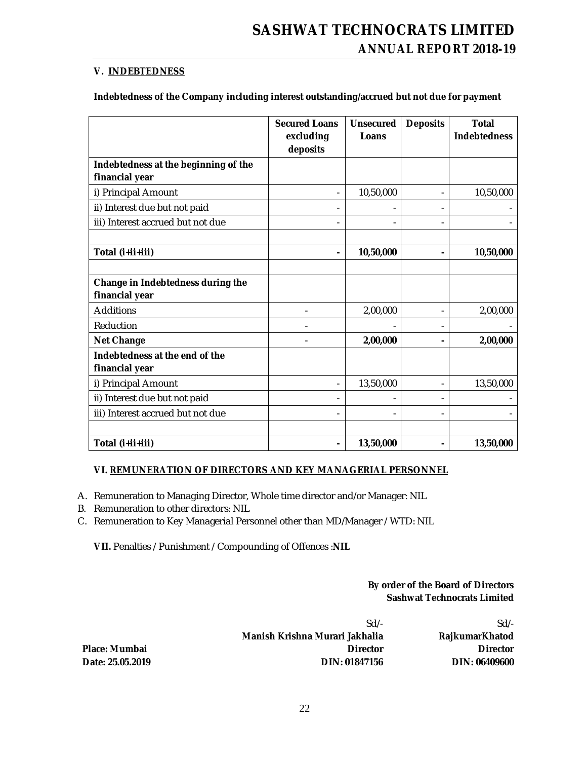## V. INDEBTEDNESS

**Indebtedness of the Company including interest outstanding/accrued but not due for payment**

| | Secured Loans excluding deposits | Unsecured Loans | Deposits | Total Indebtedness |
|---|---|---|---|---|
| **Indebtedness at the beginning of the financial year** | | | | |
| i) Principal Amount | - | 10,50,000 | - | 10,50,000 |
| ii) Interest due but not paid | - | - | - | - |
| iii) Interest accrued but not due | - | - | - | - |
| | | | | |
| **Total (i+ii+iii)** | **-** | **10,50,000** | **-** | **10,50,000** |
| | | | | |
| **Change in Indebtedness during the financial year** | | | | |
| Additions | - | 2,00,000 | - | 2,00,000 |
| Reduction | - | - | - | - |
| **Net Change** | - | **2,00,000** | **-** | **2,00,000** |
| **Indebtedness at the end of the financial year** | | | | |
| i) Principal Amount | - | 13,50,000 | - | 13,50,000 |
| ii) Interest due but not paid | - | - | - | - |
| iii) Interest accrued but not due | - | - | - | - |
| | | | | |
| **Total (i+ii+iii)** | **-** | **13,50,000** | **-** | **13,50,000** |

## VI. REMUNERATION OF DIRECTORS AND KEY MANAGERIAL PERSONNEL

A. Remuneration to Managing Director, Whole time director and/or Manager: NIL
B. Remuneration to other directors: NIL
C. Remuneration to Key Managerial Personnel other than MD/Manager / WTD: NIL

**VII.** Penalties / Punishment / Compounding of Offences :**NIL**

**By order of the Board of Directors**
**Sashwat Technocrats Limited**

| | Sd/- | Sd/- |
|---|---|---|
| | **Manish Krishna Murari Jakhalia** | **RajkumarKhatod** |
| **Place: Mumbai** | **Director** | **Director** |
| **Date: 25.05.2019** | **DIN: 01847156** | **DIN: 06409600** |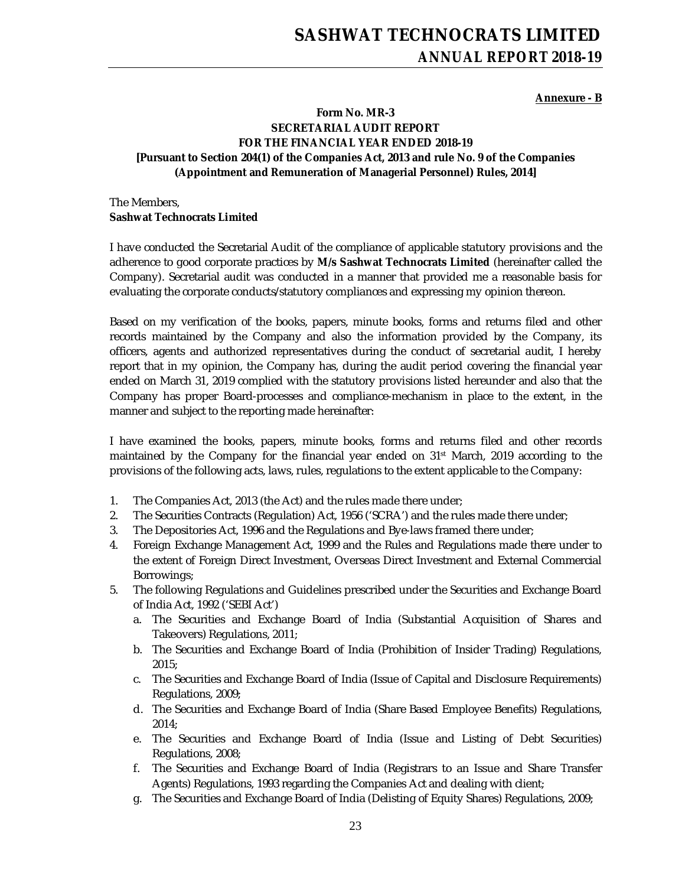**Annexure - B**

**Form No. MR-3**
**SECRETARIAL AUDIT REPORT**
**FOR THE FINANCIAL YEAR ENDED 2018-19**
**[Pursuant to Section 204(1) of the Companies Act, 2013 and rule No. 9 of the Companies (Appointment and Remuneration of Managerial Personnel) Rules, 2014]**

The Members,
**Sashwat Technocrats Limited**

I have conducted the Secretarial Audit of the compliance of applicable statutory provisions and the adherence to good corporate practices by **M/s Sashwat Technocrats Limited** (hereinafter called the Company). Secretarial audit was conducted in a manner that provided me a reasonable basis for evaluating the corporate conducts/statutory compliances and expressing my opinion thereon.

Based on my verification of the books, papers, minute books, forms and returns filed and other records maintained by the Company and also the information provided by the Company, its officers, agents and authorized representatives during the conduct of secretarial audit, I hereby report that in my opinion, the Company has, during the audit period covering the financial year ended on March 31, 2019 complied with the statutory provisions listed hereunder and also that the Company has proper Board-processes and compliance-mechanism in place to the extent, in the manner and subject to the reporting made hereinafter:

I have examined the books, papers, minute books, forms and returns filed and other records maintained by the Company for the financial year ended on 31st March, 2019 according to the provisions of the following acts, laws, rules, regulations to the extent applicable to the Company:

1. The Companies Act, 2013 (the Act) and the rules made there under;
2. The Securities Contracts (Regulation) Act, 1956 ('SCRA') and the rules made there under;
3. The Depositories Act, 1996 and the Regulations and Bye-laws framed there under;
4. Foreign Exchange Management Act, 1999 and the Rules and Regulations made there under to the extent of Foreign Direct Investment, Overseas Direct Investment and External Commercial Borrowings;
5. The following Regulations and Guidelines prescribed under the Securities and Exchange Board of India Act, 1992 ('SEBI Act')
   a. The Securities and Exchange Board of India (Substantial Acquisition of Shares and Takeovers) Regulations, 2011;
   b. The Securities and Exchange Board of India (Prohibition of Insider Trading) Regulations, 2015;
   c. The Securities and Exchange Board of India (Issue of Capital and Disclosure Requirements) Regulations, 2009;
   d. The Securities and Exchange Board of India (Share Based Employee Benefits) Regulations, 2014;
   e. The Securities and Exchange Board of India (Issue and Listing of Debt Securities) Regulations, 2008;
   f. The Securities and Exchange Board of India (Registrars to an Issue and Share Transfer Agents) Regulations, 1993 regarding the Companies Act and dealing with client;
   g. The Securities and Exchange Board of India (Delisting of Equity Shares) Regulations, 2009;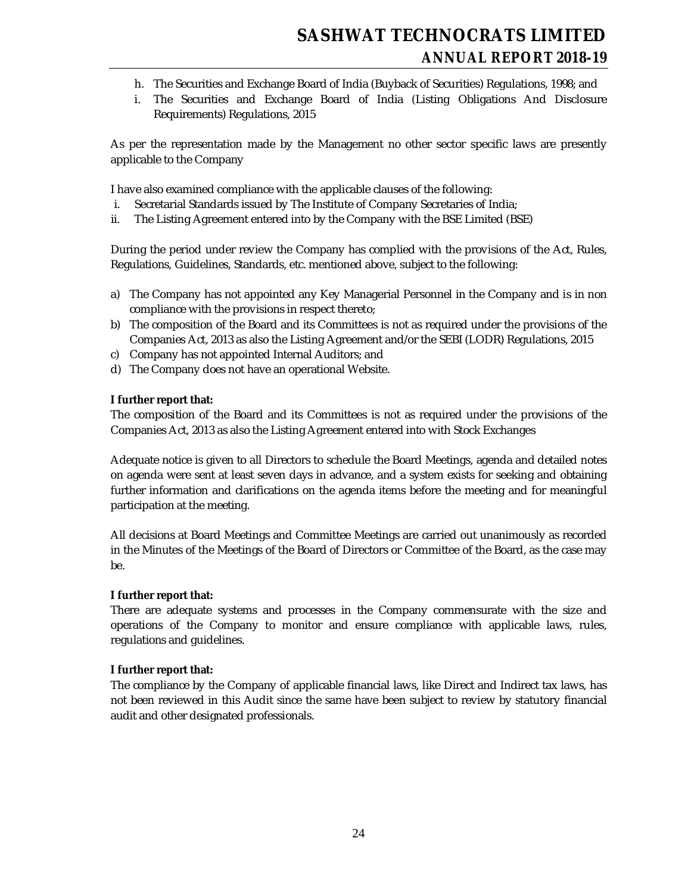h. The Securities and Exchange Board of India (Buyback of Securities) Regulations, 1998; and
i. The Securities and Exchange Board of India (Listing Obligations And Disclosure Requirements) Regulations, 2015

As per the representation made by the Management no other sector specific laws are presently applicable to the Company

I have also examined compliance with the applicable clauses of the following:

i. Secretarial Standards issued by The Institute of Company Secretaries of India;
ii. The Listing Agreement entered into by the Company with the BSE Limited (BSE)

During the period under review the Company has complied with the provisions of the Act, Rules, Regulations, Guidelines, Standards, etc. mentioned above, subject to the following:

a) The Company has not appointed any Key Managerial Personnel in the Company and is in non compliance with the provisions in respect thereto;
b) The composition of the Board and its Committees is not as required under the provisions of the Companies Act, 2013 as also the Listing Agreement and/or the SEBI (LODR) Regulations, 2015
c) Company has not appointed Internal Auditors; and
d) The Company does not have an operational Website.

**I further report that:**

The composition of the Board and its Committees is not as required under the provisions of the Companies Act, 2013 as also the Listing Agreement entered into with Stock Exchanges

Adequate notice is given to all Directors to schedule the Board Meetings, agenda and detailed notes on agenda were sent at least seven days in advance, and a system exists for seeking and obtaining further information and clarifications on the agenda items before the meeting and for meaningful participation at the meeting.

All decisions at Board Meetings and Committee Meetings are carried out unanimously as recorded in the Minutes of the Meetings of the Board of Directors or Committee of the Board, as the case may be.

**I further report that:**

There are adequate systems and processes in the Company commensurate with the size and operations of the Company to monitor and ensure compliance with applicable laws, rules, regulations and guidelines.

**I further report that:**

The compliance by the Company of applicable financial laws, like Direct and Indirect tax laws, has not been reviewed in this Audit since the same have been subject to review by statutory financial audit and other designated professionals.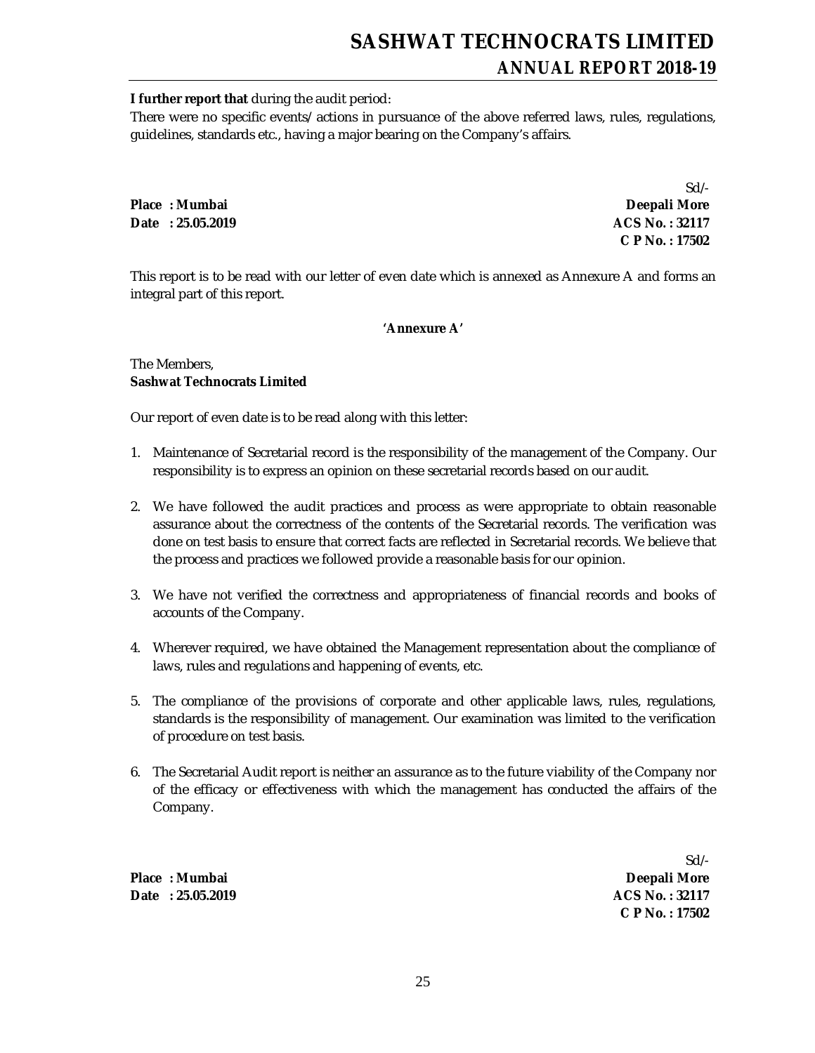**I further report that** during the audit period:

There were no specific events/ actions in pursuance of the above referred laws, rules, regulations, guidelines, standards etc., having a major bearing on the Company's affairs.

Sd/-

**Place : Mumbai** **Deepali More**
**Date : 25.05.2019** **ACS No. : 32117**
**C P No. : 17502**

This report is to be read with our letter of even date which is annexed as Annexure A and forms an integral part of this report.

**'Annexure A'**

The Members,
**Sashwat Technocrats Limited**

Our report of even date is to be read along with this letter:

1. Maintenance of Secretarial record is the responsibility of the management of the Company. Our responsibility is to express an opinion on these secretarial records based on our audit.

2. We have followed the audit practices and process as were appropriate to obtain reasonable assurance about the correctness of the contents of the Secretarial records. The verification was done on test basis to ensure that correct facts are reflected in Secretarial records. We believe that the process and practices we followed provide a reasonable basis for our opinion.

3. We have not verified the correctness and appropriateness of financial records and books of accounts of the Company.

4. Wherever required, we have obtained the Management representation about the compliance of laws, rules and regulations and happening of events, etc.

5. The compliance of the provisions of corporate and other applicable laws, rules, regulations, standards is the responsibility of management. Our examination was limited to the verification of procedure on test basis.

6. The Secretarial Audit report is neither an assurance as to the future viability of the Company nor of the efficacy or effectiveness with which the management has conducted the affairs of the Company.

Sd/-

**Place : Mumbai** **Deepali More**
**Date : 25.05.2019** **ACS No. : 32117**
**C P No. : 17502**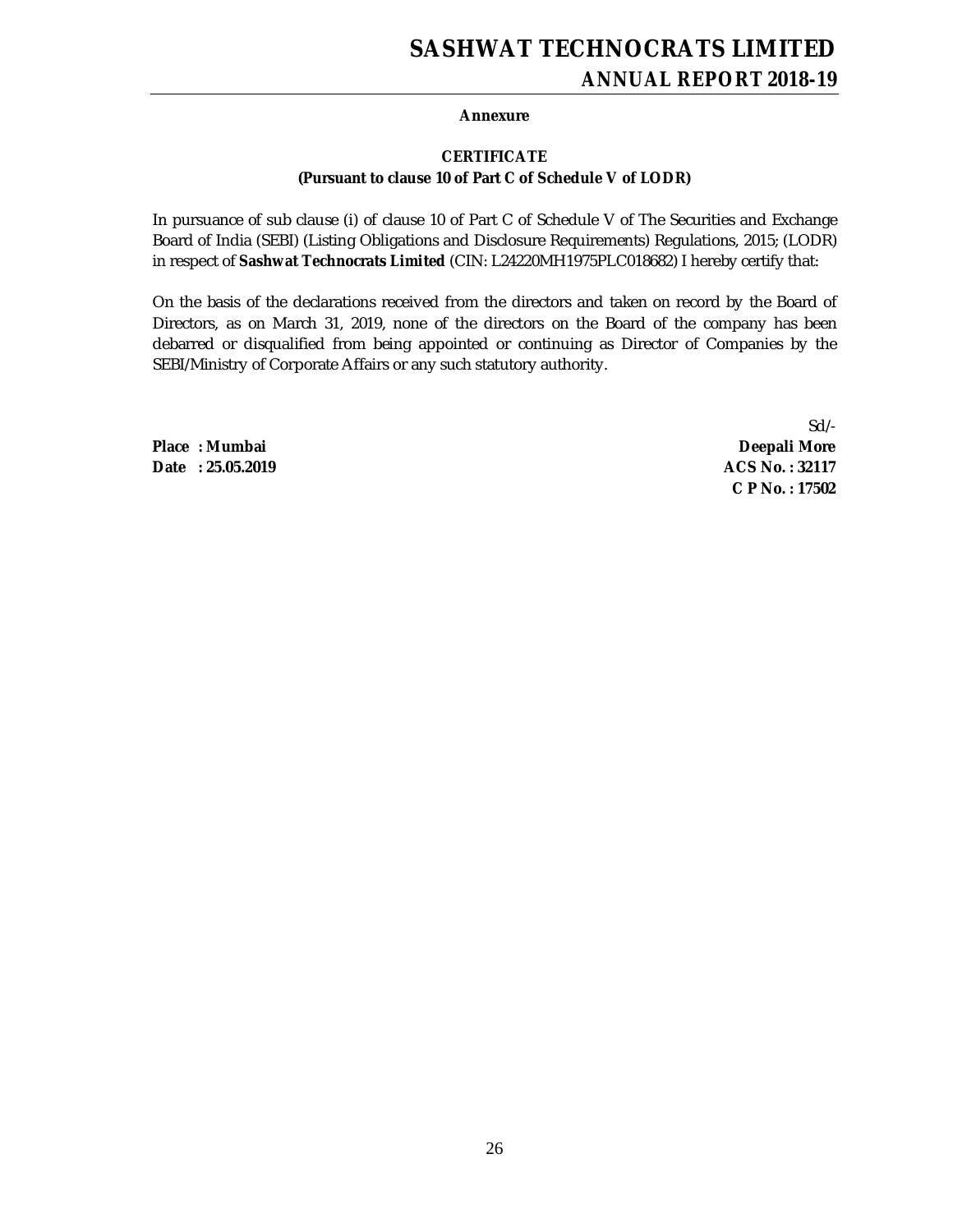**Annexure**

**CERTIFICATE**
**(Pursuant to clause 10 of Part C of Schedule V of LODR)**

In pursuance of sub clause (i) of clause 10 of Part C of Schedule V of The Securities and Exchange Board of India (SEBI) (Listing Obligations and Disclosure Requirements) Regulations, 2015; (LODR) in respect of **Sashwat Technocrats Limited** (CIN: L24220MH1975PLC018682) I hereby certify that:

On the basis of the declarations received from the directors and taken on record by the Board of Directors, as on March 31, 2019, none of the directors on the Board of the company has been debarred or disqualified from being appointed or continuing as Director of Companies by the SEBI/Ministry of Corporate Affairs or any such statutory authority.

Sd/-

**Place : Mumbai**
**Date : 25.05.2019**

**Deepali More**
**ACS No. : 32117**
**C P No. : 17502**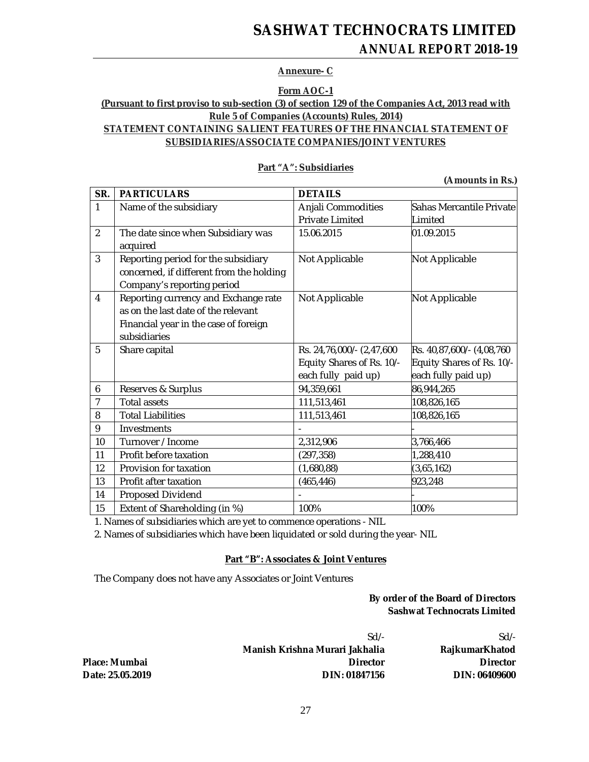**Annexure- C**

**Form AOC-1**

**(Pursuant to first proviso to sub-section (3) of section 129 of the Companies Act, 2013 read with Rule 5 of Companies (Accounts) Rules, 2014)**

**STATEMENT CONTAINING SALIENT FEATURES OF THE FINANCIAL STATEMENT OF SUBSIDIARIES/ASSOCIATE COMPANIES/JOINT VENTURES**

**Part "A": Subsidiaries**

**(Amounts in Rs.)**

| SR. | PARTICULARS | DETAILS | |
|---|---|---|---|
| 1 | Name of the subsidiary | Anjali Commodities Private Limited | Sahas Mercantile Private Limited |
| 2 | The date since when Subsidiary was acquired | 15.06.2015 | 01.09.2015 |
| 3 | Reporting period for the subsidiary concerned, if different from the holding Company's reporting period | Not Applicable | Not Applicable |
| 4 | Reporting currency and Exchange rate as on the last date of the relevant Financial year in the case of foreign subsidiaries | Not Applicable | Not Applicable |
| 5 | Share capital | Rs. 24,76,000/- (2,47,600 Equity Shares of Rs. 10/- each fully paid up) | Rs. 40,87,600/- (4,08,760 Equity Shares of Rs. 10/- each fully paid up) |
| 6 | Reserves & Surplus | 94,359,661 | 86,944,265 |
| 7 | Total assets | 111,513,461 | 108,826,165 |
| 8 | Total Liabilities | 111,513,461 | 108,826,165 |
| 9 | Investments | - | - |
| 10 | Turnover / Income | 2,312,906 | 3,766,466 |
| 11 | Profit before taxation | (297,358) | 1,288,410 |
| 12 | Provision for taxation | (1,680,88) | (3,65,162) |
| 13 | Profit after taxation | (465,446) | 923,248 |
| 14 | Proposed Dividend | - | - |
| 15 | Extent of Shareholding (in %) | 100% | 100% |

1. Names of subsidiaries which are yet to commence operations - NIL
2. Names of subsidiaries which have been liquidated or sold during the year- NIL

**Part "B": Associates & Joint Ventures**

The Company does not have any Associates or Joint Ventures

**By order of the Board of Directors**
**Sashwat Technocrats Limited**

| | Sd/- | Sd/- |
|---|---|---|
| | **Manish Krishna Murari Jakhalia** | **RajkumarKhatod** |
| **Place: Mumbai** | **Director** | **Director** |
| **Date: 25.05.2019** | **DIN: 01847156** | **DIN: 06409600** |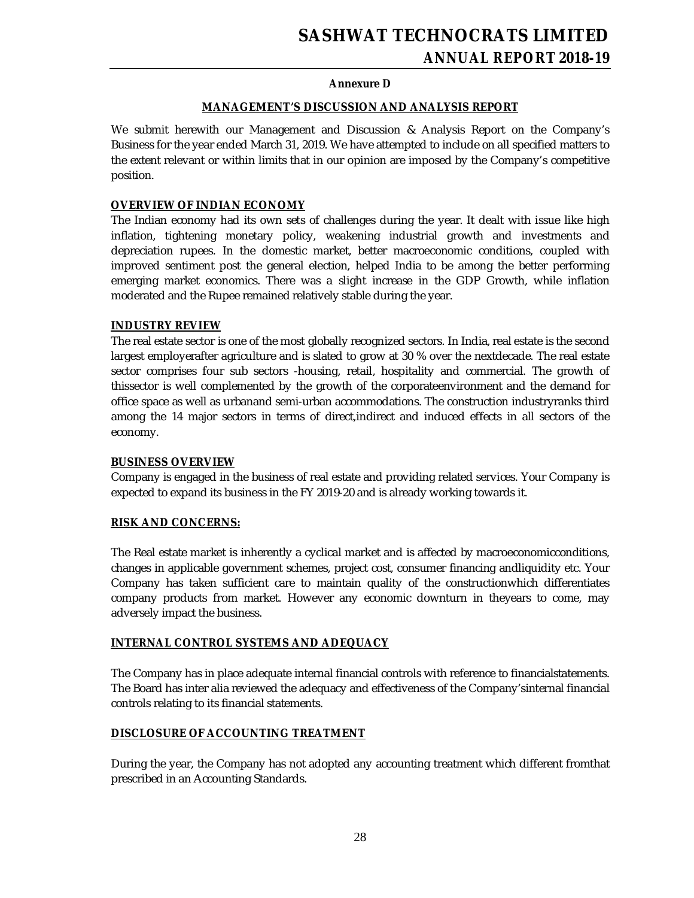**Annexure D**

## MANAGEMENT'S DISCUSSION AND ANALYSIS REPORT

We submit herewith our Management and Discussion & Analysis Report on the Company's Business for the year ended March 31, 2019. We have attempted to include on all specified matters to the extent relevant or within limits that in our opinion are imposed by the Company's competitive position.

### OVERVIEW OF INDIAN ECONOMY

The Indian economy had its own sets of challenges during the year. It dealt with issue like high inflation, tightening monetary policy, weakening industrial growth and investments and depreciation rupees. In the domestic market, better macroeconomic conditions, coupled with improved sentiment post the general election, helped India to be among the better performing emerging market economics. There was a slight increase in the GDP Growth, while inflation moderated and the Rupee remained relatively stable during the year.

### INDUSTRY REVIEW

The real estate sector is one of the most globally recognized sectors. In India, real estate is the second largest employerafter agriculture and is slated to grow at 30 % over the nextdecade. The real estate sector comprises four sub sectors -housing, retail, hospitality and commercial. The growth of thissector is well complemented by the growth of the corporateenvironment and the demand for office space as well as urbanand semi-urban accommodations. The construction industryranks third among the 14 major sectors in terms of direct,indirect and induced effects in all sectors of the economy.

### BUSINESS OVERVIEW

Company is engaged in the business of real estate and providing related services. Your Company is expected to expand its business in the FY 2019-20 and is already working towards it.

### RISK AND CONCERNS:

The Real estate market is inherently a cyclical market and is affected by macroeconomicconditions, changes in applicable government schemes, project cost, consumer financing andliquidity etc. Your Company has taken sufficient care to maintain quality of the constructionwhich differentiates company products from market. However any economic downturn in theyears to come, may adversely impact the business.

### INTERNAL CONTROL SYSTEMS AND ADEQUACY

The Company has in place adequate internal financial controls with reference to financialstatements. The Board has inter alia reviewed the adequacy and effectiveness of the Company'sinternal financial controls relating to its financial statements.

### DISCLOSURE OF ACCOUNTING TREATMENT

During the year, the Company has not adopted any accounting treatment which different fromthat prescribed in an Accounting Standards.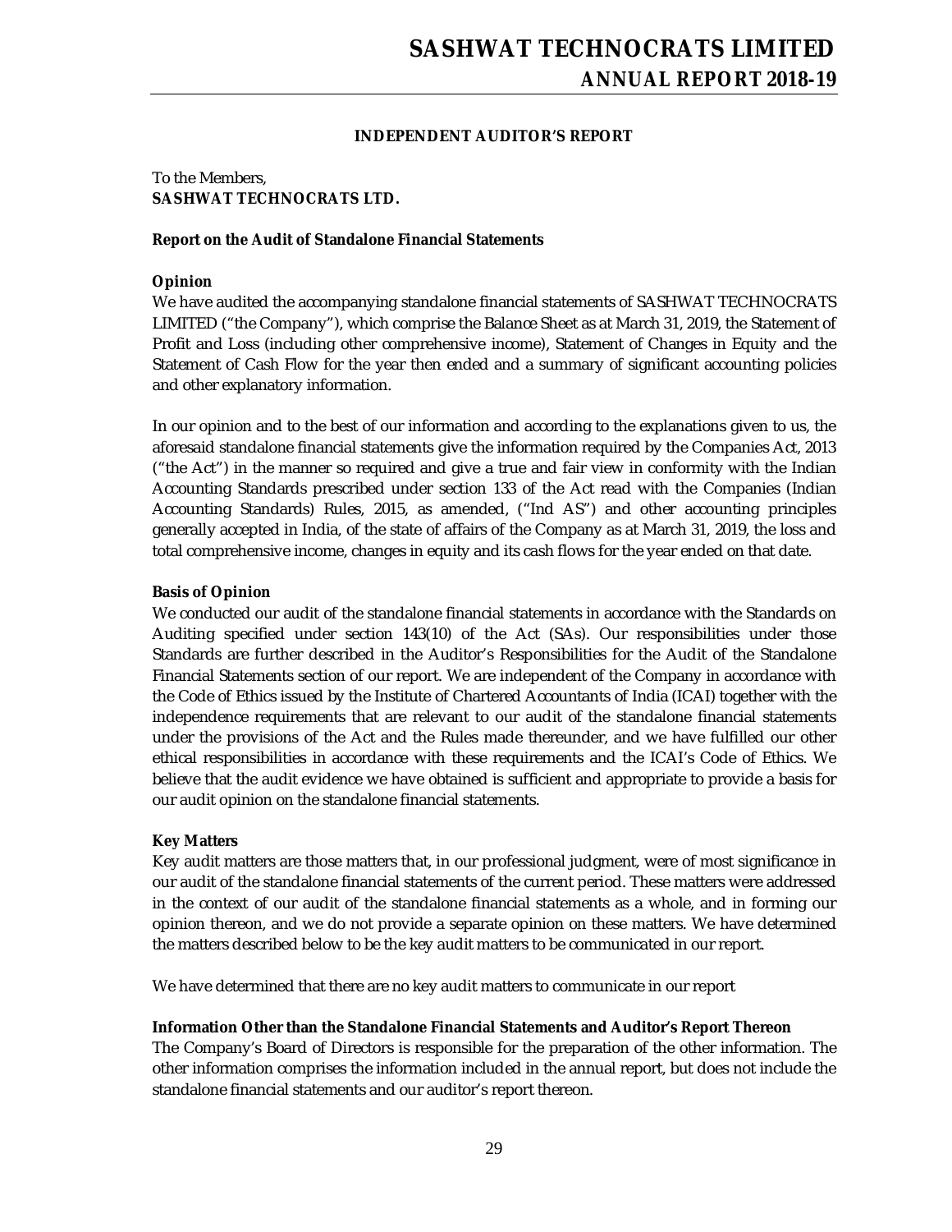## INDEPENDENT AUDITOR'S REPORT

To the Members,
**SASHWAT TECHNOCRATS LTD.**

**Report on the Audit of Standalone Financial Statements**

**Opinion**

We have audited the accompanying standalone financial statements of SASHWAT TECHNOCRATS LIMITED ("the Company"), which comprise the Balance Sheet as at March 31, 2019, the Statement of Profit and Loss (including other comprehensive income), Statement of Changes in Equity and the Statement of Cash Flow for the year then ended and a summary of significant accounting policies and other explanatory information.

In our opinion and to the best of our information and according to the explanations given to us, the aforesaid standalone financial statements give the information required by the Companies Act, 2013 ("the Act") in the manner so required and give a true and fair view in conformity with the Indian Accounting Standards prescribed under section 133 of the Act read with the Companies (Indian Accounting Standards) Rules, 2015, as amended, ("Ind AS") and other accounting principles generally accepted in India, of the state of affairs of the Company as at March 31, 2019, the loss and total comprehensive income, changes in equity and its cash flows for the year ended on that date.

**Basis of Opinion**

We conducted our audit of the standalone financial statements in accordance with the Standards on Auditing specified under section 143(10) of the Act (SAs). Our responsibilities under those Standards are further described in the Auditor's Responsibilities for the Audit of the Standalone Financial Statements section of our report. We are independent of the Company in accordance with the Code of Ethics issued by the Institute of Chartered Accountants of India (ICAI) together with the independence requirements that are relevant to our audit of the standalone financial statements under the provisions of the Act and the Rules made thereunder, and we have fulfilled our other ethical responsibilities in accordance with these requirements and the ICAI's Code of Ethics. We believe that the audit evidence we have obtained is sufficient and appropriate to provide a basis for our audit opinion on the standalone financial statements.

**Key Matters**

Key audit matters are those matters that, in our professional judgment, were of most significance in our audit of the standalone financial statements of the current period. These matters were addressed in the context of our audit of the standalone financial statements as a whole, and in forming our opinion thereon, and we do not provide a separate opinion on these matters. We have determined the matters described below to be the key audit matters to be communicated in our report.

We have determined that there are no key audit matters to communicate in our report

**Information Other than the Standalone Financial Statements and Auditor's Report Thereon**

The Company's Board of Directors is responsible for the preparation of the other information. The other information comprises the information included in the annual report, but does not include the standalone financial statements and our auditor's report thereon.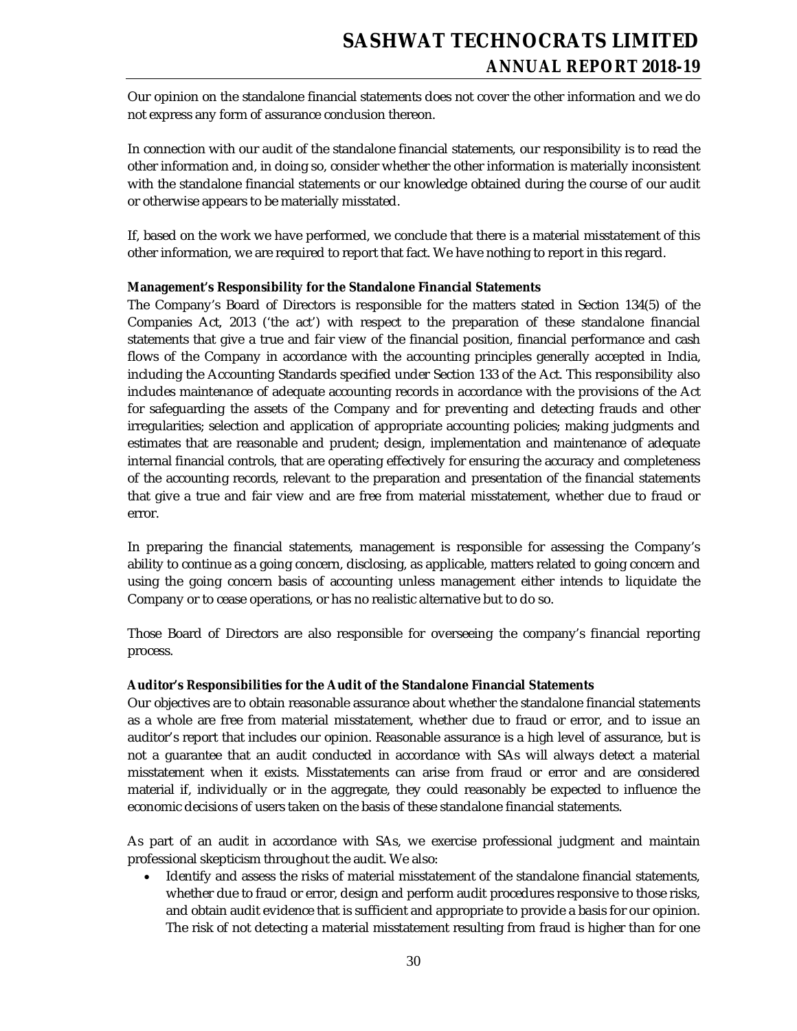Our opinion on the standalone financial statements does not cover the other information and we do not express any form of assurance conclusion thereon.

In connection with our audit of the standalone financial statements, our responsibility is to read the other information and, in doing so, consider whether the other information is materially inconsistent with the standalone financial statements or our knowledge obtained during the course of our audit or otherwise appears to be materially misstated.

If, based on the work we have performed, we conclude that there is a material misstatement of this other information, we are required to report that fact. We have nothing to report in this regard.

**Management's Responsibility for the Standalone Financial Statements**

The Company's Board of Directors is responsible for the matters stated in Section 134(5) of the Companies Act, 2013 ('the act') with respect to the preparation of these standalone financial statements that give a true and fair view of the financial position, financial performance and cash flows of the Company in accordance with the accounting principles generally accepted in India, including the Accounting Standards specified under Section 133 of the Act. This responsibility also includes maintenance of adequate accounting records in accordance with the provisions of the Act for safeguarding the assets of the Company and for preventing and detecting frauds and other irregularities; selection and application of appropriate accounting policies; making judgments and estimates that are reasonable and prudent; design, implementation and maintenance of adequate internal financial controls, that are operating effectively for ensuring the accuracy and completeness of the accounting records, relevant to the preparation and presentation of the financial statements that give a true and fair view and are free from material misstatement, whether due to fraud or error.

In preparing the financial statements, management is responsible for assessing the Company's ability to continue as a going concern, disclosing, as applicable, matters related to going concern and using the going concern basis of accounting unless management either intends to liquidate the Company or to cease operations, or has no realistic alternative but to do so.

Those Board of Directors are also responsible for overseeing the company's financial reporting process.

**Auditor's Responsibilities for the Audit of the Standalone Financial Statements**

Our objectives are to obtain reasonable assurance about whether the standalone financial statements as a whole are free from material misstatement, whether due to fraud or error, and to issue an auditor's report that includes our opinion. Reasonable assurance is a high level of assurance, but is not a guarantee that an audit conducted in accordance with SAs will always detect a material misstatement when it exists. Misstatements can arise from fraud or error and are considered material if, individually or in the aggregate, they could reasonably be expected to influence the economic decisions of users taken on the basis of these standalone financial statements.

As part of an audit in accordance with SAs, we exercise professional judgment and maintain professional skepticism throughout the audit. We also:

- Identify and assess the risks of material misstatement of the standalone financial statements, whether due to fraud or error, design and perform audit procedures responsive to those risks, and obtain audit evidence that is sufficient and appropriate to provide a basis for our opinion. The risk of not detecting a material misstatement resulting from fraud is higher than for one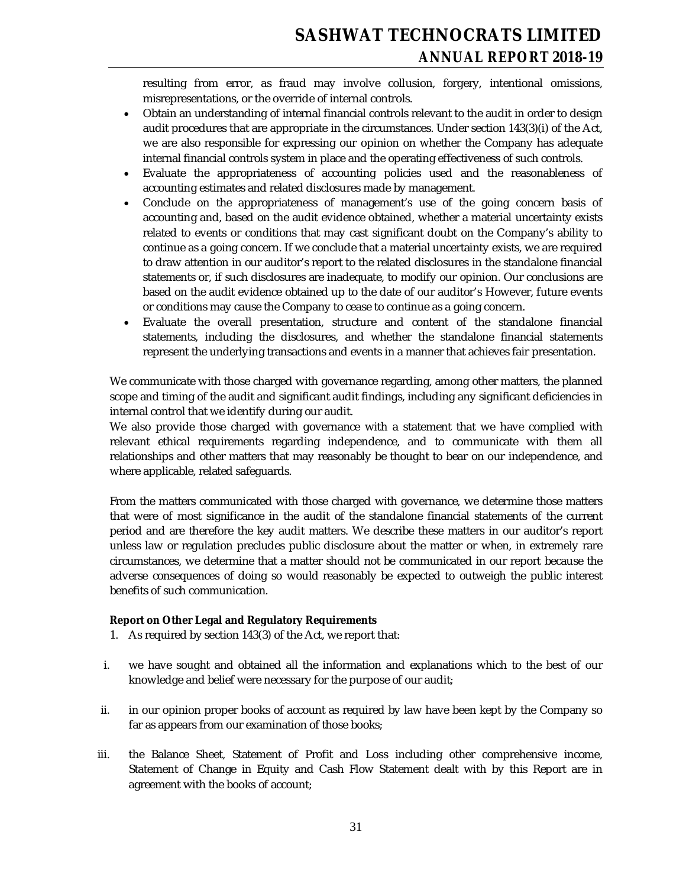resulting from error, as fraud may involve collusion, forgery, intentional omissions, misrepresentations, or the override of internal controls.

- Obtain an understanding of internal financial controls relevant to the audit in order to design audit procedures that are appropriate in the circumstances. Under section 143(3)(i) of the Act, we are also responsible for expressing our opinion on whether the Company has adequate internal financial controls system in place and the operating effectiveness of such controls.
- Evaluate the appropriateness of accounting policies used and the reasonableness of accounting estimates and related disclosures made by management.
- Conclude on the appropriateness of management's use of the going concern basis of accounting and, based on the audit evidence obtained, whether a material uncertainty exists related to events or conditions that may cast significant doubt on the Company's ability to continue as a going concern. If we conclude that a material uncertainty exists, we are required to draw attention in our auditor's report to the related disclosures in the standalone financial statements or, if such disclosures are inadequate, to modify our opinion. Our conclusions are based on the audit evidence obtained up to the date of our auditor's However, future events or conditions may cause the Company to cease to continue as a going concern.
- Evaluate the overall presentation, structure and content of the standalone financial statements, including the disclosures, and whether the standalone financial statements represent the underlying transactions and events in a manner that achieves fair presentation.

We communicate with those charged with governance regarding, among other matters, the planned scope and timing of the audit and significant audit findings, including any significant deficiencies in internal control that we identify during our audit.

We also provide those charged with governance with a statement that we have complied with relevant ethical requirements regarding independence, and to communicate with them all relationships and other matters that may reasonably be thought to bear on our independence, and where applicable, related safeguards.

From the matters communicated with those charged with governance, we determine those matters that were of most significance in the audit of the standalone financial statements of the current period and are therefore the key audit matters. We describe these matters in our auditor's report unless law or regulation precludes public disclosure about the matter or when, in extremely rare circumstances, we determine that a matter should not be communicated in our report because the adverse consequences of doing so would reasonably be expected to outweigh the public interest benefits of such communication.

**Report on Other Legal and Regulatory Requirements**

1. As required by section 143(3) of the Act, we report that:

i. we have sought and obtained all the information and explanations which to the best of our knowledge and belief were necessary for the purpose of our audit;

ii. in our opinion proper books of account as required by law have been kept by the Company so far as appears from our examination of those books;

iii. the Balance Sheet, Statement of Profit and Loss including other comprehensive income, Statement of Change in Equity and Cash Flow Statement dealt with by this Report are in agreement with the books of account;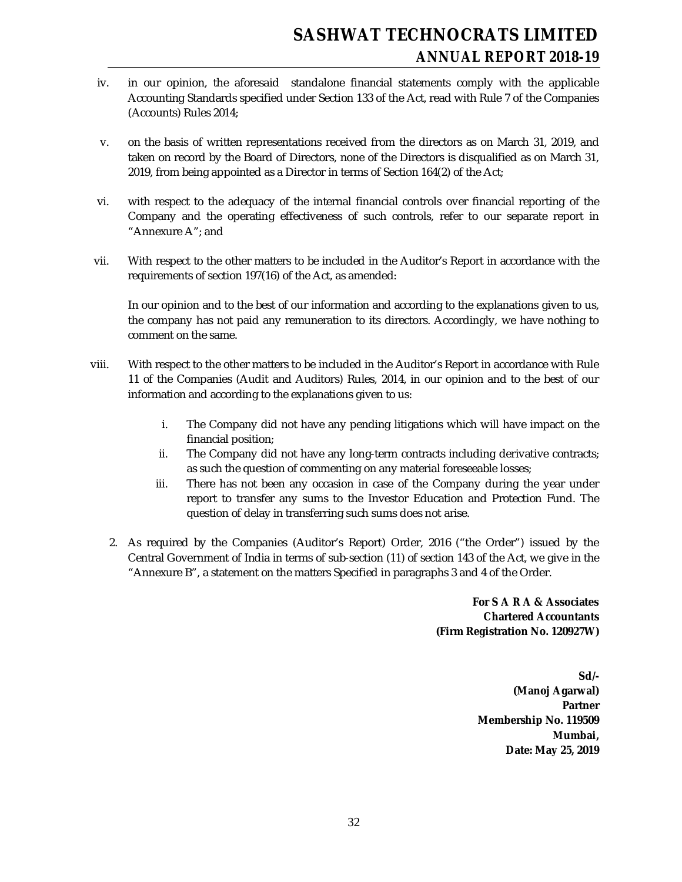iv. in our opinion, the aforesaid standalone financial statements comply with the applicable Accounting Standards specified under Section 133 of the Act, read with Rule 7 of the Companies (Accounts) Rules 2014;

v. on the basis of written representations received from the directors as on March 31, 2019, and taken on record by the Board of Directors, none of the Directors is disqualified as on March 31, 2019, from being appointed as a Director in terms of Section 164(2) of the Act;

vi. with respect to the adequacy of the internal financial controls over financial reporting of the Company and the operating effectiveness of such controls, refer to our separate report in "Annexure A"; and

vii. With respect to the other matters to be included in the Auditor's Report in accordance with the requirements of section 197(16) of the Act, as amended:

   In our opinion and to the best of our information and according to the explanations given to us, the company has not paid any remuneration to its directors. Accordingly, we have nothing to comment on the same.

viii. With respect to the other matters to be included in the Auditor's Report in accordance with Rule 11 of the Companies (Audit and Auditors) Rules, 2014, in our opinion and to the best of our information and according to the explanations given to us:

   i. The Company did not have any pending litigations which will have impact on the financial position;
   ii. The Company did not have any long-term contracts including derivative contracts; as such the question of commenting on any material foreseeable losses;
   iii. There has not been any occasion in case of the Company during the year under report to transfer any sums to the Investor Education and Protection Fund. The question of delay in transferring such sums does not arise.

2. As required by the Companies (Auditor's Report) Order, 2016 ("the Order") issued by the Central Government of India in terms of sub-section (11) of section 143 of the Act, we give in the "Annexure B", a statement on the matters Specified in paragraphs 3 and 4 of the Order.

**For S A R A & Associates**
**Chartered Accountants**
**(Firm Registration No. 120927W)**

**Sd/-**
**(Manoj Agarwal)**
**Partner**
**Membership No. 119509**
**Mumbai,**
**Date: May 25, 2019**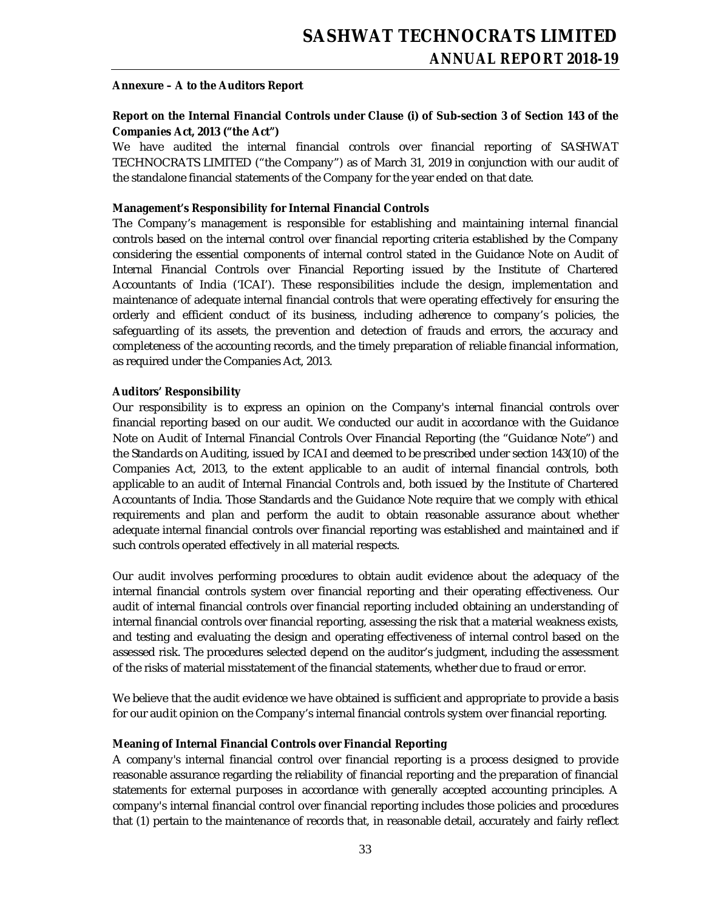**Annexure – A to the Auditors Report**

**Report on the Internal Financial Controls under Clause (i) of Sub-section 3 of Section 143 of the Companies Act, 2013 ("the Act")**

We have audited the internal financial controls over financial reporting of SASHWAT TECHNOCRATS LIMITED ("the Company") as of March 31, 2019 in conjunction with our audit of the standalone financial statements of the Company for the year ended on that date.

**Management's Responsibility for Internal Financial Controls**

The Company's management is responsible for establishing and maintaining internal financial controls based on the internal control over financial reporting criteria established by the Company considering the essential components of internal control stated in the Guidance Note on Audit of Internal Financial Controls over Financial Reporting issued by the Institute of Chartered Accountants of India ('ICAI'). These responsibilities include the design, implementation and maintenance of adequate internal financial controls that were operating effectively for ensuring the orderly and efficient conduct of its business, including adherence to company's policies, the safeguarding of its assets, the prevention and detection of frauds and errors, the accuracy and completeness of the accounting records, and the timely preparation of reliable financial information, as required under the Companies Act, 2013.

**Auditors' Responsibility**

Our responsibility is to express an opinion on the Company's internal financial controls over financial reporting based on our audit. We conducted our audit in accordance with the Guidance Note on Audit of Internal Financial Controls Over Financial Reporting (the "Guidance Note") and the Standards on Auditing, issued by ICAI and deemed to be prescribed under section 143(10) of the Companies Act, 2013, to the extent applicable to an audit of internal financial controls, both applicable to an audit of Internal Financial Controls and, both issued by the Institute of Chartered Accountants of India. Those Standards and the Guidance Note require that we comply with ethical requirements and plan and perform the audit to obtain reasonable assurance about whether adequate internal financial controls over financial reporting was established and maintained and if such controls operated effectively in all material respects.

Our audit involves performing procedures to obtain audit evidence about the adequacy of the internal financial controls system over financial reporting and their operating effectiveness. Our audit of internal financial controls over financial reporting included obtaining an understanding of internal financial controls over financial reporting, assessing the risk that a material weakness exists, and testing and evaluating the design and operating effectiveness of internal control based on the assessed risk. The procedures selected depend on the auditor's judgment, including the assessment of the risks of material misstatement of the financial statements, whether due to fraud or error.

We believe that the audit evidence we have obtained is sufficient and appropriate to provide a basis for our audit opinion on the Company's internal financial controls system over financial reporting.

**Meaning of Internal Financial Controls over Financial Reporting**

A company's internal financial control over financial reporting is a process designed to provide reasonable assurance regarding the reliability of financial reporting and the preparation of financial statements for external purposes in accordance with generally accepted accounting principles. A company's internal financial control over financial reporting includes those policies and procedures that (1) pertain to the maintenance of records that, in reasonable detail, accurately and fairly reflect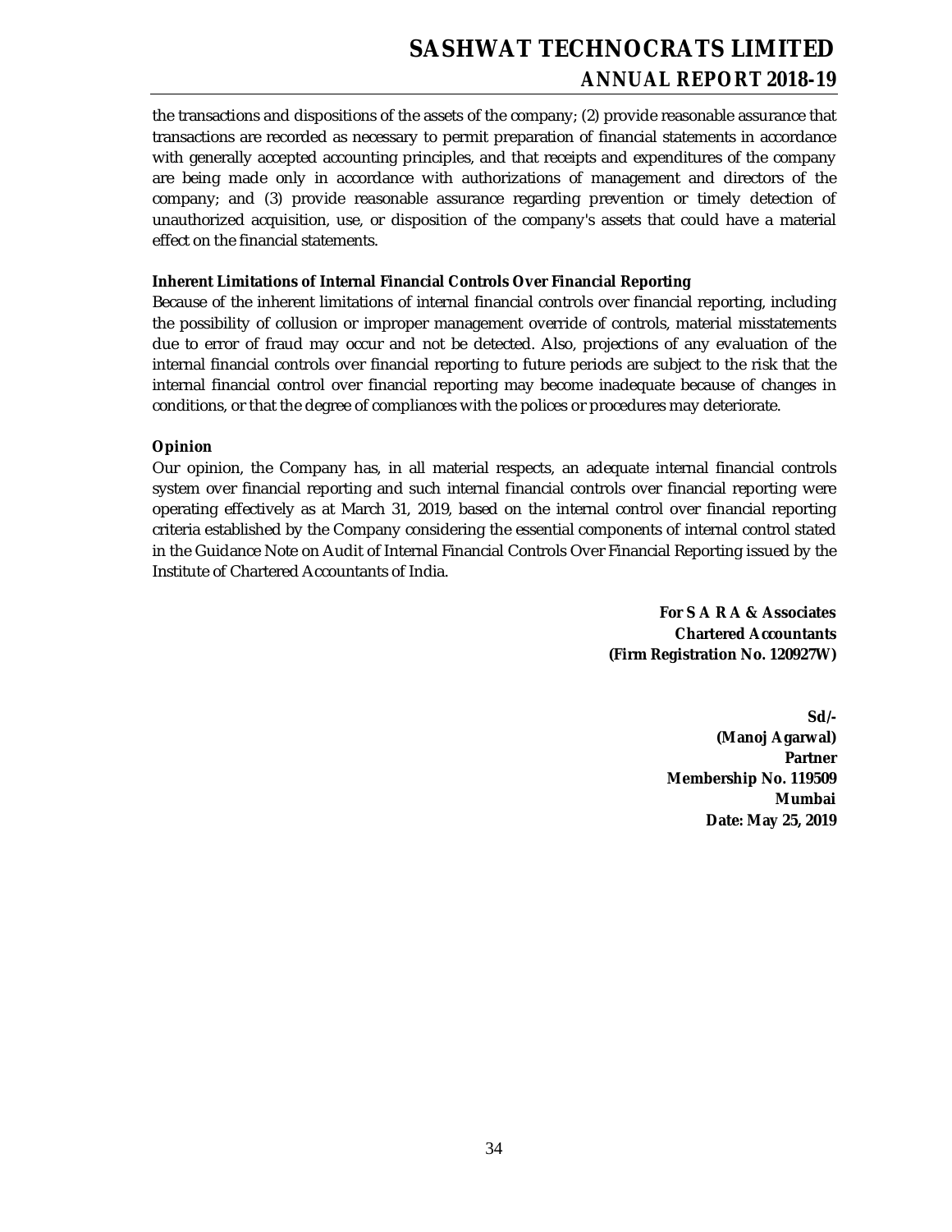the transactions and dispositions of the assets of the company; (2) provide reasonable assurance that transactions are recorded as necessary to permit preparation of financial statements in accordance with generally accepted accounting principles, and that receipts and expenditures of the company are being made only in accordance with authorizations of management and directors of the company; and (3) provide reasonable assurance regarding prevention or timely detection of unauthorized acquisition, use, or disposition of the company's assets that could have a material effect on the financial statements.

**Inherent Limitations of Internal Financial Controls Over Financial Reporting**

Because of the inherent limitations of internal financial controls over financial reporting, including the possibility of collusion or improper management override of controls, material misstatements due to error of fraud may occur and not be detected. Also, projections of any evaluation of the internal financial controls over financial reporting to future periods are subject to the risk that the internal financial control over financial reporting may become inadequate because of changes in conditions, or that the degree of compliances with the polices or procedures may deteriorate.

**Opinion**

Our opinion, the Company has, in all material respects, an adequate internal financial controls system over financial reporting and such internal financial controls over financial reporting were operating effectively as at March 31, 2019, based on the internal control over financial reporting criteria established by the Company considering the essential components of internal control stated in the Guidance Note on Audit of Internal Financial Controls Over Financial Reporting issued by the Institute of Chartered Accountants of India.

**For S A R A & Associates**
**Chartered Accountants**
**(Firm Registration No. 120927W)**

**Sd/-**
**(Manoj Agarwal)**
**Partner**
**Membership No. 119509**
**Mumbai**
**Date: May 25, 2019**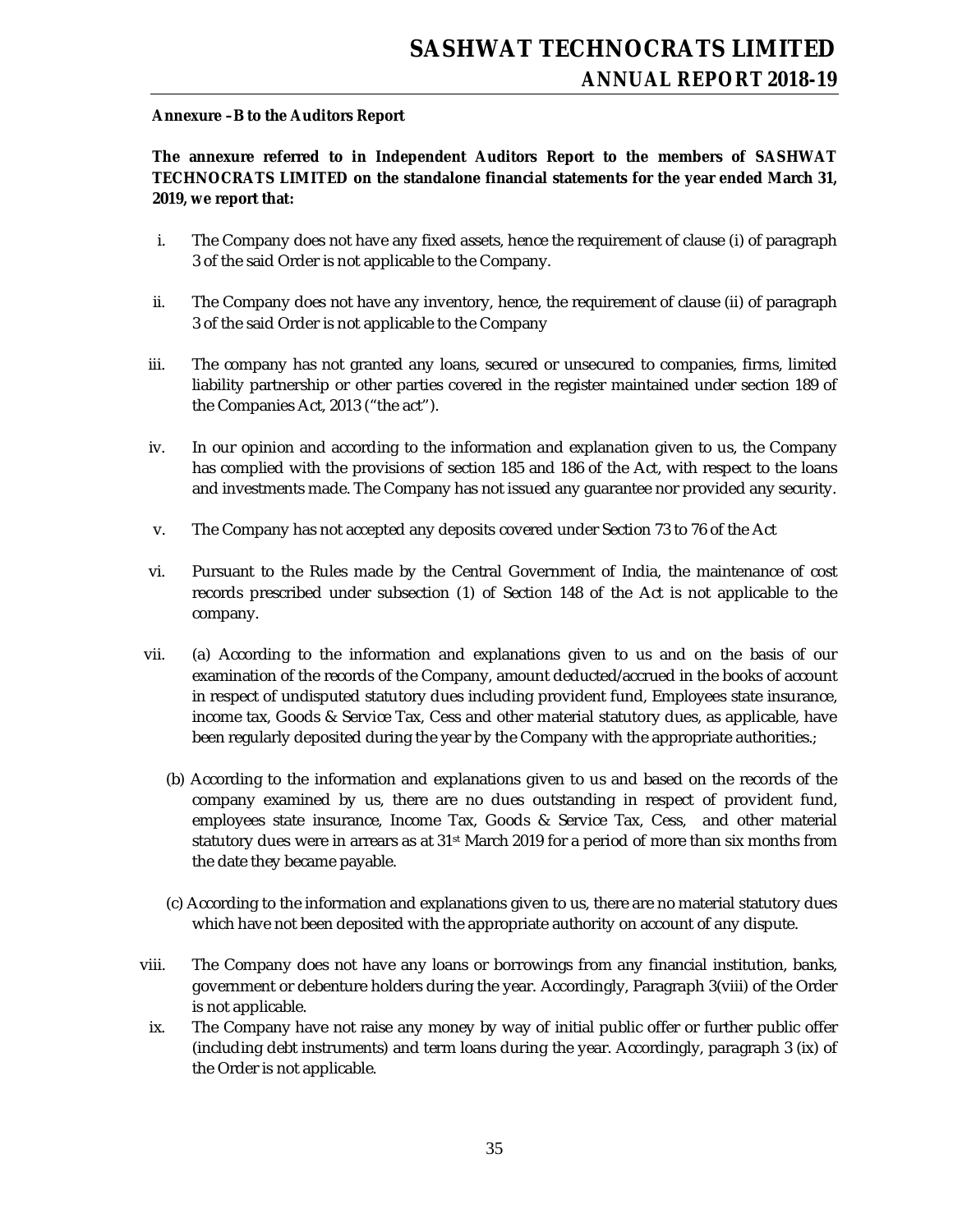**Annexure –B to the Auditors Report**

**The annexure referred to in Independent Auditors Report to the members of SASHWAT TECHNOCRATS LIMITED on the standalone financial statements for the year ended March 31, 2019, we report that:**

i. The Company does not have any fixed assets, hence the requirement of clause (i) of paragraph 3 of the said Order is not applicable to the Company.

ii. The Company does not have any inventory, hence, the requirement of clause (ii) of paragraph 3 of the said Order is not applicable to the Company

iii. The company has not granted any loans, secured or unsecured to companies, firms, limited liability partnership or other parties covered in the register maintained under section 189 of the Companies Act, 2013 ("the act").

iv. In our opinion and according to the information and explanation given to us, the Company has complied with the provisions of section 185 and 186 of the Act, with respect to the loans and investments made. The Company has not issued any guarantee nor provided any security.

v. The Company has not accepted any deposits covered under Section 73 to 76 of the Act

vi. Pursuant to the Rules made by the Central Government of India, the maintenance of cost records prescribed under subsection (1) of Section 148 of the Act is not applicable to the company.

vii. (a) According to the information and explanations given to us and on the basis of our examination of the records of the Company, amount deducted/accrued in the books of account in respect of undisputed statutory dues including provident fund, Employees state insurance, income tax, Goods & Service Tax, Cess and other material statutory dues, as applicable, have been regularly deposited during the year by the Company with the appropriate authorities.;

(b) According to the information and explanations given to us and based on the records of the company examined by us, there are no dues outstanding in respect of provident fund, employees state insurance, Income Tax, Goods & Service Tax, Cess, and other material statutory dues were in arrears as at 31st March 2019 for a period of more than six months from the date they became payable.

(c) According to the information and explanations given to us, there are no material statutory dues which have not been deposited with the appropriate authority on account of any dispute.

viii. The Company does not have any loans or borrowings from any financial institution, banks, government or debenture holders during the year. Accordingly, Paragraph 3(viii) of the Order is not applicable.

ix. The Company have not raise any money by way of initial public offer or further public offer (including debt instruments) and term loans during the year. Accordingly, paragraph 3 (ix) of the Order is not applicable.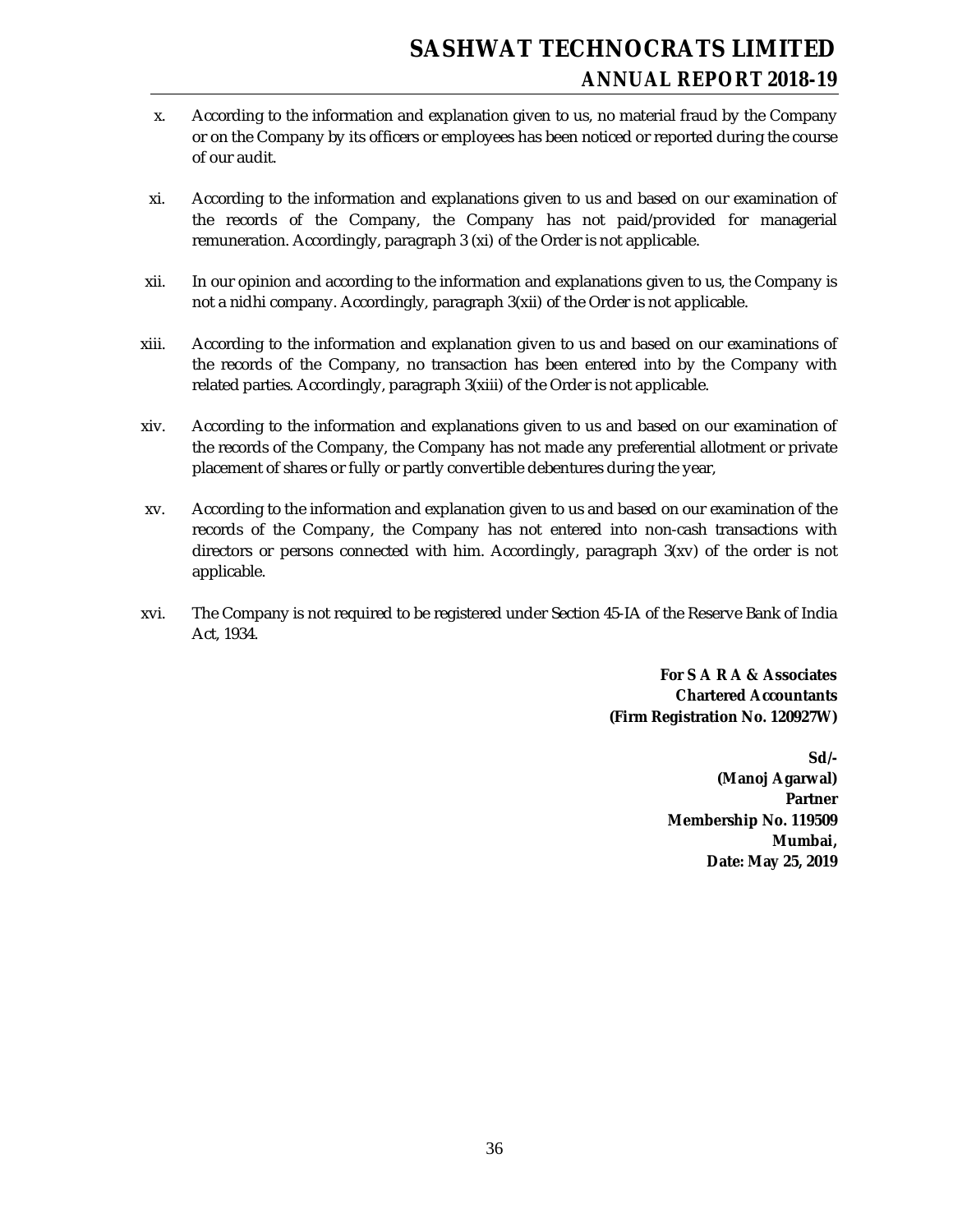x. According to the information and explanation given to us, no material fraud by the Company or on the Company by its officers or employees has been noticed or reported during the course of our audit.

xi. According to the information and explanations given to us and based on our examination of the records of the Company, the Company has not paid/provided for managerial remuneration. Accordingly, paragraph 3 (xi) of the Order is not applicable.

xii. In our opinion and according to the information and explanations given to us, the Company is not a nidhi company. Accordingly, paragraph 3(xii) of the Order is not applicable.

xiii. According to the information and explanation given to us and based on our examinations of the records of the Company, no transaction has been entered into by the Company with related parties. Accordingly, paragraph 3(xiii) of the Order is not applicable.

xiv. According to the information and explanations given to us and based on our examination of the records of the Company, the Company has not made any preferential allotment or private placement of shares or fully or partly convertible debentures during the year,

xv. According to the information and explanation given to us and based on our examination of the records of the Company, the Company has not entered into non-cash transactions with directors or persons connected with him. Accordingly, paragraph 3(xv) of the order is not applicable.

xvi. The Company is not required to be registered under Section 45-IA of the Reserve Bank of India Act, 1934.

**For S A R A & Associates**
**Chartered Accountants**
**(Firm Registration No. 120927W)**

**Sd/-**
**(Manoj Agarwal)**
**Partner**
**Membership No. 119509**
**Mumbai,**
**Date: May 25, 2019**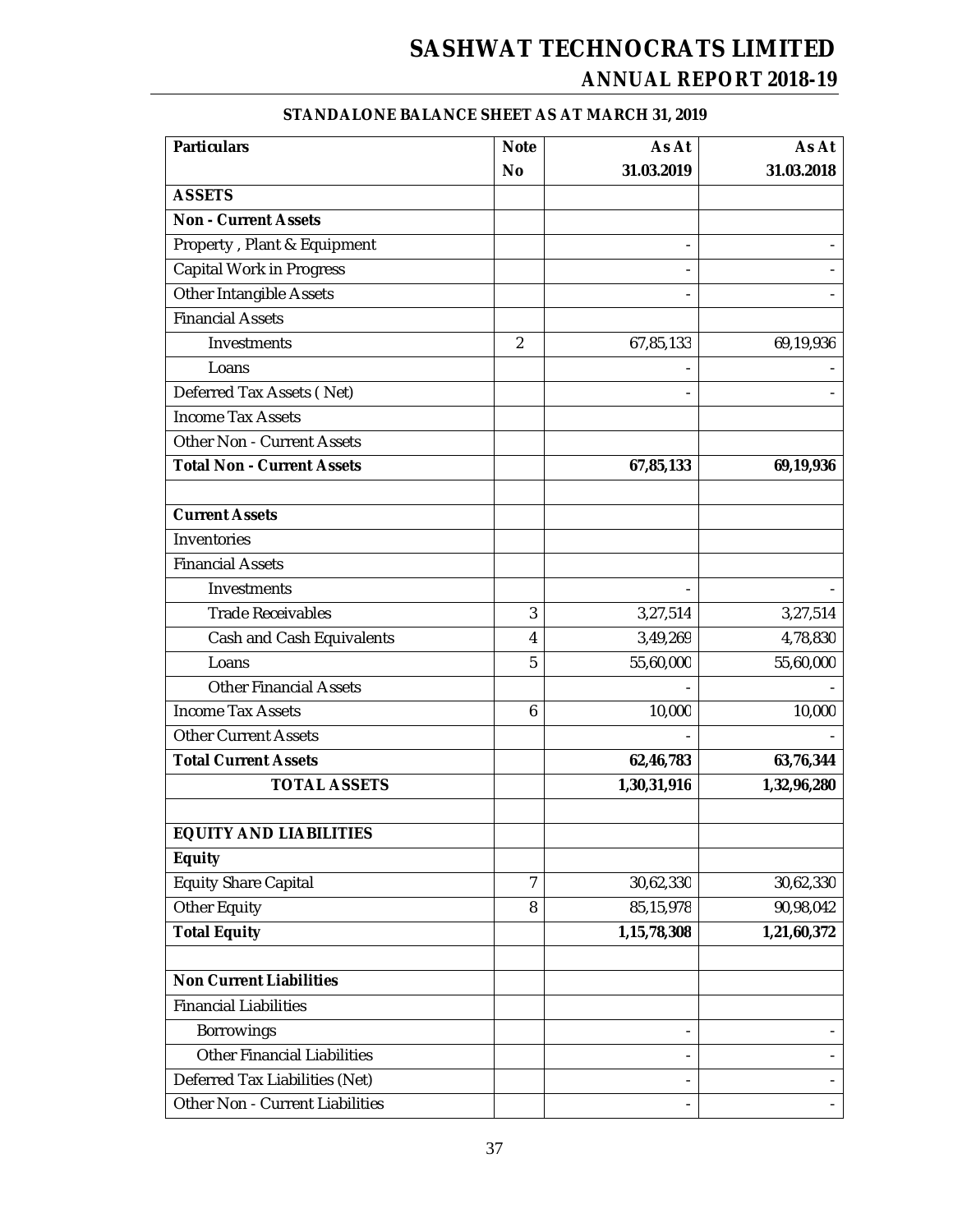# STANDALONE BALANCE SHEET AS AT MARCH 31, 2019

| Particulars | Note No | As At 31.03.2019 | As At 31.03.2018 |
|---|---|---|---|
| **ASSETS** | | | |
| **Non - Current Assets** | | | |
| Property , Plant & Equipment | | - | - |
| Capital Work in Progress | | - | - |
| Other Intangible Assets | | - | - |
| Financial Assets | | | |
| Investments | 2 | 67,85,133 | 69,19,936 |
| Loans | | - | - |
| Deferred Tax Assets ( Net) | | - | - |
| Income Tax Assets | | | |
| Other Non - Current Assets | | | |
| **Total Non - Current Assets** | | **67,85,133** | **69,19,936** |
| | | | |
| **Current Assets** | | | |
| Inventories | | | |
| Financial Assets | | | |
| Investments | | - | - |
| Trade Receivables | 3 | 3,27,514 | 3,27,514 |
| Cash and Cash Equivalents | 4 | 3,49,269 | 4,78,830 |
| Loans | 5 | 55,60,000 | 55,60,000 |
| Other Financial Assets | | - | - |
| Income Tax Assets | 6 | 10,000 | 10,000 |
| Other Current Assets | | - | - |
| **Total Current Assets** | | **62,46,783** | **63,76,344** |
| **TOTAL ASSETS** | | **1,30,31,916** | **1,32,96,280** |
| | | | |
| **EQUITY AND LIABILITIES** | | | |
| **Equity** | | | |
| Equity Share Capital | 7 | 30,62,330 | 30,62,330 |
| Other Equity | 8 | 85,15,978 | 90,98,042 |
| **Total Equity** | | **1,15,78,308** | **1,21,60,372** |
| | | | |
| **Non Current Liabilities** | | | |
| Financial Liabilities | | | |
| Borrowings | | - | - |
| Other Financial Liabilities | | - | - |
| Deferred Tax Liabilities (Net) | | - | - |
| Other Non - Current Liabilities | | - | - |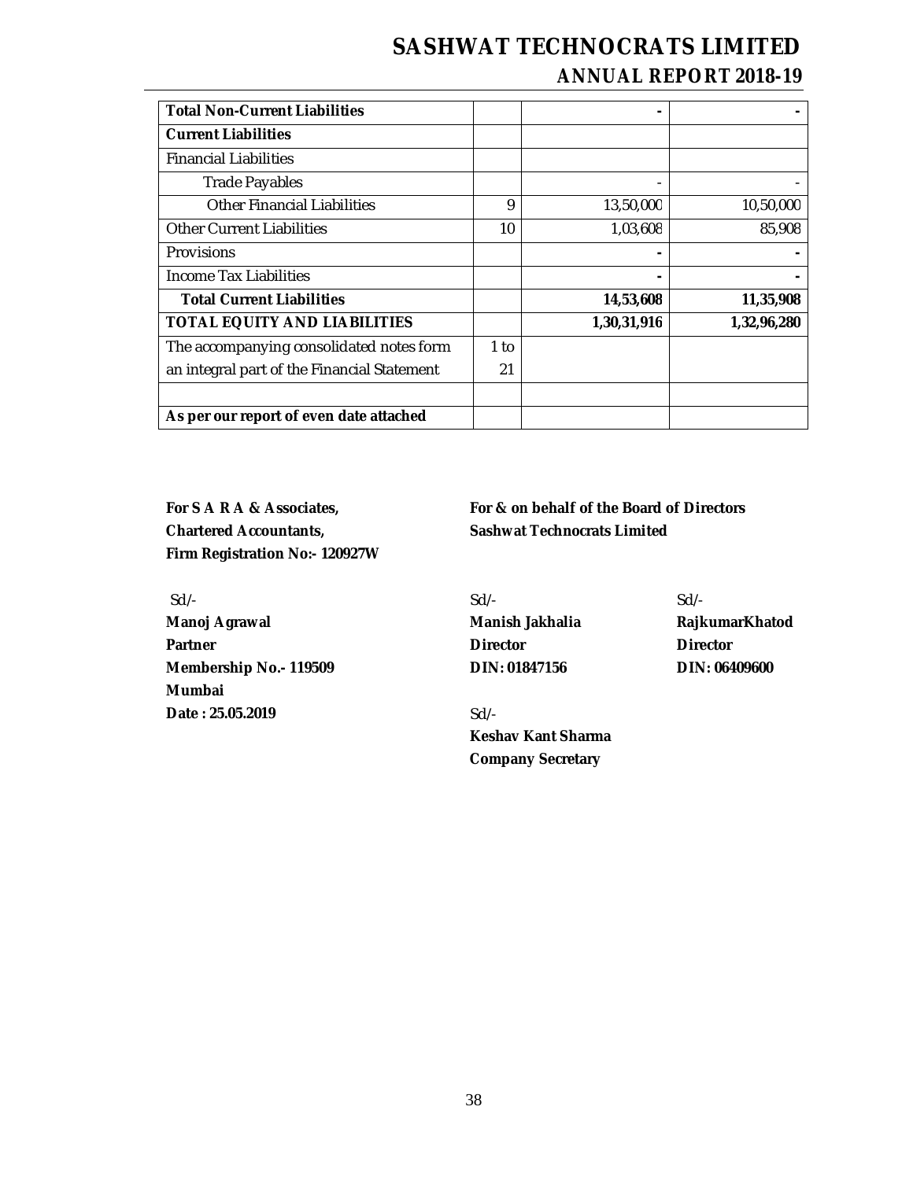| **Total Non-Current Liabilities** | | **-** | **-** |
|---|---|---|---|
| **Current Liabilities** | | | |
| Financial Liabilities | | | |
| Trade Payables | | - | - |
| Other Financial Liabilities | 9 | 13,50,000 | 10,50,000 |
| Other Current Liabilities | 10 | 1,03,608 | 85,908 |
| Provisions | | **-** | **-** |
| Income Tax Liabilities | | **-** | **-** |
| **Total Current Liabilities** | | **14,53,608** | **11,35,908** |
| **TOTAL EQUITY AND LIABILITIES** | | **1,30,31,916** | **1,32,96,280** |
| The accompanying consolidated notes form an integral part of the Financial Statement | 1 to 21 | | |
| | | | |
| **As per our report of even date attached** | | | |

**For S A R A & Associates,**
**Chartered Accountants,**
**Firm Registration No:- 120927W**

Sd/-
**Manoj Agrawal**
**Partner**
**Membership No.- 119509**
**Mumbai**
**Date : 25.05.2019**

**For & on behalf of the Board of Directors**
**Sashwat Technocrats Limited**

Sd/-
**Manish Jakhalia**
**Director**
**DIN: 01847156**

Sd/-
**RajkumarKhatod**
**Director**
**DIN: 06409600**

Sd/-
**Keshav Kant Sharma**
**Company Secretary**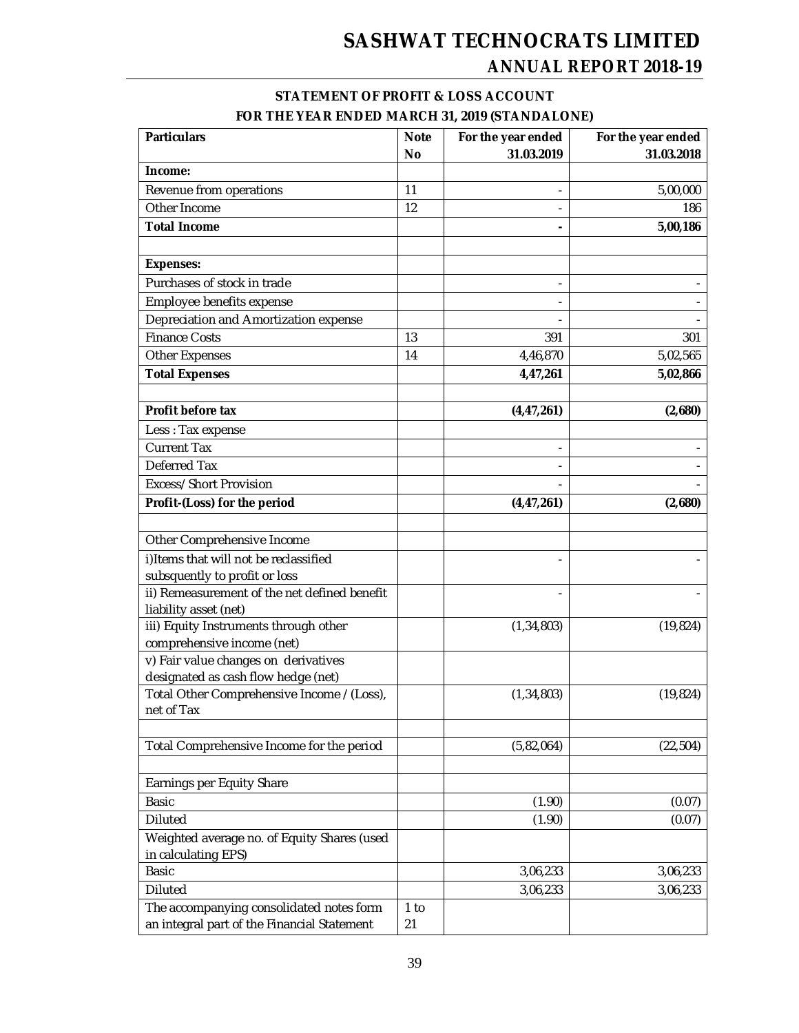## STATEMENT OF PROFIT & LOSS ACCOUNT
## FOR THE YEAR ENDED MARCH 31, 2019 (STANDALONE)

| Particulars | Note No | For the year ended 31.03.2019 | For the year ended 31.03.2018 |
|---|---|---|---|
| **Income:** | | | |
| Revenue from operations | 11 | - | 5,00,000 |
| Other Income | 12 | - | 186 |
| **Total Income** | | **-** | **5,00,186** |
| | | | |
| **Expenses:** | | | |
| Purchases of stock in trade | | - | - |
| Employee benefits expense | | - | - |
| Depreciation and Amortization expense | | - | - |
| Finance Costs | 13 | 391 | 301 |
| Other Expenses | 14 | 4,46,870 | 5,02,565 |
| **Total Expenses** | | **4,47,261** | **5,02,866** |
| | | | |
| **Profit before tax** | | **(4,47,261)** | **(2,680)** |
| Less : Tax expense | | | |
| Current Tax | | - | - |
| Deferred Tax | | - | - |
| Excess/Short Provision | | - | - |
| **Profit-(Loss) for the period** | | **(4,47,261)** | **(2,680)** |
| | | | |
| Other Comprehensive Income | | | |
| i)Items that will not be reclassified subsquently to profit or loss | | - | - |
| ii) Remeasurement of the net defined benefit liability asset (net) | | - | - |
| iii) Equity Instruments through other comprehensive income (net) | | (1,34,803) | (19,824) |
| v) Fair value changes on derivatives designated as cash flow hedge (net) | | | |
| Total Other Comprehensive Income / (Loss), net of Tax | | (1,34,803) | (19,824) |
| | | | |
| Total Comprehensive Income for the period | | (5,82,064) | (22,504) |
| | | | |
| Earnings per Equity Share | | | |
| Basic | | (1.90) | (0.07) |
| Diluted | | (1.90) | (0.07) |
| Weighted average no. of Equity Shares (used in calculating EPS) | | | |
| Basic | | 3,06,233 | 3,06,233 |
| Diluted | | 3,06,233 | 3,06,233 |
| The accompanying consolidated notes form an integral part of the Financial Statement | 1 to 21 | | |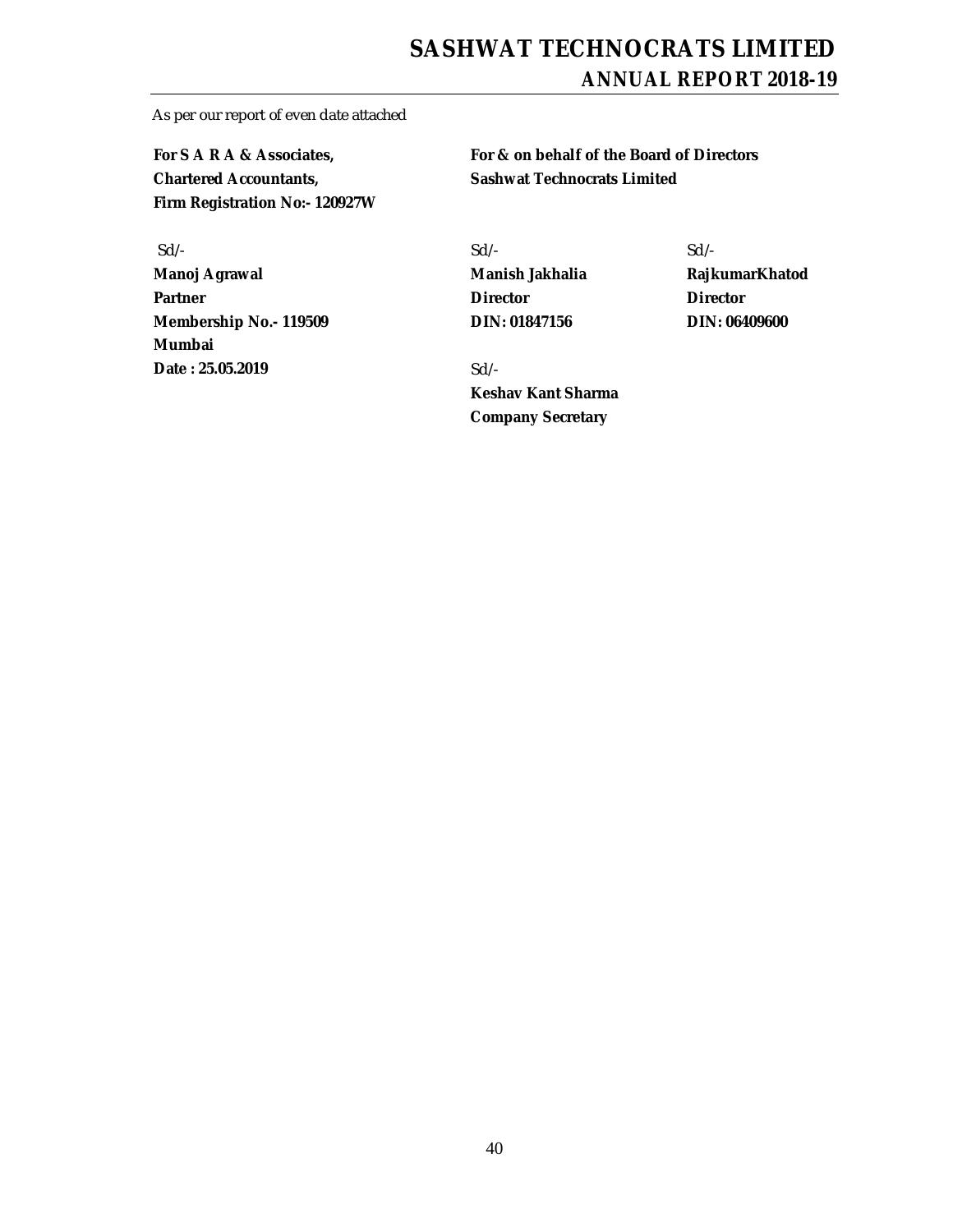As per our report of even date attached

| | | |
|---|---|---|
| **For S A R A & Associates,** | **For & on behalf of the Board of Directors** | |
| **Chartered Accountants,** | **Sashwat Technocrats Limited** | |
| **Firm Registration No:- 120927W** | | |
| Sd/- | Sd/- | Sd/- |
| **Manoj Agrawal** | **Manish Jakhalia** | **RajkumarKhatod** |
| **Partner** | **Director** | **Director** |
| **Membership No.- 119509** | **DIN: 01847156** | **DIN: 06409600** |
| **Mumbai** | | |
| **Date : 25.05.2019** | Sd/- | |
| | **Keshav Kant Sharma** | |
| | **Company Secretary** | |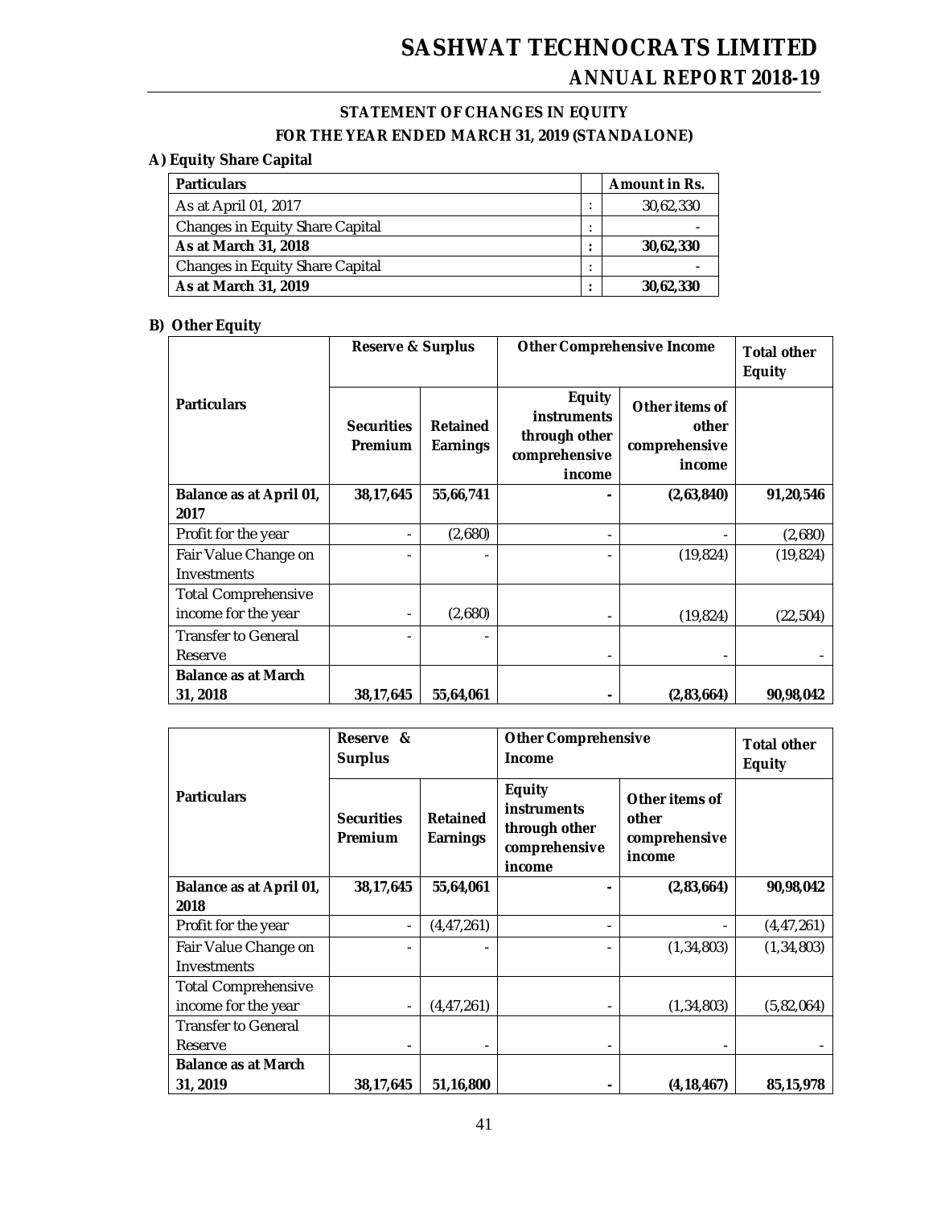## STATEMENT OF CHANGES IN EQUITY

## FOR THE YEAR ENDED MARCH 31, 2019 (STANDALONE)

### A) Equity Share Capital

| Particulars | | Amount in Rs. |
|---|---|---|
| As at April 01, 2017 | : | 30,62,330 |
| Changes in Equity Share Capital | : | - |
| **As at March 31, 2018** | **:** | **30,62,330** |
| Changes in Equity Share Capital | : | - |
| **As at March 31, 2019** | **:** | **30,62,330** |

### B) Other Equity

| Particulars | Reserve & Surplus | | Other Comprehensive Income | | Total other Equity |
|---|---|---|---|---|---|
| | Securities Premium | Retained Earnings | Equity instruments through other comprehensive income | Other items of other comprehensive income | |
| **Balance as at April 01, 2017** | **38,17,645** | **55,66,741** | **-** | **(2,63,840)** | **91,20,546** |
| Profit for the year | - | (2,680) | - | - | (2,680) |
| Fair Value Change on Investments | - | - | - | (19,824) | (19,824) |
| Total Comprehensive income for the year | - | (2,680) | - | (19,824) | (22,504) |
| Transfer to General Reserve | - | - | - | - | - |
| **Balance as at March 31, 2018** | **38,17,645** | **55,64,061** | **-** | **(2,83,664)** | **90,98,042** |

| Particulars | Reserve & Surplus | | Other Comprehensive Income | | Total other Equity |
|---|---|---|---|---|---|
| | Securities Premium | Retained Earnings | Equity instruments through other comprehensive income | Other items of other comprehensive income | |
| **Balance as at April 01, 2018** | **38,17,645** | **55,64,061** | **-** | **(2,83,664)** | **90,98,042** |
| Profit for the year | - | (4,47,261) | - | - | (4,47,261) |
| Fair Value Change on Investments | - | - | - | (1,34,803) | (1,34,803) |
| Total Comprehensive income for the year | - | (4,47,261) | - | (1,34,803) | (5,82,064) |
| Transfer to General Reserve | - | - | - | - | - |
| **Balance as at March 31, 2019** | **38,17,645** | **51,16,800** | **-** | **(4,18,467)** | **85,15,978** |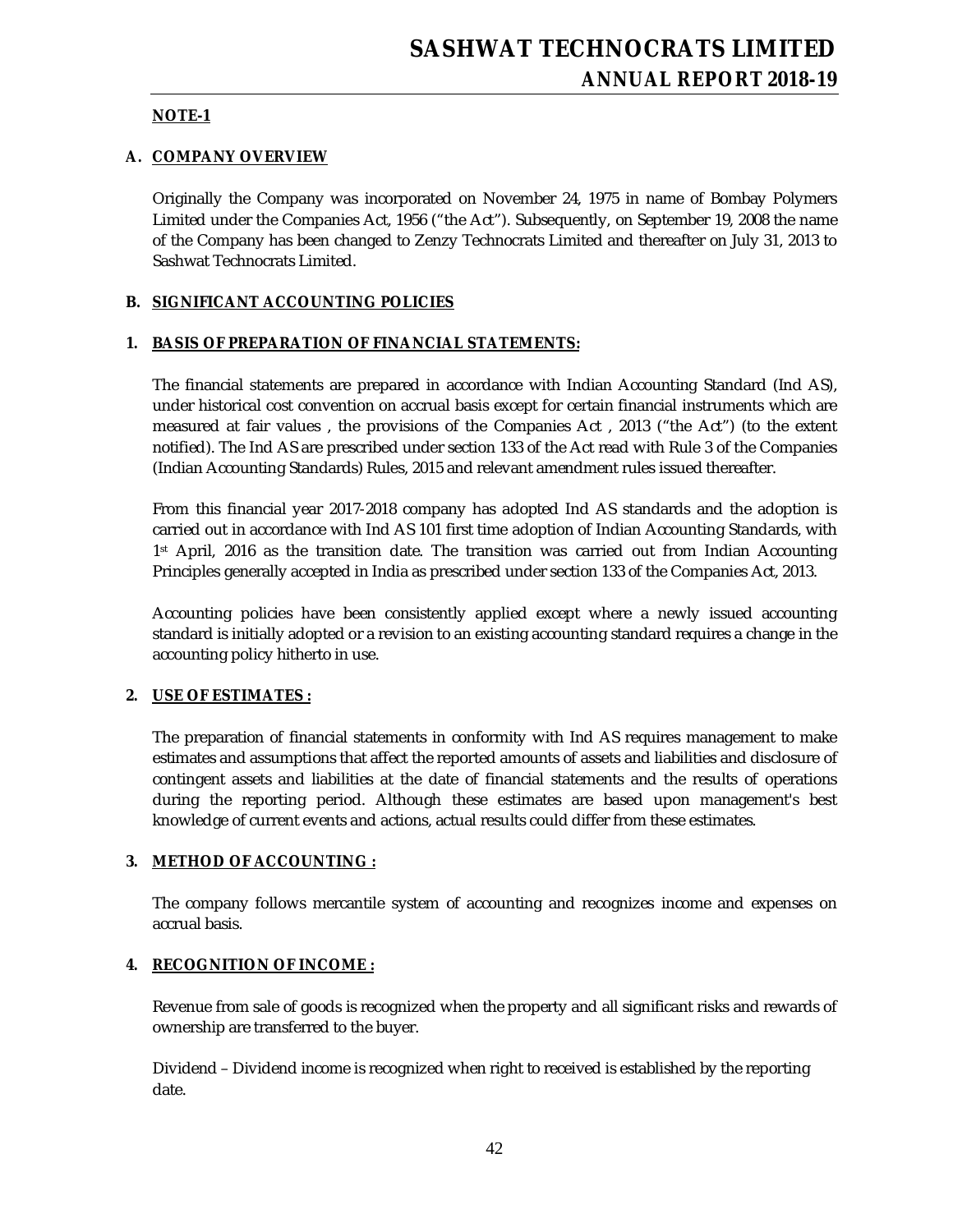## NOTE-1

### A. COMPANY OVERVIEW

Originally the Company was incorporated on November 24, 1975 in name of Bombay Polymers Limited under the Companies Act, 1956 ("the Act"). Subsequently, on September 19, 2008 the name of the Company has been changed to Zenzy Technocrats Limited and thereafter on July 31, 2013 to Sashwat Technocrats Limited.

### B. SIGNIFICANT ACCOUNTING POLICIES

#### 1. BASIS OF PREPARATION OF FINANCIAL STATEMENTS:

The financial statements are prepared in accordance with Indian Accounting Standard (Ind AS), under historical cost convention on accrual basis except for certain financial instruments which are measured at fair values , the provisions of the Companies Act , 2013 ("the Act") (to the extent notified). The Ind AS are prescribed under section 133 of the Act read with Rule 3 of the Companies (Indian Accounting Standards) Rules, 2015 and relevant amendment rules issued thereafter.

From this financial year 2017-2018 company has adopted Ind AS standards and the adoption is carried out in accordance with Ind AS 101 first time adoption of Indian Accounting Standards, with 1st April, 2016 as the transition date. The transition was carried out from Indian Accounting Principles generally accepted in India as prescribed under section 133 of the Companies Act, 2013.

Accounting policies have been consistently applied except where a newly issued accounting standard is initially adopted or a revision to an existing accounting standard requires a change in the accounting policy hitherto in use.

#### 2. USE OF ESTIMATES :

The preparation of financial statements in conformity with Ind AS requires management to make estimates and assumptions that affect the reported amounts of assets and liabilities and disclosure of contingent assets and liabilities at the date of financial statements and the results of operations during the reporting period. Although these estimates are based upon management's best knowledge of current events and actions, actual results could differ from these estimates.

#### 3. METHOD OF ACCOUNTING :

The company follows mercantile system of accounting and recognizes income and expenses on accrual basis.

#### 4. RECOGNITION OF INCOME :

Revenue from sale of goods is recognized when the property and all significant risks and rewards of ownership are transferred to the buyer.

Dividend – Dividend income is recognized when right to received is established by the reporting date.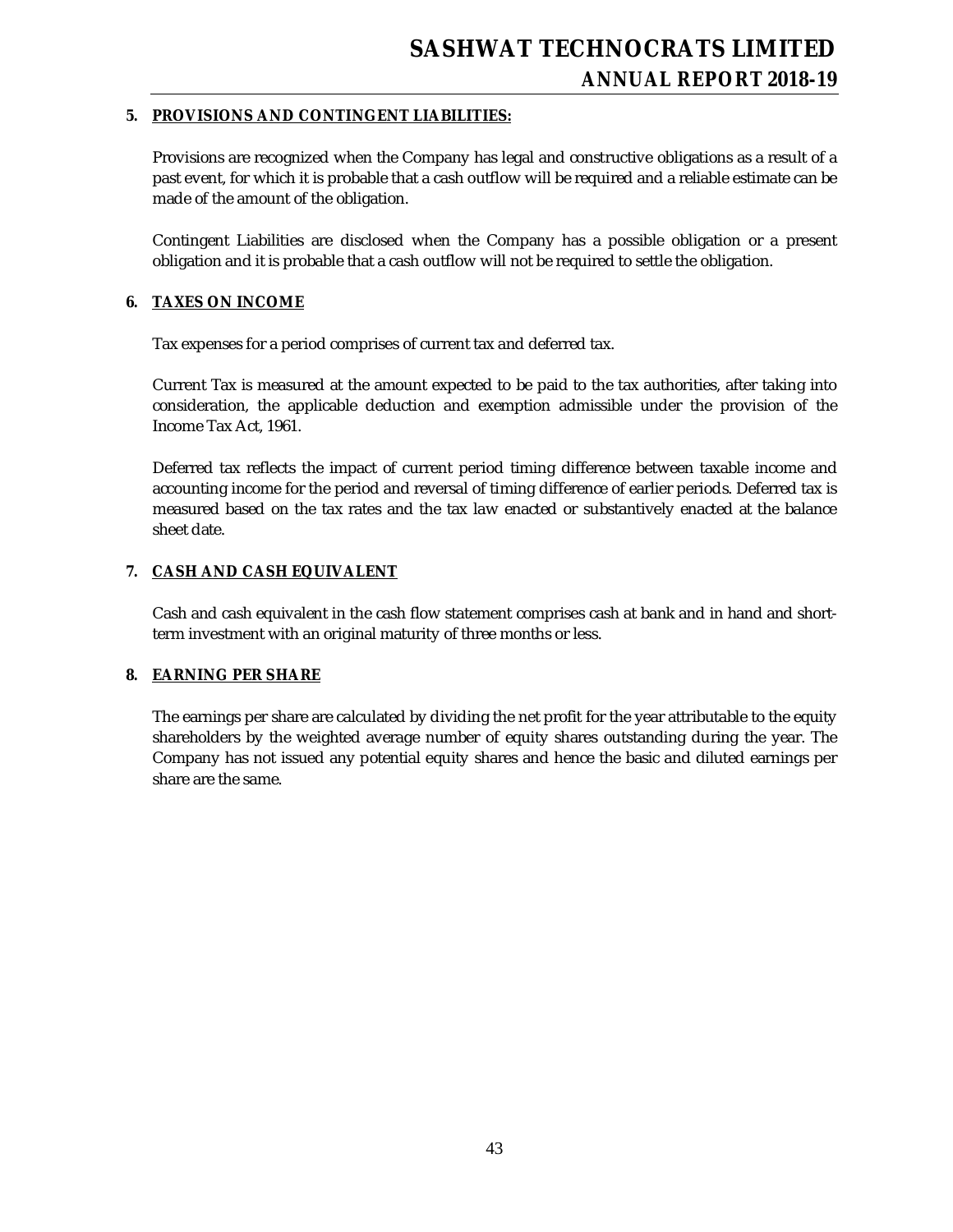**5. PROVISIONS AND CONTINGENT LIABILITIES:**

Provisions are recognized when the Company has legal and constructive obligations as a result of a past event, for which it is probable that a cash outflow will be required and a reliable estimate can be made of the amount of the obligation.

Contingent Liabilities are disclosed when the Company has a possible obligation or a present obligation and it is probable that a cash outflow will not be required to settle the obligation.

**6. TAXES ON INCOME**

Tax expenses for a period comprises of current tax and deferred tax.

Current Tax is measured at the amount expected to be paid to the tax authorities, after taking into consideration, the applicable deduction and exemption admissible under the provision of the Income Tax Act, 1961.

Deferred tax reflects the impact of current period timing difference between taxable income and accounting income for the period and reversal of timing difference of earlier periods. Deferred tax is measured based on the tax rates and the tax law enacted or substantively enacted at the balance sheet date.

**7. CASH AND CASH EQUIVALENT**

Cash and cash equivalent in the cash flow statement comprises cash at bank and in hand and short-term investment with an original maturity of three months or less.

**8. EARNING PER SHARE**

The earnings per share are calculated by dividing the net profit for the year attributable to the equity shareholders by the weighted average number of equity shares outstanding during the year. The Company has not issued any potential equity shares and hence the basic and diluted earnings per share are the same.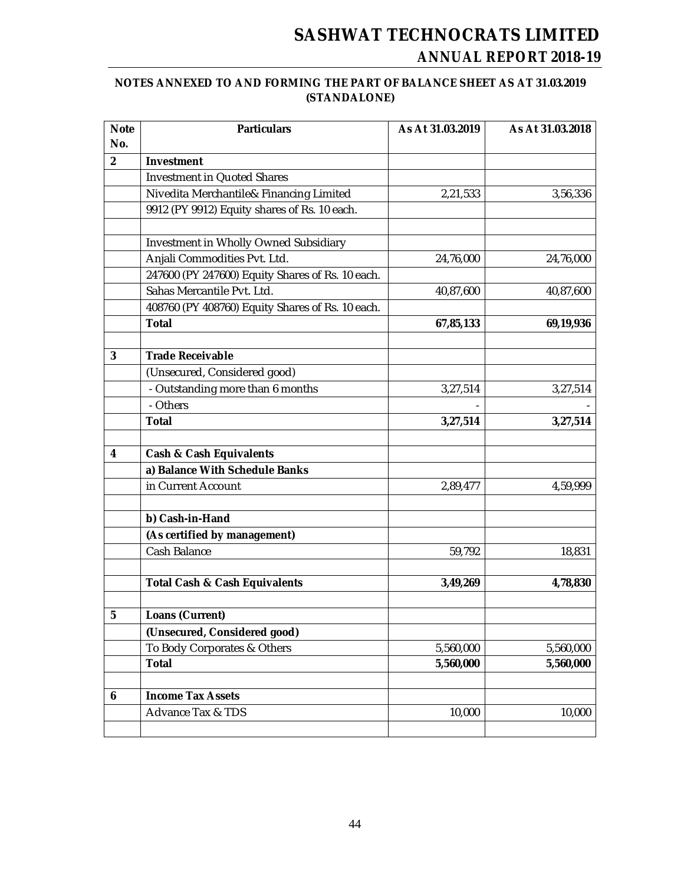## NOTES ANNEXED TO AND FORMING THE PART OF BALANCE SHEET AS AT 31.03.2019 (STANDALONE)

| Note No. | Particulars | As At 31.03.2019 | As At 31.03.2018 |
|---|---|---|---|
| **2** | **Investment** | | |
| | Investment in Quoted Shares | | |
| | Nivedita Merchantile& Financing Limited | 2,21,533 | 3,56,336 |
| | 9912 (PY 9912) Equity shares of Rs. 10 each. | | |
| | | | |
| | Investment in Wholly Owned Subsidiary | | |
| | Anjali Commodities Pvt. Ltd. | 24,76,000 | 24,76,000 |
| | 247600 (PY 247600) Equity Shares of Rs. 10 each. | | |
| | Sahas Mercantile Pvt. Ltd. | 40,87,600 | 40,87,600 |
| | 408760 (PY 408760) Equity Shares of Rs. 10 each. | | |
| | **Total** | **67,85,133** | **69,19,936** |
| | | | |
| **3** | **Trade Receivable** | | |
| | (Unsecured, Considered good) | | |
| | - Outstanding more than 6 months | 3,27,514 | 3,27,514 |
| | - Others | - | - |
| | **Total** | **3,27,514** | **3,27,514** |
| | | | |
| **4** | **Cash & Cash Equivalents** | | |
| | **a) Balance With Schedule Banks** | | |
| | in Current Account | 2,89,477 | 4,59,999 |
| | | | |
| | **b) Cash-in-Hand** | | |
| | **(As certified by management)** | | |
| | Cash Balance | 59,792 | 18,831 |
| | | | |
| | **Total Cash & Cash Equivalents** | **3,49,269** | **4,78,830** |
| | | | |
| **5** | **Loans (Current)** | | |
| | **(Unsecured, Considered good)** | | |
| | To Body Corporates & Others | 5,560,000 | 5,560,000 |
| | **Total** | **5,560,000** | **5,560,000** |
| | | | |
| **6** | **Income Tax Assets** | | |
| | Advance Tax & TDS | 10,000 | 10,000 |
| | | | |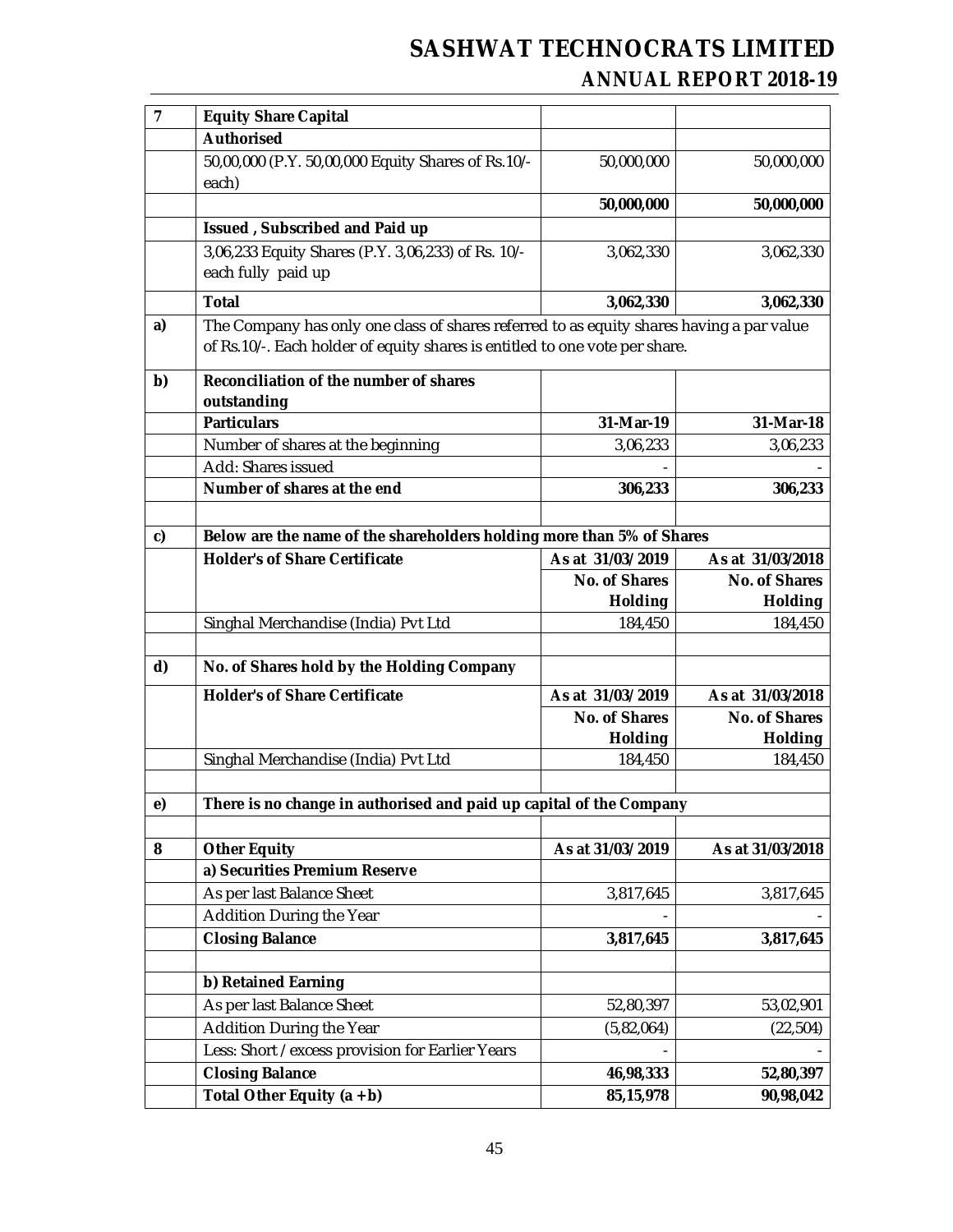| 7 | Equity Share Capital | | |
|---|---|---|---|
| | **Authorised** | | |
| | 50,00,000 (P.Y. 50,00,000 Equity Shares of Rs.10/- each) | 50,000,000 | 50,000,000 |
| | | **50,000,000** | **50,000,000** |
| | **Issued , Subscribed and Paid up** | | |
| | 3,06,233 Equity Shares (P.Y. 3,06,233) of Rs. 10/- each fully paid up | 3,062,330 | 3,062,330 |
| | **Total** | **3,062,330** | **3,062,330** |
| **a)** | The Company has only one class of shares referred to as equity shares having a par value of Rs.10/-. Each holder of equity shares is entitled to one vote per share. | | |
| **b)** | **Reconciliation of the number of shares outstanding** | | |
| | **Particulars** | **31-Mar-19** | **31-Mar-18** |
| | Number of shares at the beginning | 3,06,233 | 3,06,233 |
| | Add: Shares issued | - | - |
| | **Number of shares at the end** | **306,233** | **306,233** |
| | | | |
| **c)** | **Below are the name of the shareholders holding more than 5% of Shares** | | |
| | **Holder's of Share Certificate** | **As at 31/03/2019** | **As at 31/03/2018** |
| | | **No. of Shares Holding** | **No. of Shares Holding** |
| | Singhal Merchandise (India) Pvt Ltd | 184,450 | 184,450 |
| | | | |
| **d)** | **No. of Shares hold by the Holding Company** | | |
| | **Holder's of Share Certificate** | **As at 31/03/2019** | **As at 31/03/2018** |
| | | **No. of Shares Holding** | **No. of Shares Holding** |
| | Singhal Merchandise (India) Pvt Ltd | 184,450 | 184,450 |
| | | | |
| **e)** | **There is no change in authorised and paid up capital of the Company** | | |
| | | | |
| **8** | **Other Equity** | **As at 31/03/2019** | **As at 31/03/2018** |
| | **a) Securities Premium Reserve** | | |
| | As per last Balance Sheet | 3,817,645 | 3,817,645 |
| | Addition During the Year | - | - |
| | **Closing Balance** | **3,817,645** | **3,817,645** |
| | | | |
| | **b) Retained Earning** | | |
| | As per last Balance Sheet | 52,80,397 | 53,02,901 |
| | Addition During the Year | (5,82,064) | (22,504) |
| | Less: Short / excess provision for Earlier Years | - | - |
| | **Closing Balance** | **46,98,333** | **52,80,397** |
| | **Total Other Equity (a + b)** | **85,15,978** | **90,98,042** |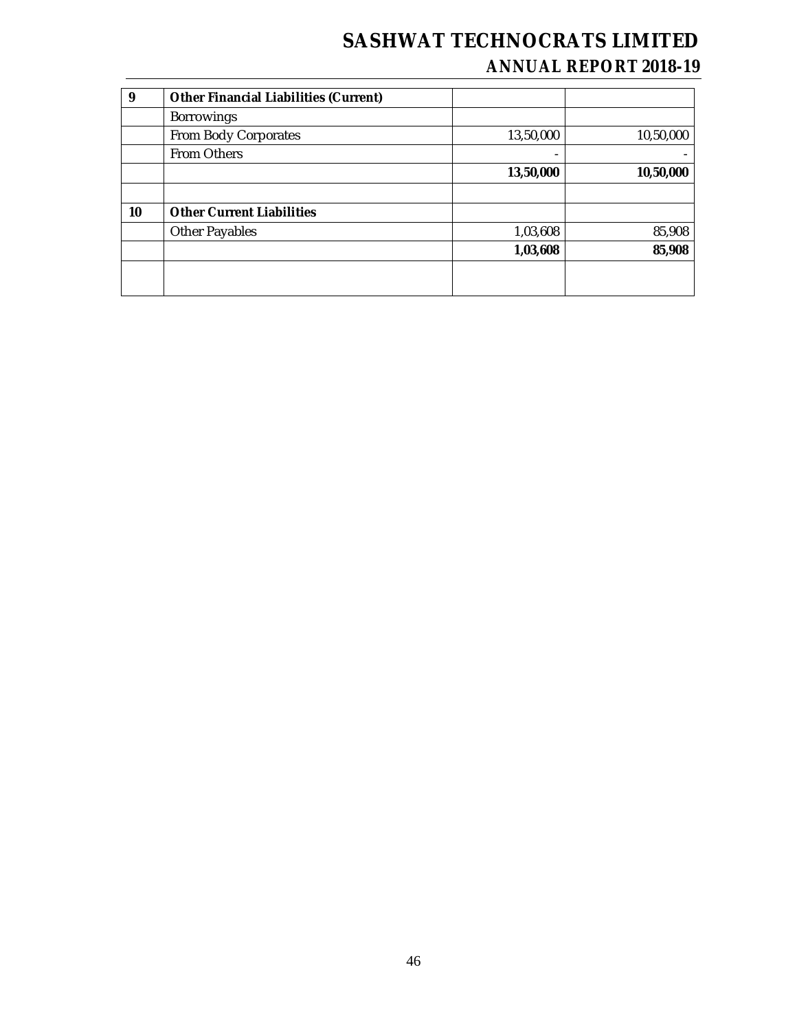| | | | |
|---|---|---|---|
| **9** | **Other Financial Liabilities (Current)** | | |
| | Borrowings | | |
| | From Body Corporates | 13,50,000 | 10,50,000 |
| | From Others | - | - |
| | | **13,50,000** | **10,50,000** |
| | | | |
| **10** | **Other Current Liabilities** | | |
| | Other Payables | 1,03,608 | 85,908 |
| | | **1,03,608** | **85,908** |
| | | | |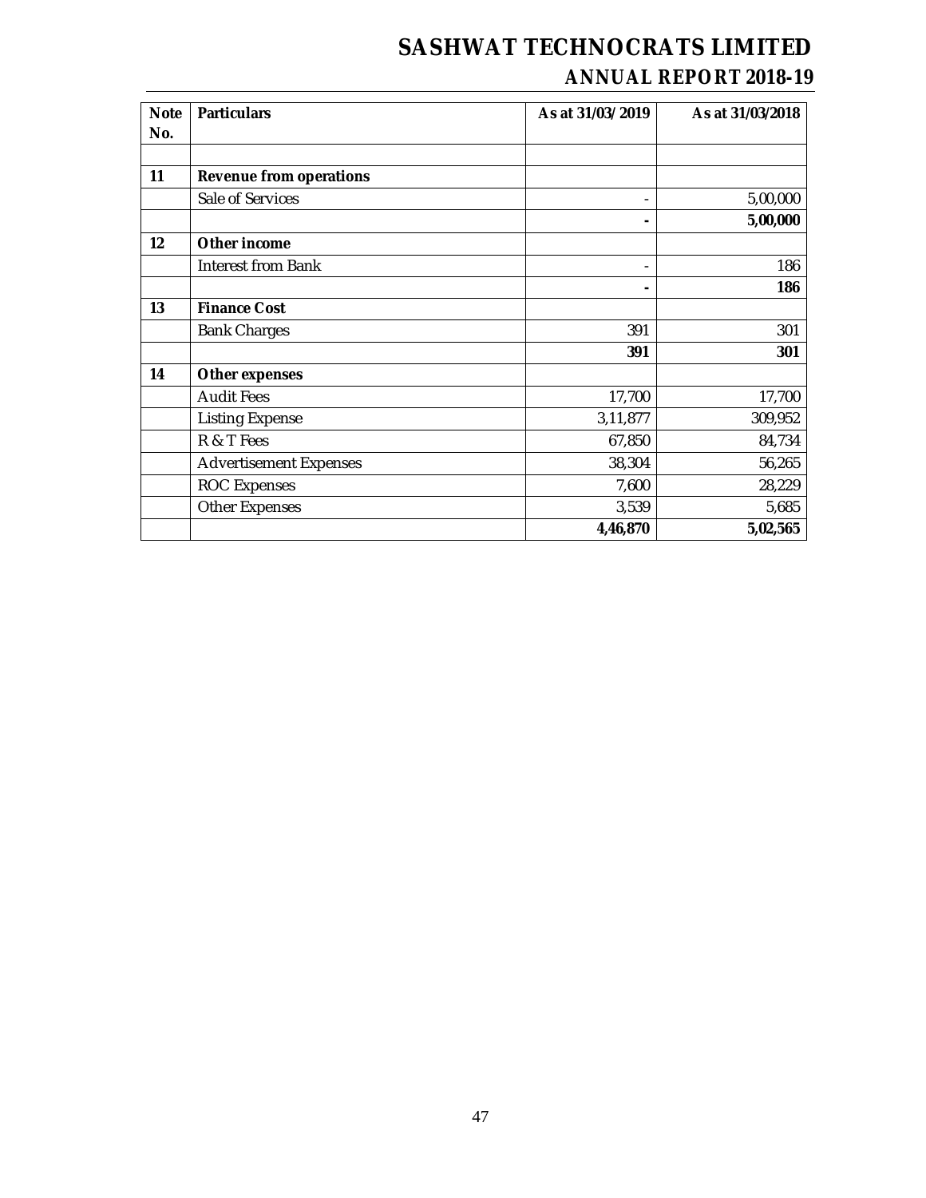| Note No. | Particulars | As at 31/03/ 2019 | As at 31/03/2018 |
|---|---|---|---|
| | | | |
| **11** | **Revenue from operations** | | |
| | Sale of Services | - | 5,00,000 |
| | | **-** | **5,00,000** |
| **12** | **Other income** | | |
| | Interest from Bank | - | 186 |
| | | **-** | **186** |
| **13** | **Finance Cost** | | |
| | Bank Charges | 391 | 301 |
| | | **391** | **301** |
| **14** | **Other expenses** | | |
| | Audit Fees | 17,700 | 17,700 |
| | Listing Expense | 3,11,877 | 309,952 |
| | R & T Fees | 67,850 | 84,734 |
| | Advertisement Expenses | 38,304 | 56,265 |
| | ROC Expenses | 7,600 | 28,229 |
| | Other Expenses | 3,539 | 5,685 |
| | | **4,46,870** | **5,02,565** |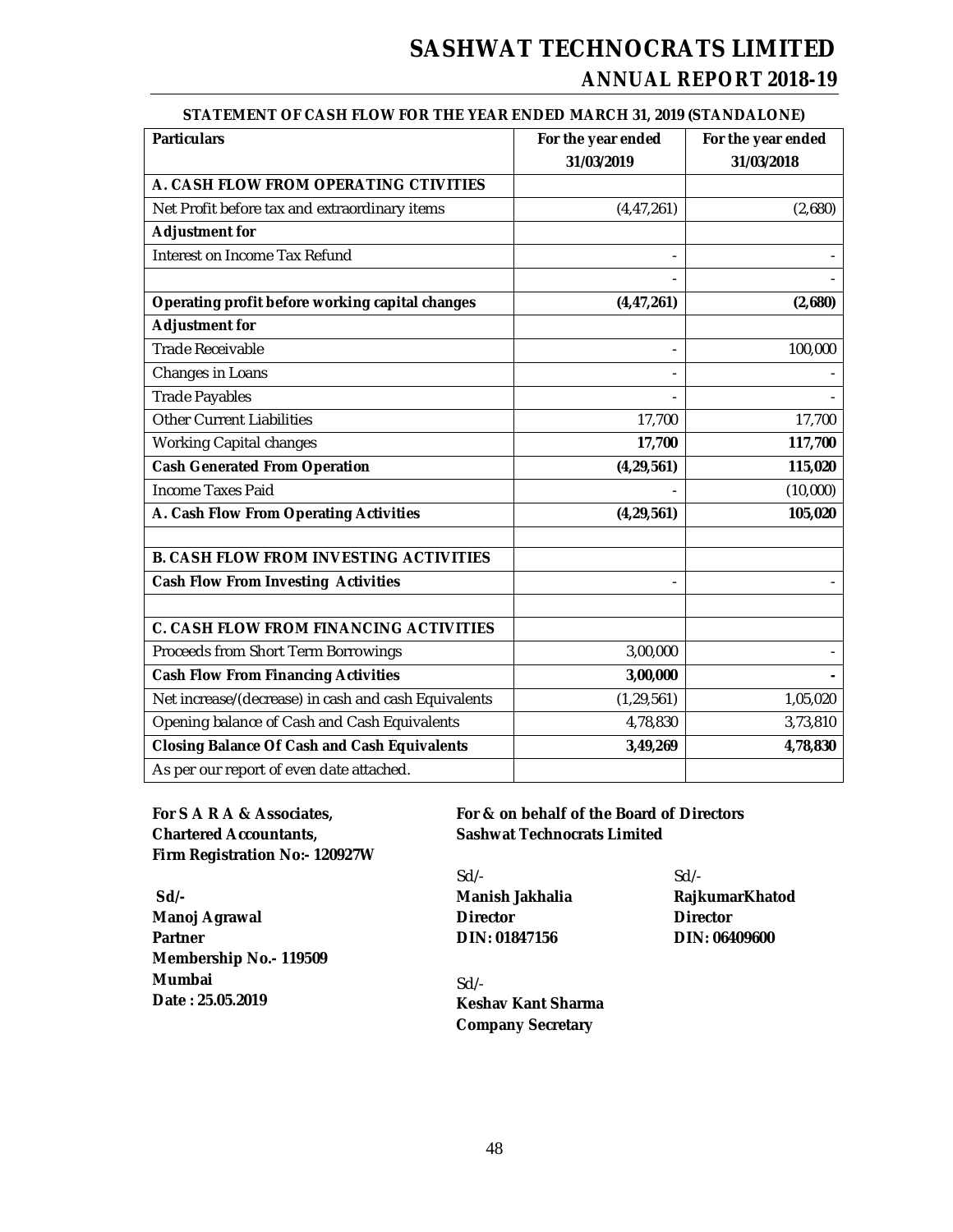**STATEMENT OF CASH FLOW FOR THE YEAR ENDED MARCH 31, 2019 (STANDALONE)**

| Particulars | For the year ended 31/03/2019 | For the year ended 31/03/2018 |
|---|---|---|
| **A. CASH FLOW FROM OPERATING CTIVITIES** | | |
| Net Profit before tax and extraordinary items | (4,47,261) | (2,680) |
| **Adjustment for** | | |
| Interest on Income Tax Refund | - | - |
| | - | - |
| **Operating profit before working capital changes** | **(4,47,261)** | **(2,680)** |
| **Adjustment for** | | |
| Trade Receivable | - | 100,000 |
| Changes in Loans | - | - |
| Trade Payables | - | - |
| Other Current Liabilities | 17,700 | 17,700 |
| Working Capital changes | **17,700** | **117,700** |
| **Cash Generated From Operation** | **(4,29,561)** | **115,020** |
| Income Taxes Paid | - | (10,000) |
| **A. Cash Flow From Operating Activities** | **(4,29,561)** | **105,020** |
| | | |
| **B. CASH FLOW FROM INVESTING ACTIVITIES** | | |
| **Cash Flow From Investing Activities** | - | - |
| | | |
| **C. CASH FLOW FROM FINANCING ACTIVITIES** | | |
| Proceeds from Short Term Borrowings | 3,00,000 | - |
| **Cash Flow From Financing Activities** | **3,00,000** | **-** |
| Net increase/(decrease) in cash and cash Equivalents | (1,29,561) | 1,05,020 |
| Opening balance of Cash and Cash Equivalents | 4,78,830 | 3,73,810 |
| **Closing Balance Of Cash and Cash Equivalents** | **3,49,269** | **4,78,830** |
| As per our report of even date attached. | | |

**For S A R A & Associates,**
**Chartered Accountants,**
**Firm Registration No:- 120927W**

**Sd/-**
**Manoj Agrawal**
**Partner**
**Membership No.- 119509**
**Mumbai**
**Date : 25.05.2019**

**For & on behalf of the Board of Directors**
**Sashwat Technocrats Limited**

Sd/-
**Manish Jakhalia**
**Director**
**DIN: 01847156**

Sd/-
**RajkumarKhatod**
**Director**
**DIN: 06409600**

Sd/-
**Keshav Kant Sharma**
**Company Secretary**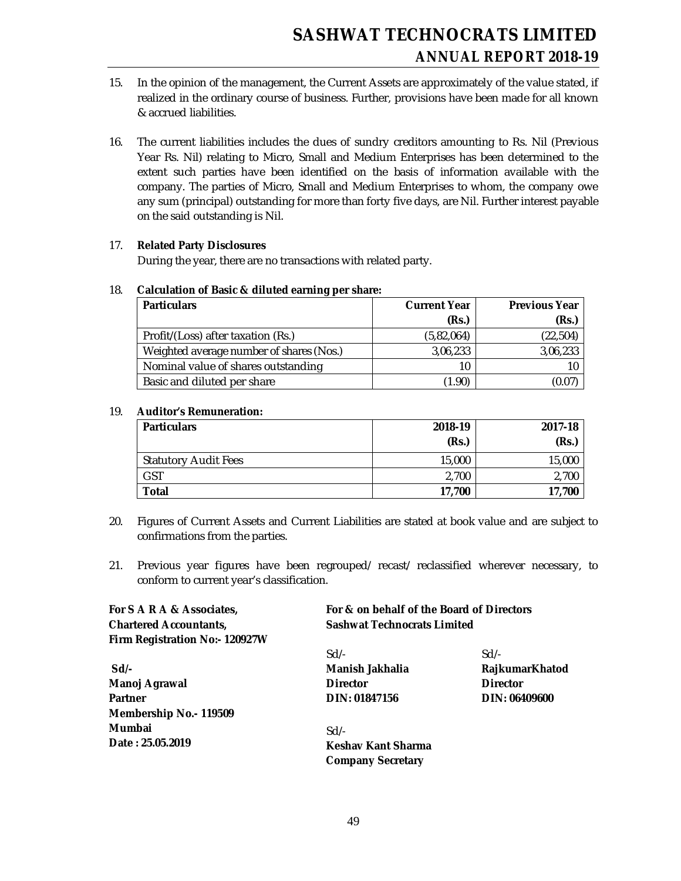15. In the opinion of the management, the Current Assets are approximately of the value stated, if realized in the ordinary course of business. Further, provisions have been made for all known & accrued liabilities.

16. The current liabilities includes the dues of sundry creditors amounting to Rs. Nil (Previous Year Rs. Nil) relating to Micro, Small and Medium Enterprises has been determined to the extent such parties have been identified on the basis of information available with the company. The parties of Micro, Small and Medium Enterprises to whom, the company owe any sum (principal) outstanding for more than forty five days, are Nil. Further interest payable on the said outstanding is Nil.

17. **Related Party Disclosures**

    During the year, there are no transactions with related party.

18. **Calculation of Basic & diluted earning per share:**

| Particulars | Current Year (Rs.) | Previous Year (Rs.) |
|---|---|---|
| Profit/(Loss) after taxation (Rs.) | (5,82,064) | (22,504) |
| Weighted average number of shares (Nos.) | 3,06,233 | 3,06,233 |
| Nominal value of shares outstanding | 10 | 10 |
| Basic and diluted per share | (1.90) | (0.07) |

19. **Auditor's Remuneration:**

| Particulars | 2018-19 (Rs.) | 2017-18 (Rs.) |
|---|---|---|
| Statutory Audit Fees | 15,000 | 15,000 |
| GST | 2,700 | 2,700 |
| **Total** | **17,700** | **17,700** |

20. Figures of Current Assets and Current Liabilities are stated at book value and are subject to confirmations from the parties.

21. Previous year figures have been regrouped/ recast/ reclassified wherever necessary, to conform to current year's classification.

**For S A R A & Associates,**
**Chartered Accountants,**
**Firm Registration No:- 120927W**

**Sd/-**
**Manoj Agrawal**
**Partner**
**Membership No.- 119509**
**Mumbai**
**Date : 25.05.2019**

**For & on behalf of the Board of Directors**
**Sashwat Technocrats Limited**

Sd/-
**Manish Jakhalia**
**Director**
**DIN: 01847156**

Sd/-
**RajkumarKhatod**
**Director**
**DIN: 06409600**

Sd/-
**Keshav Kant Sharma**
**Company Secretary**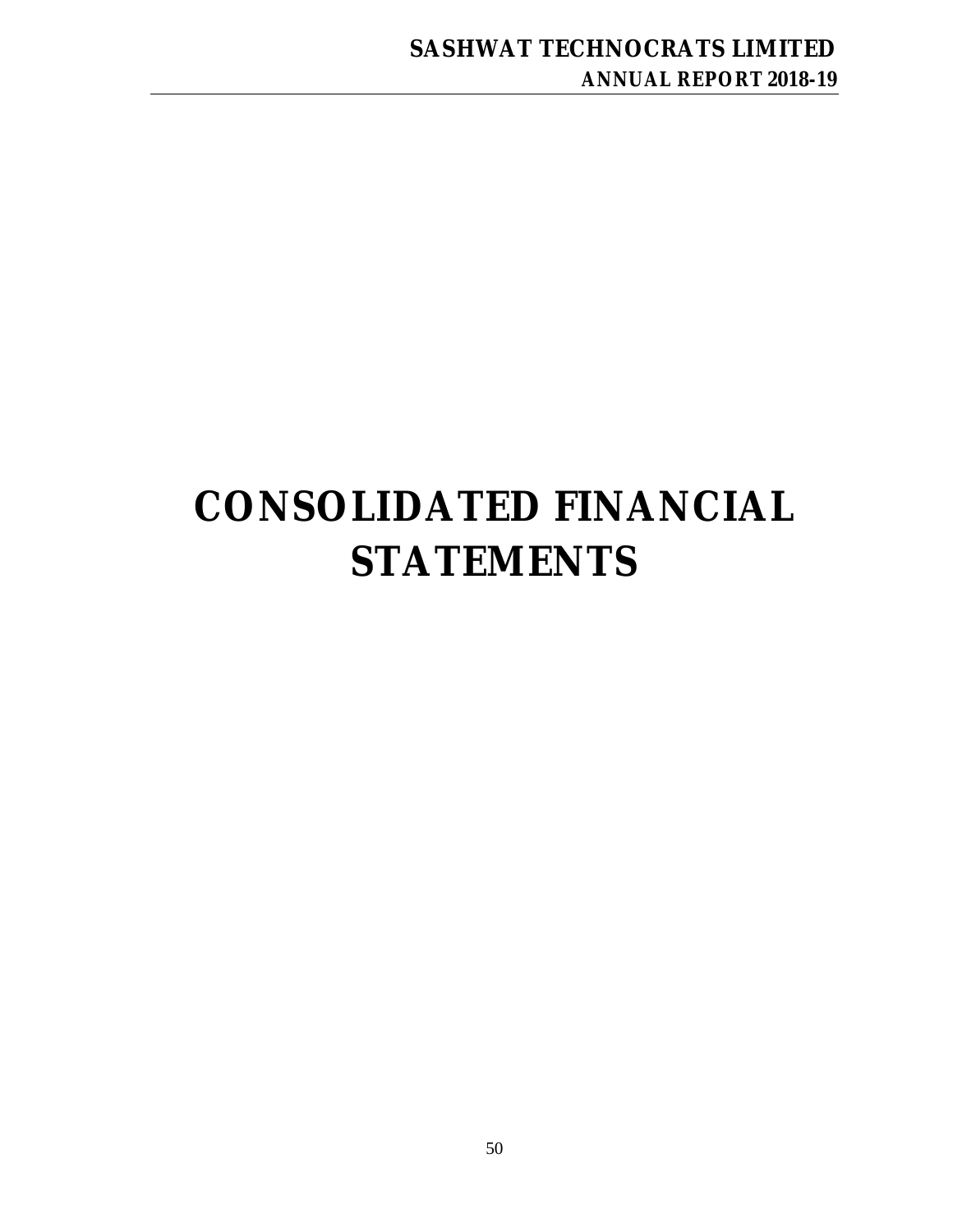# CONSOLIDATED FINANCIAL STATEMENTS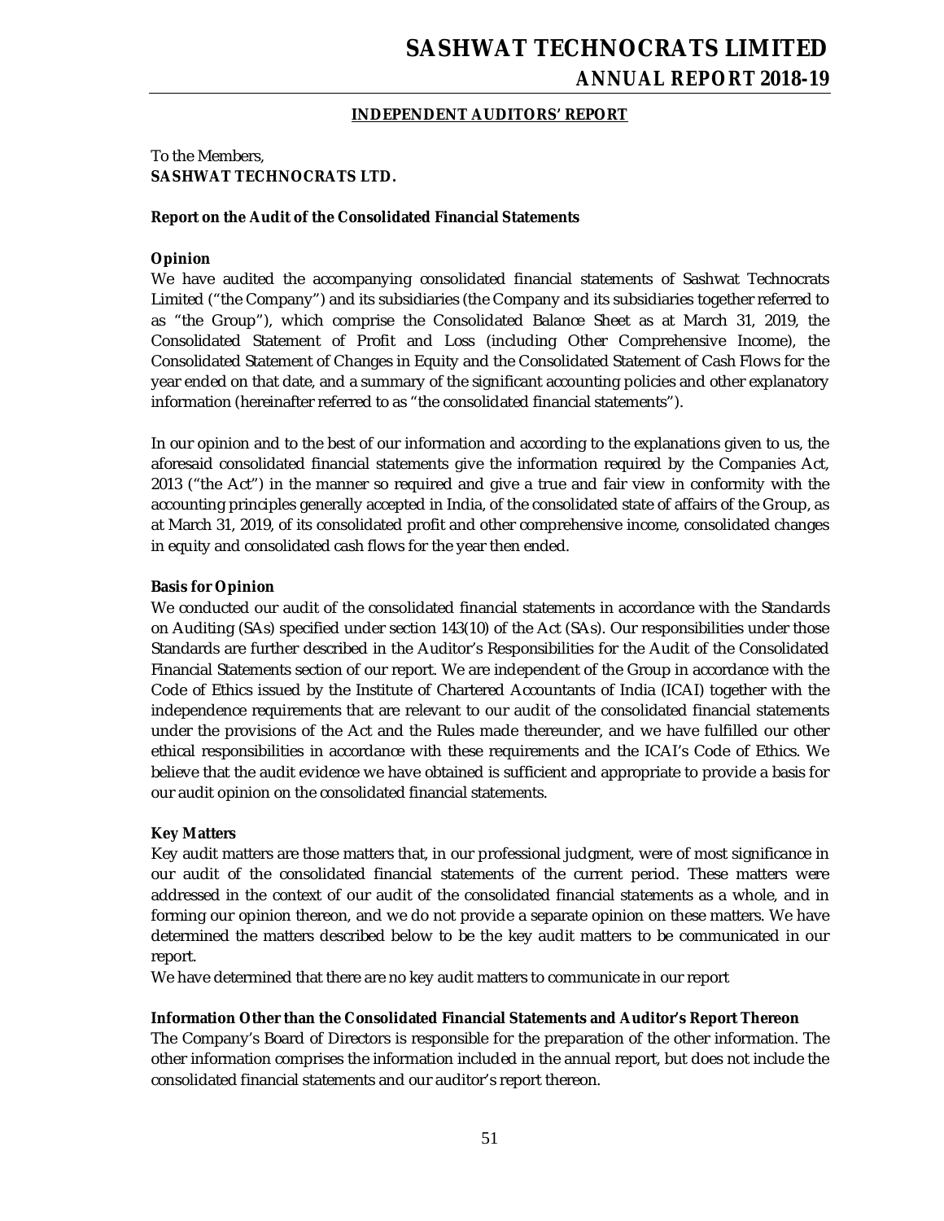## INDEPENDENT AUDITORS' REPORT

To the Members,
**SASHWAT TECHNOCRATS LTD.**

**Report on the Audit of the Consolidated Financial Statements**

**Opinion**

We have audited the accompanying consolidated financial statements of Sashwat Technocrats Limited ("the Company") and its subsidiaries (the Company and its subsidiaries together referred to as "the Group"), which comprise the Consolidated Balance Sheet as at March 31, 2019, the Consolidated Statement of Profit and Loss (including Other Comprehensive Income), the Consolidated Statement of Changes in Equity and the Consolidated Statement of Cash Flows for the year ended on that date, and a summary of the significant accounting policies and other explanatory information (hereinafter referred to as "the consolidated financial statements").

In our opinion and to the best of our information and according to the explanations given to us, the aforesaid consolidated financial statements give the information required by the Companies Act, 2013 ("the Act") in the manner so required and give a true and fair view in conformity with the accounting principles generally accepted in India, of the consolidated state of affairs of the Group, as at March 31, 2019, of its consolidated profit and other comprehensive income, consolidated changes in equity and consolidated cash flows for the year then ended.

**Basis for Opinion**

We conducted our audit of the consolidated financial statements in accordance with the Standards on Auditing (SAs) specified under section 143(10) of the Act (SAs). Our responsibilities under those Standards are further described in the Auditor's Responsibilities for the Audit of the Consolidated Financial Statements section of our report. We are independent of the Group in accordance with the Code of Ethics issued by the Institute of Chartered Accountants of India (ICAI) together with the independence requirements that are relevant to our audit of the consolidated financial statements under the provisions of the Act and the Rules made thereunder, and we have fulfilled our other ethical responsibilities in accordance with these requirements and the ICAI's Code of Ethics. We believe that the audit evidence we have obtained is sufficient and appropriate to provide a basis for our audit opinion on the consolidated financial statements.

**Key Matters**

Key audit matters are those matters that, in our professional judgment, were of most significance in our audit of the consolidated financial statements of the current period. These matters were addressed in the context of our audit of the consolidated financial statements as a whole, and in forming our opinion thereon, and we do not provide a separate opinion on these matters. We have determined the matters described below to be the key audit matters to be communicated in our report.

We have determined that there are no key audit matters to communicate in our report

**Information Other than the Consolidated Financial Statements and Auditor's Report Thereon**

The Company's Board of Directors is responsible for the preparation of the other information. The other information comprises the information included in the annual report, but does not include the consolidated financial statements and our auditor's report thereon.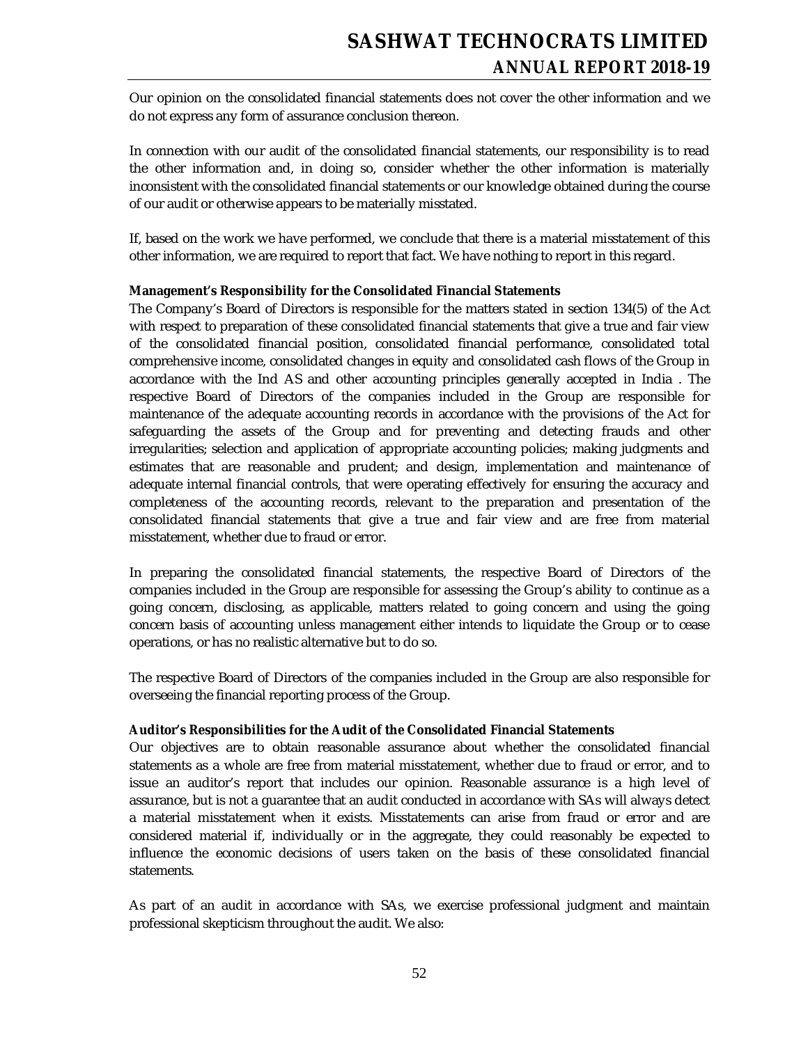Our opinion on the consolidated financial statements does not cover the other information and we do not express any form of assurance conclusion thereon.

In connection with our audit of the consolidated financial statements, our responsibility is to read the other information and, in doing so, consider whether the other information is materially inconsistent with the consolidated financial statements or our knowledge obtained during the course of our audit or otherwise appears to be materially misstated.

If, based on the work we have performed, we conclude that there is a material misstatement of this other information, we are required to report that fact. We have nothing to report in this regard.

**Management's Responsibility for the Consolidated Financial Statements**

The Company's Board of Directors is responsible for the matters stated in section 134(5) of the Act with respect to preparation of these consolidated financial statements that give a true and fair view of the consolidated financial position, consolidated financial performance, consolidated total comprehensive income, consolidated changes in equity and consolidated cash flows of the Group in accordance with the Ind AS and other accounting principles generally accepted in India . The respective Board of Directors of the companies included in the Group are responsible for maintenance of the adequate accounting records in accordance with the provisions of the Act for safeguarding the assets of the Group and for preventing and detecting frauds and other irregularities; selection and application of appropriate accounting policies; making judgments and estimates that are reasonable and prudent; and design, implementation and maintenance of adequate internal financial controls, that were operating effectively for ensuring the accuracy and completeness of the accounting records, relevant to the preparation and presentation of the consolidated financial statements that give a true and fair view and are free from material misstatement, whether due to fraud or error.

In preparing the consolidated financial statements, the respective Board of Directors of the companies included in the Group are responsible for assessing the Group's ability to continue as a going concern, disclosing, as applicable, matters related to going concern and using the going concern basis of accounting unless management either intends to liquidate the Group or to cease operations, or has no realistic alternative but to do so.

The respective Board of Directors of the companies included in the Group are also responsible for overseeing the financial reporting process of the Group.

**Auditor's Responsibilities for the Audit of the Consolidated Financial Statements**

Our objectives are to obtain reasonable assurance about whether the consolidated financial statements as a whole are free from material misstatement, whether due to fraud or error, and to issue an auditor's report that includes our opinion. Reasonable assurance is a high level of assurance, but is not a guarantee that an audit conducted in accordance with SAs will always detect a material misstatement when it exists. Misstatements can arise from fraud or error and are considered material if, individually or in the aggregate, they could reasonably be expected to influence the economic decisions of users taken on the basis of these consolidated financial statements.

As part of an audit in accordance with SAs, we exercise professional judgment and maintain professional skepticism throughout the audit. We also: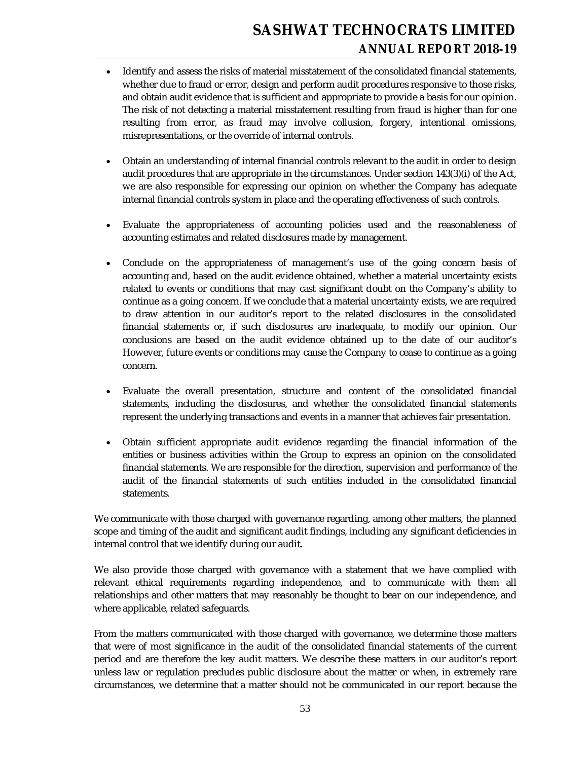- Identify and assess the risks of material misstatement of the consolidated financial statements, whether due to fraud or error, design and perform audit procedures responsive to those risks, and obtain audit evidence that is sufficient and appropriate to provide a basis for our opinion. The risk of not detecting a material misstatement resulting from fraud is higher than for one resulting from error, as fraud may involve collusion, forgery, intentional omissions, misrepresentations, or the override of internal controls.

- Obtain an understanding of internal financial controls relevant to the audit in order to design audit procedures that are appropriate in the circumstances. Under section 143(3)(i) of the Act, we are also responsible for expressing our opinion on whether the Company has adequate internal financial controls system in place and the operating effectiveness of such controls.

- Evaluate the appropriateness of accounting policies used and the reasonableness of accounting estimates and related disclosures made by management.

- Conclude on the appropriateness of management's use of the going concern basis of accounting and, based on the audit evidence obtained, whether a material uncertainty exists related to events or conditions that may cast significant doubt on the Company's ability to continue as a going concern. If we conclude that a material uncertainty exists, we are required to draw attention in our auditor's report to the related disclosures in the consolidated financial statements or, if such disclosures are inadequate, to modify our opinion. Our conclusions are based on the audit evidence obtained up to the date of our auditor's However, future events or conditions may cause the Company to cease to continue as a going concern.

- Evaluate the overall presentation, structure and content of the consolidated financial statements, including the disclosures, and whether the consolidated financial statements represent the underlying transactions and events in a manner that achieves fair presentation.

- Obtain sufficient appropriate audit evidence regarding the financial information of the entities or business activities within the Group to express an opinion on the consolidated financial statements. We are responsible for the direction, supervision and performance of the audit of the financial statements of such entities included in the consolidated financial statements.

We communicate with those charged with governance regarding, among other matters, the planned scope and timing of the audit and significant audit findings, including any significant deficiencies in internal control that we identify during our audit.

We also provide those charged with governance with a statement that we have complied with relevant ethical requirements regarding independence, and to communicate with them all relationships and other matters that may reasonably be thought to bear on our independence, and where applicable, related safeguards.

From the matters communicated with those charged with governance, we determine those matters that were of most significance in the audit of the consolidated financial statements of the current period and are therefore the key audit matters. We describe these matters in our auditor's report unless law or regulation precludes public disclosure about the matter or when, in extremely rare circumstances, we determine that a matter should not be communicated in our report because the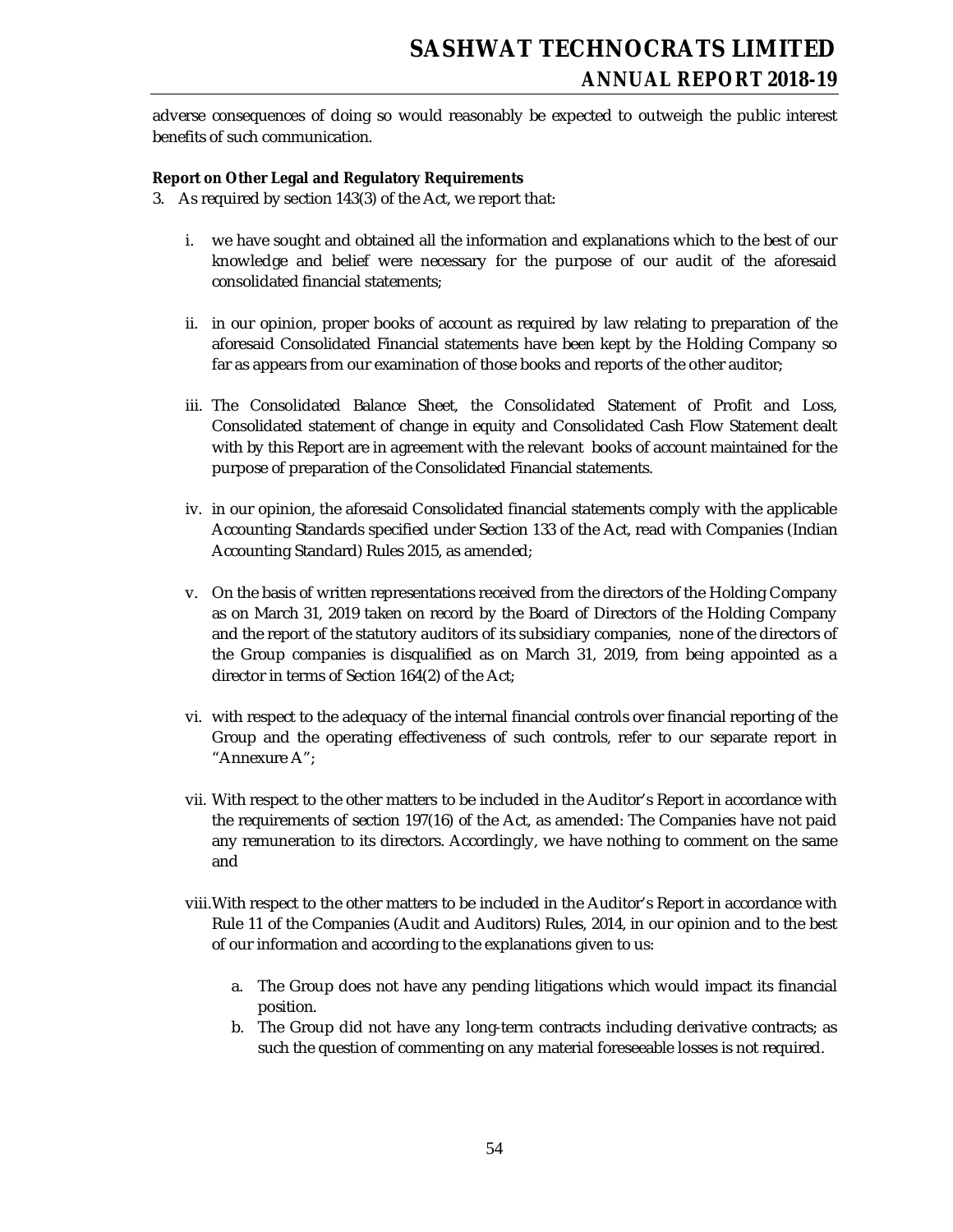adverse consequences of doing so would reasonably be expected to outweigh the public interest benefits of such communication.

**Report on Other Legal and Regulatory Requirements**

3. As required by section 143(3) of the Act, we report that:

   i. we have sought and obtained all the information and explanations which to the best of our knowledge and belief were necessary for the purpose of our audit of the aforesaid consolidated financial statements;

   ii. in our opinion, proper books of account as required by law relating to preparation of the aforesaid Consolidated Financial statements have been kept by the Holding Company so far as appears from our examination of those books and reports of the other auditor;

   iii. The Consolidated Balance Sheet, the Consolidated Statement of Profit and Loss, Consolidated statement of change in equity and Consolidated Cash Flow Statement dealt with by this Report are in agreement with the relevant books of account maintained for the purpose of preparation of the Consolidated Financial statements.

   iv. in our opinion, the aforesaid Consolidated financial statements comply with the applicable Accounting Standards specified under Section 133 of the Act, read with Companies (Indian Accounting Standard) Rules 2015, as amended;

   v. On the basis of written representations received from the directors of the Holding Company as on March 31, 2019 taken on record by the Board of Directors of the Holding Company and the report of the statutory auditors of its subsidiary companies, none of the directors of the Group companies is disqualified as on March 31, 2019, from being appointed as a director in terms of Section 164(2) of the Act;

   vi. with respect to the adequacy of the internal financial controls over financial reporting of the Group and the operating effectiveness of such controls, refer to our separate report in "Annexure A";

   vii. With respect to the other matters to be included in the Auditor's Report in accordance with the requirements of section 197(16) of the Act, as amended: The Companies have not paid any remuneration to its directors. Accordingly, we have nothing to comment on the same and

   viii. With respect to the other matters to be included in the Auditor's Report in accordance with Rule 11 of the Companies (Audit and Auditors) Rules, 2014, in our opinion and to the best of our information and according to the explanations given to us:

      a. The Group does not have any pending litigations which would impact its financial position.
      b. The Group did not have any long-term contracts including derivative contracts; as such the question of commenting on any material foreseeable losses is not required.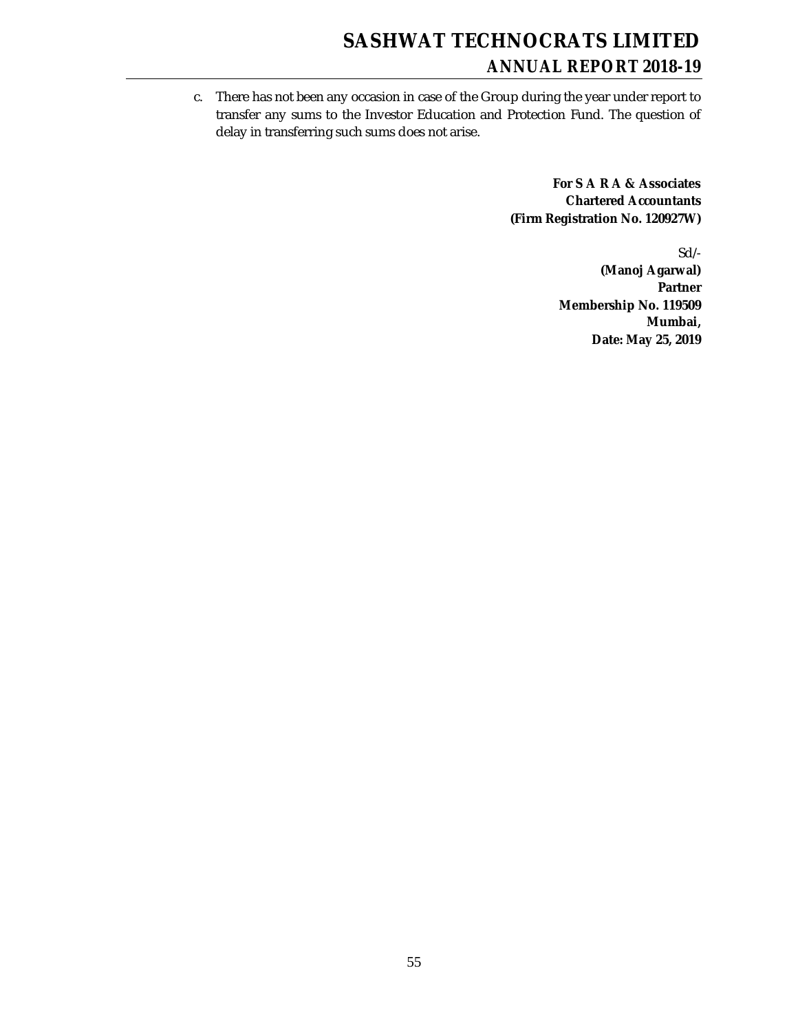c. There has not been any occasion in case of the Group during the year under report to transfer any sums to the Investor Education and Protection Fund. The question of delay in transferring such sums does not arise.

**For S A R A & Associates**
**Chartered Accountants**
**(Firm Registration No. 120927W)**

Sd/-
**(Manoj Agarwal)**
**Partner**
**Membership No. 119509**
**Mumbai,**
**Date: May 25, 2019**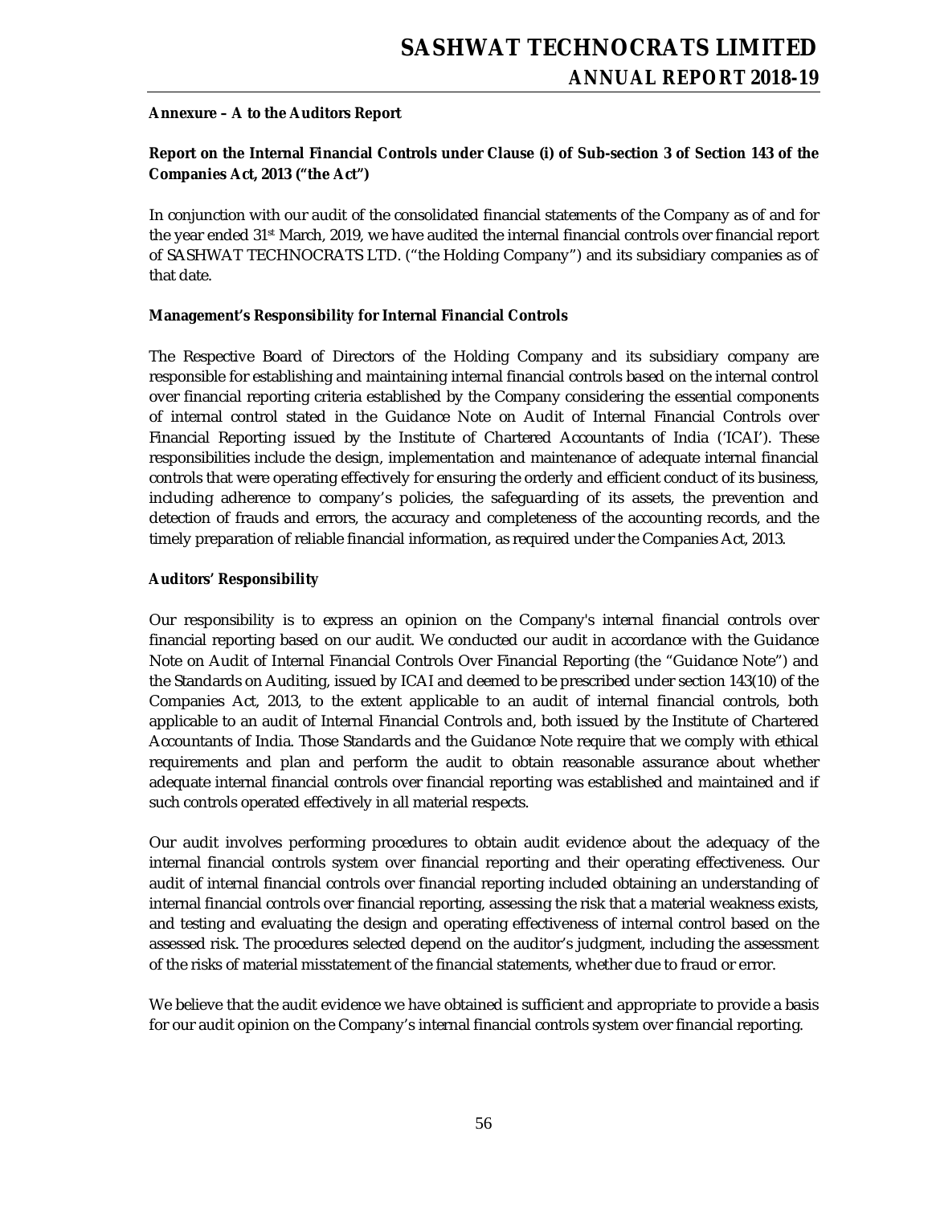**Annexure – A to the Auditors Report**

**Report on the Internal Financial Controls under Clause (i) of Sub-section 3 of Section 143 of the Companies Act, 2013 ("the Act")**

In conjunction with our audit of the consolidated financial statements of the Company as of and for the year ended 31st March, 2019, we have audited the internal financial controls over financial report of SASHWAT TECHNOCRATS LTD. ("the Holding Company") and its subsidiary companies as of that date.

**Management's Responsibility for Internal Financial Controls**

The Respective Board of Directors of the Holding Company and its subsidiary company are responsible for establishing and maintaining internal financial controls based on the internal control over financial reporting criteria established by the Company considering the essential components of internal control stated in the Guidance Note on Audit of Internal Financial Controls over Financial Reporting issued by the Institute of Chartered Accountants of India ('ICAI'). These responsibilities include the design, implementation and maintenance of adequate internal financial controls that were operating effectively for ensuring the orderly and efficient conduct of its business, including adherence to company's policies, the safeguarding of its assets, the prevention and detection of frauds and errors, the accuracy and completeness of the accounting records, and the timely preparation of reliable financial information, as required under the Companies Act, 2013.

**Auditors' Responsibility**

Our responsibility is to express an opinion on the Company's internal financial controls over financial reporting based on our audit. We conducted our audit in accordance with the Guidance Note on Audit of Internal Financial Controls Over Financial Reporting (the "Guidance Note") and the Standards on Auditing, issued by ICAI and deemed to be prescribed under section 143(10) of the Companies Act, 2013, to the extent applicable to an audit of internal financial controls, both applicable to an audit of Internal Financial Controls and, both issued by the Institute of Chartered Accountants of India. Those Standards and the Guidance Note require that we comply with ethical requirements and plan and perform the audit to obtain reasonable assurance about whether adequate internal financial controls over financial reporting was established and maintained and if such controls operated effectively in all material respects.

Our audit involves performing procedures to obtain audit evidence about the adequacy of the internal financial controls system over financial reporting and their operating effectiveness. Our audit of internal financial controls over financial reporting included obtaining an understanding of internal financial controls over financial reporting, assessing the risk that a material weakness exists, and testing and evaluating the design and operating effectiveness of internal control based on the assessed risk. The procedures selected depend on the auditor's judgment, including the assessment of the risks of material misstatement of the financial statements, whether due to fraud or error.

We believe that the audit evidence we have obtained is sufficient and appropriate to provide a basis for our audit opinion on the Company's internal financial controls system over financial reporting.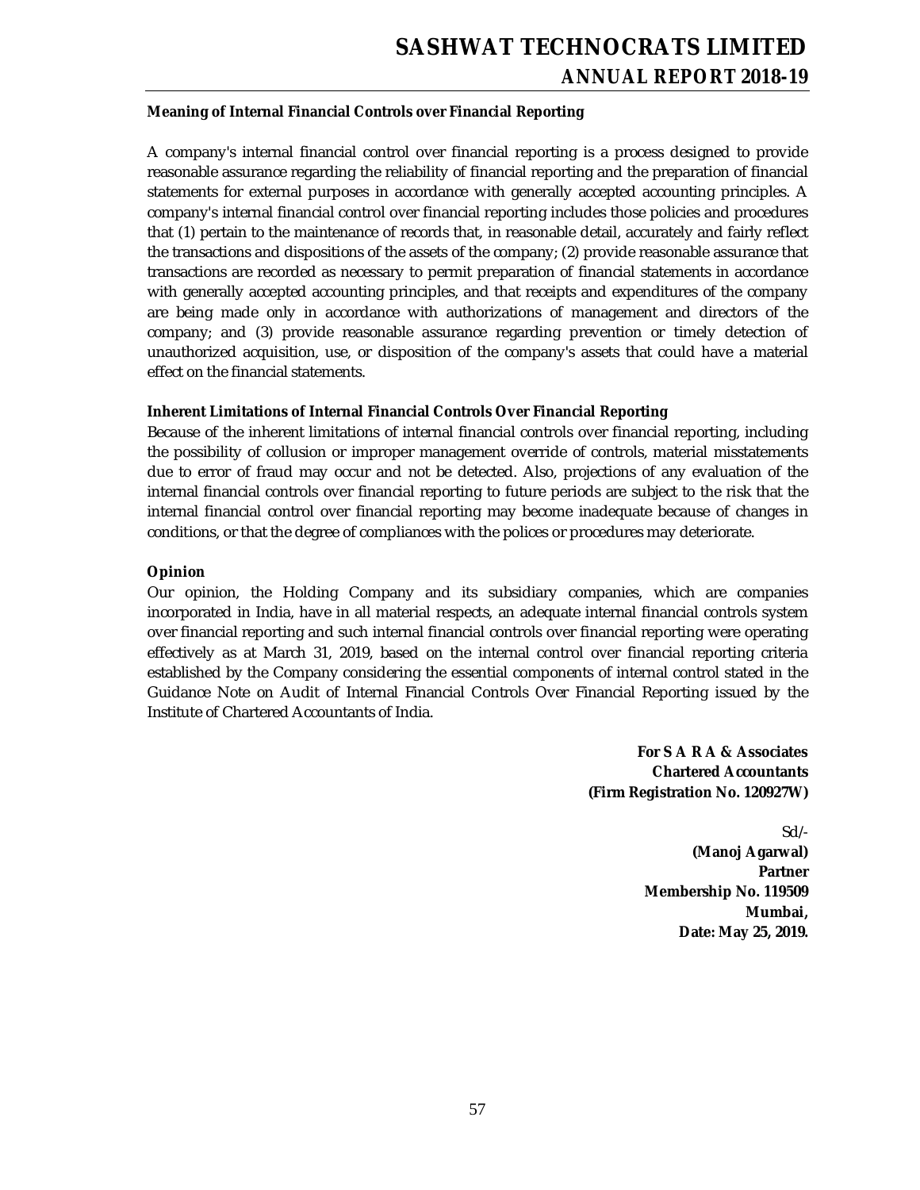**Meaning of Internal Financial Controls over Financial Reporting**

A company's internal financial control over financial reporting is a process designed to provide reasonable assurance regarding the reliability of financial reporting and the preparation of financial statements for external purposes in accordance with generally accepted accounting principles. A company's internal financial control over financial reporting includes those policies and procedures that (1) pertain to the maintenance of records that, in reasonable detail, accurately and fairly reflect the transactions and dispositions of the assets of the company; (2) provide reasonable assurance that transactions are recorded as necessary to permit preparation of financial statements in accordance with generally accepted accounting principles, and that receipts and expenditures of the company are being made only in accordance with authorizations of management and directors of the company; and (3) provide reasonable assurance regarding prevention or timely detection of unauthorized acquisition, use, or disposition of the company's assets that could have a material effect on the financial statements.

**Inherent Limitations of Internal Financial Controls Over Financial Reporting**

Because of the inherent limitations of internal financial controls over financial reporting, including the possibility of collusion or improper management override of controls, material misstatements due to error of fraud may occur and not be detected. Also, projections of any evaluation of the internal financial controls over financial reporting to future periods are subject to the risk that the internal financial control over financial reporting may become inadequate because of changes in conditions, or that the degree of compliances with the polices or procedures may deteriorate.

**Opinion**

Our opinion, the Holding Company and its subsidiary companies, which are companies incorporated in India, have in all material respects, an adequate internal financial controls system over financial reporting and such internal financial controls over financial reporting were operating effectively as at March 31, 2019, based on the internal control over financial reporting criteria established by the Company considering the essential components of internal control stated in the Guidance Note on Audit of Internal Financial Controls Over Financial Reporting issued by the Institute of Chartered Accountants of India.

**For S A R A & Associates**
**Chartered Accountants**
**(Firm Registration No. 120927W)**

Sd/-
**(Manoj Agarwal)**
**Partner**
**Membership No. 119509**
**Mumbai,**
**Date: May 25, 2019.**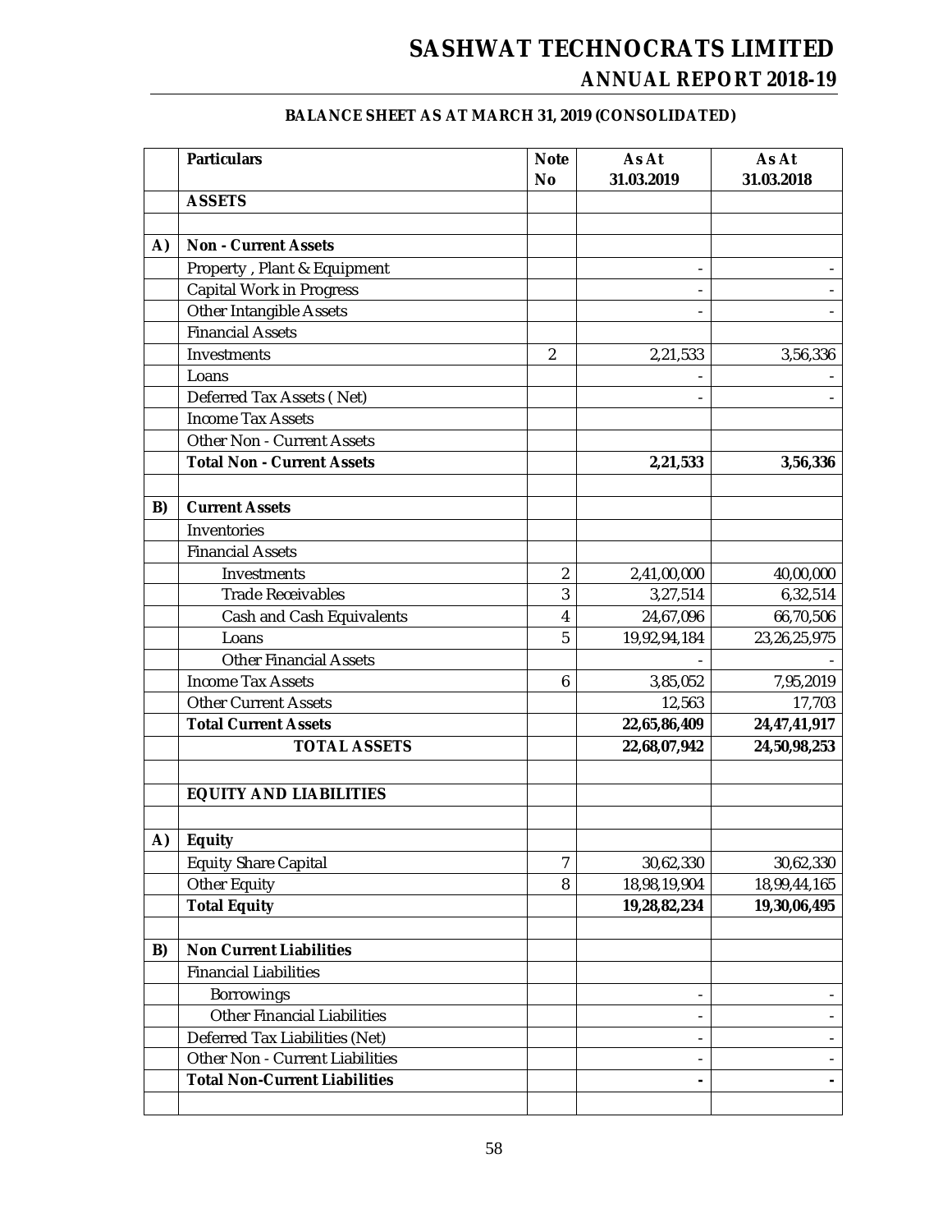# SASHWAT TECHNOCRATS LIMITED

## ANNUAL REPORT 2018-19

### BALANCE SHEET AS AT MARCH 31, 2019 (CONSOLIDATED)

| | Particulars | Note No | As At 31.03.2019 | As At 31.03.2018 |
|---|---|---|---|---|
| | **ASSETS** | | | |
| | | | | |
| **A)** | **Non - Current Assets** | | | |
| | Property , Plant & Equipment | | - | - |
| | Capital Work in Progress | | - | - |
| | Other Intangible Assets | | - | - |
| | Financial Assets | | | |
| | Investments | 2 | 2,21,533 | 3,56,336 |
| | Loans | | - | - |
| | Deferred Tax Assets ( Net) | | - | - |
| | Income Tax Assets | | | |
| | Other Non - Current Assets | | | |
| | **Total Non - Current Assets** | | **2,21,533** | **3,56,336** |
| | | | | |
| **B)** | **Current Assets** | | | |
| | Inventories | | | |
| | Financial Assets | | | |
| | Investments | 2 | 2,41,00,000 | 40,00,000 |
| | Trade Receivables | 3 | 3,27,514 | 6,32,514 |
| | Cash and Cash Equivalents | 4 | 24,67,096 | 66,70,506 |
| | Loans | 5 | 19,92,94,184 | 23,26,25,975 |
| | Other Financial Assets | | - | - |
| | Income Tax Assets | 6 | 3,85,052 | 7,95,2019 |
| | Other Current Assets | | 12,563 | 17,703 |
| | **Total Current Assets** | | **22,65,86,409** | **24,47,41,917** |
| | **TOTAL ASSETS** | | **22,68,07,942** | **24,50,98,253** |
| | | | | |
| | **EQUITY AND LIABILITIES** | | | |
| | | | | |
| **A)** | **Equity** | | | |
| | Equity Share Capital | 7 | 30,62,330 | 30,62,330 |
| | Other Equity | 8 | 18,98,19,904 | 18,99,44,165 |
| | **Total Equity** | | **19,28,82,234** | **19,30,06,495** |
| | | | | |
| **B)** | **Non Current Liabilities** | | | |
| | Financial Liabilities | | | |
| | Borrowings | | - | - |
| | Other Financial Liabilities | | - | - |
| | Deferred Tax Liabilities (Net) | | - | - |
| | Other Non - Current Liabilities | | - | - |
| | **Total Non-Current Liabilities** | | **-** | **-** |
| | | | | |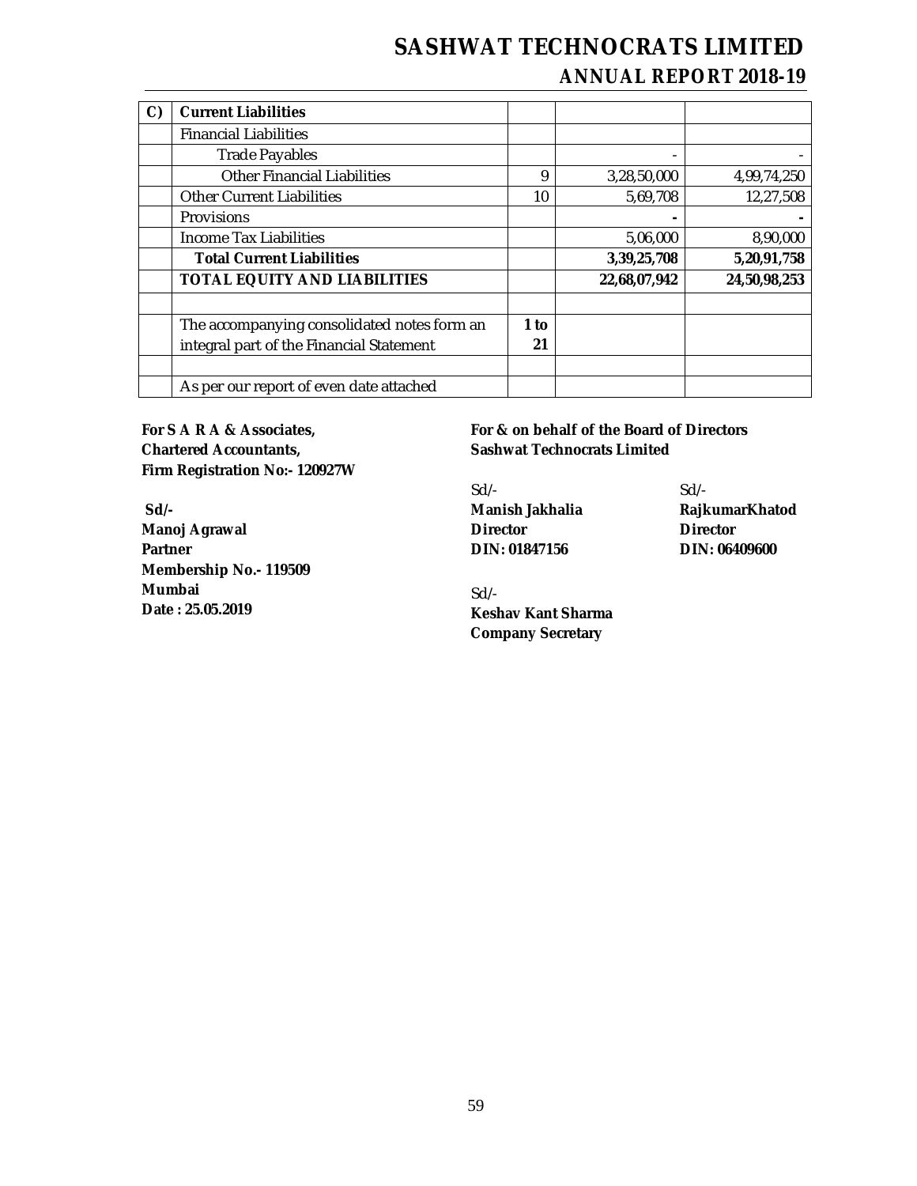| | | | | |
|---|---|---|---|---|
| **C)** | **Current Liabilities** | | | |
| | Financial Liabilities | | | |
| | Trade Payables | | - | - |
| | Other Financial Liabilities | 9 | 3,28,50,000 | 4,99,74,250 |
| | Other Current Liabilities | 10 | 5,69,708 | 12,27,508 |
| | Provisions | | **-** | **-** |
| | Income Tax Liabilities | | 5,06,000 | 8,90,000 |
| | **Total Current Liabilities** | | **3,39,25,708** | **5,20,91,758** |
| | **TOTAL EQUITY AND LIABILITIES** | | **22,68,07,942** | **24,50,98,253** |
| | | | | |
| | The accompanying consolidated notes form an integral part of the Financial Statement | **1 to 21** | | |
| | | | | |
| | As per our report of even date attached | | | |

**For S A R A & Associates,**
**Chartered Accountants,**
**Firm Registration No:- 120927W**

**Sd/-**
**Manoj Agrawal**
**Partner**
**Membership No.- 119509**
**Mumbai**
**Date : 25.05.2019**

**For & on behalf of the Board of Directors**
**Sashwat Technocrats Limited**

Sd/-
**Manish Jakhalia**
**Director**
**DIN: 01847156**

Sd/-
**RajkumarKhatod**
**Director**
**DIN: 06409600**

Sd/-
**Keshav Kant Sharma**
**Company Secretary**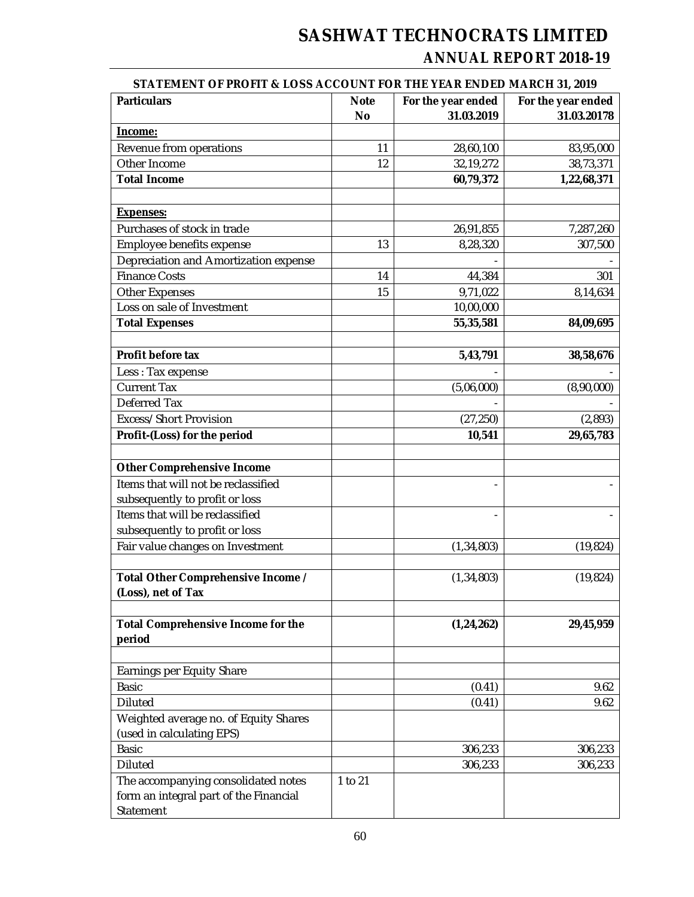# SASHWAT TECHNOCRATS LIMITED

## ANNUAL REPORT 2018-19

### STATEMENT OF PROFIT & LOSS ACCOUNT FOR THE YEAR ENDED MARCH 31, 2019

| Particulars | Note No | For the year ended 31.03.2019 | For the year ended 31.03.20178 |
|---|---|---|---|
| **Income:** | | | |
| Revenue from operations | 11 | 28,60,100 | 83,95,000 |
| Other Income | 12 | 32,19,272 | 38,73,371 |
| **Total Income** | | **60,79,372** | **1,22,68,371** |
| | | | |
| **Expenses:** | | | |
| Purchases of stock in trade | | 26,91,855 | 7,287,260 |
| Employee benefits expense | 13 | 8,28,320 | 307,500 |
| Depreciation and Amortization expense | | - | - |
| Finance Costs | 14 | 44,384 | 301 |
| Other Expenses | 15 | 9,71,022 | 8,14,634 |
| Loss on sale of Investment | | 10,00,000 | |
| **Total Expenses** | | **55,35,581** | **84,09,695** |
| | | | |
| **Profit before tax** | | **5,43,791** | **38,58,676** |
| Less : Tax expense | | - | - |
| Current Tax | | (5,06,000) | (8,90,000) |
| Deferred Tax | | - | - |
| Excess/ Short Provision | | (27,250) | (2,893) |
| **Profit-(Loss) for the period** | | **10,541** | **29,65,783** |
| | | | |
| **Other Comprehensive Income** | | | |
| Items that will not be reclassified subsequently to profit or loss | | - | - |
| Items that will be reclassified subsequently to profit or loss | | - | - |
| Fair value changes on Investment | | (1,34,803) | (19,824) |
| | | | |
| **Total Other Comprehensive Income / (Loss), net of Tax** | | (1,34,803) | (19,824) |
| | | | |
| **Total Comprehensive Income for the period** | | **(1,24,262)** | **29,45,959** |
| | | | |
| Earnings per Equity Share | | | |
| Basic | | (0.41) | 9.62 |
| Diluted | | (0.41) | 9.62 |
| Weighted average no. of Equity Shares (used in calculating EPS) | | | |
| Basic | | 306,233 | 306,233 |
| Diluted | | 306,233 | 306,233 |
| The accompanying consolidated notes form an integral part of the Financial Statement | 1 to 21 | | |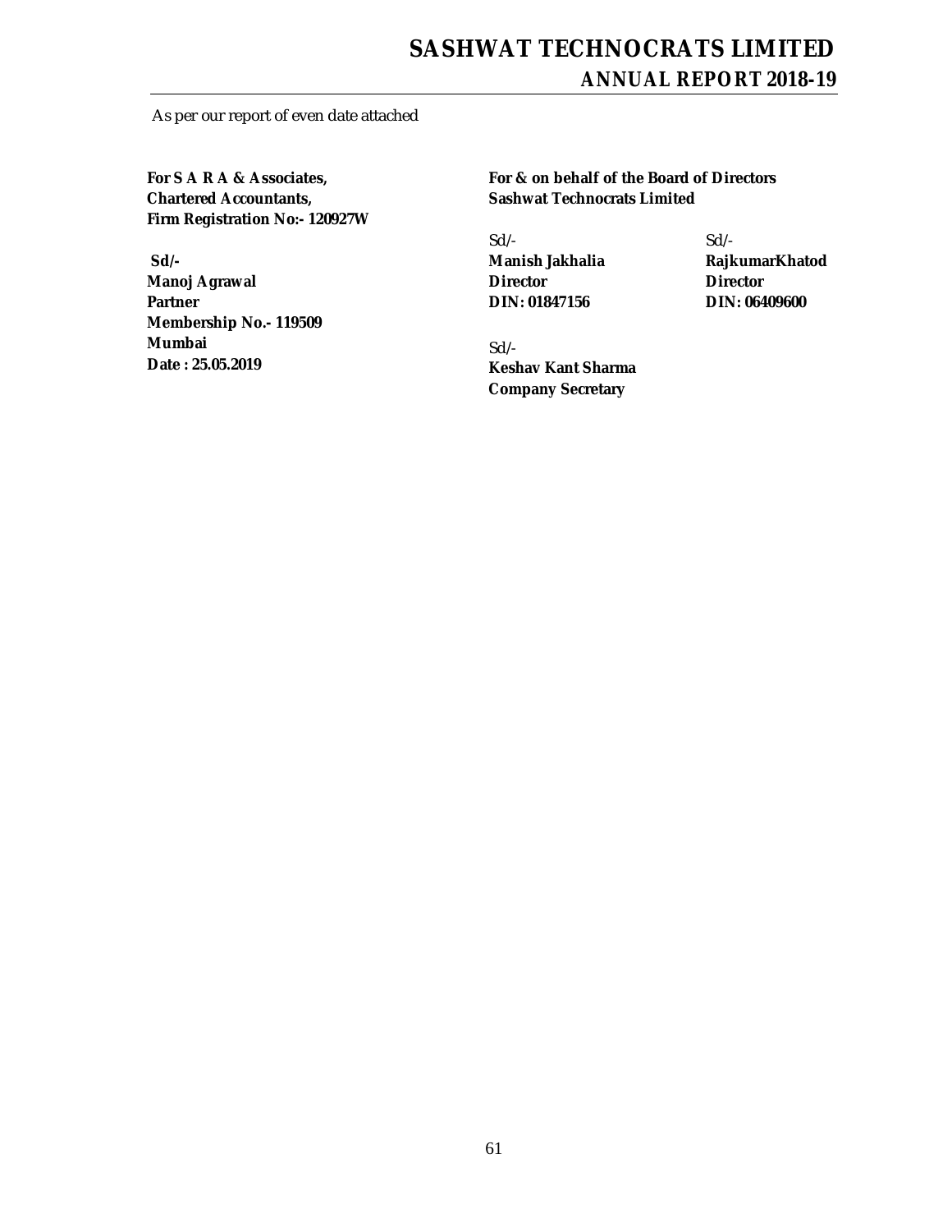As per our report of even date attached

**For S A R A & Associates,**
**Chartered Accountants,**
**Firm Registration No:- 120927W**

**Sd/-**
**Manoj Agrawal**
**Partner**
**Membership No.- 119509**
**Mumbai**
**Date : 25.05.2019**

**For & on behalf of the Board of Directors**
**Sashwat Technocrats Limited**

Sd/-
**Manish Jakhalia**
**Director**
**DIN: 01847156**

Sd/-
**RajkumarKhatod**
**Director**
**DIN: 06409600**

Sd/-
**Keshav Kant Sharma**
**Company Secretary**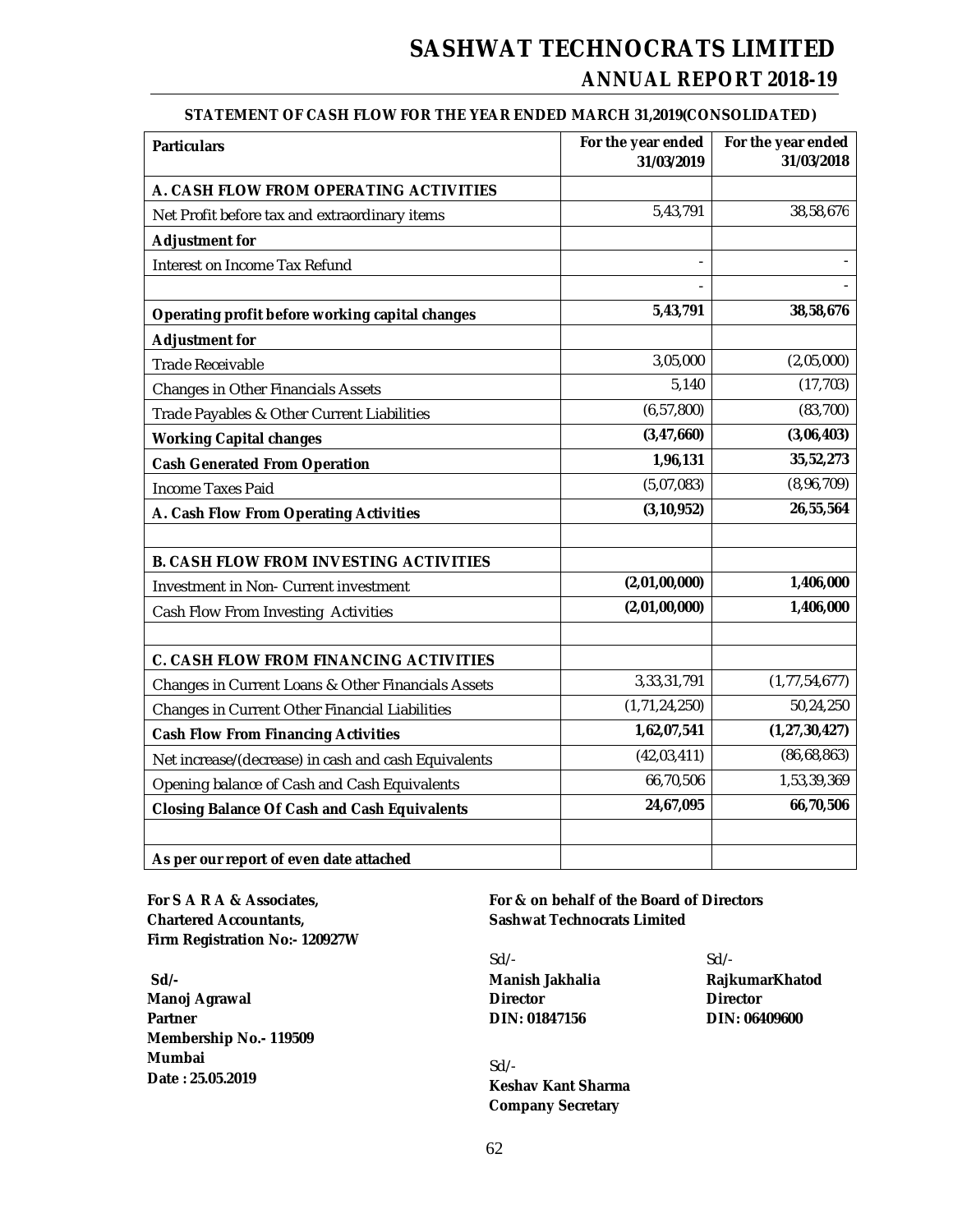# SASHWAT TECHNOCRATS LIMITED

## ANNUAL REPORT 2018-19

### STATEMENT OF CASH FLOW FOR THE YEAR ENDED MARCH 31,2019(CONSOLIDATED)

| Particulars | For the year ended 31/03/2019 | For the year ended 31/03/2018 |
|---|---|---|
| **A. CASH FLOW FROM OPERATING ACTIVITIES** | | |
| Net Profit before tax and extraordinary items | 5,43,791 | 38,58,676 |
| **Adjustment for** | | |
| Interest on Income Tax Refund | - | - |
| | - | - |
| **Operating profit before working capital changes** | **5,43,791** | **38,58,676** |
| **Adjustment for** | | |
| Trade Receivable | 3,05,000 | (2,05,000) |
| Changes in Other Financials Assets | 5,140 | (17,703) |
| Trade Payables & Other Current Liabilities | (6,57,800) | (83,700) |
| **Working Capital changes** | **(3,47,660)** | **(3,06,403)** |
| **Cash Generated From Operation** | **1,96,131** | **35,52,273** |
| Income Taxes Paid | (5,07,083) | (8,96,709) |
| **A. Cash Flow From Operating Activities** | **(3,10,952)** | **26,55,564** |
| | | |
| **B. CASH FLOW FROM INVESTING ACTIVITIES** | | |
| Investment in Non- Current investment | **(2,01,00,000)** | **1,406,000** |
| Cash Flow From Investing Activities | **(2,01,00,000)** | **1,406,000** |
| | | |
| **C. CASH FLOW FROM FINANCING ACTIVITIES** | | |
| Changes in Current Loans & Other Financials Assets | 3,33,31,791 | (1,77,54,677) |
| Changes in Current Other Financial Liabilities | (1,71,24,250) | 50,24,250 |
| **Cash Flow From Financing Activities** | **1,62,07,541** | **(1,27,30,427)** |
| Net increase/(decrease) in cash and cash Equivalents | (42,03,411) | (86,68,863) |
| Opening balance of Cash and Cash Equivalents | 66,70,506 | 1,53,39,369 |
| **Closing Balance Of Cash and Cash Equivalents** | **24,67,095** | **66,70,506** |
| | | |
| **As per our report of even date attached** | | |

**For S A R A & Associates,**
**Chartered Accountants,**
**Firm Registration No:- 120927W**

**Sd/-**
**Manoj Agrawal**
**Partner**
**Membership No.- 119509**
**Mumbai**
**Date : 25.05.2019**

**For & on behalf of the Board of Directors**
**Sashwat Technocrats Limited**

Sd/-
**Manish Jakhalia**
**Director**
**DIN: 01847156**

Sd/-
**RajkumarKhatod**
**Director**
**DIN: 06409600**

Sd/-
**Keshav Kant Sharma**
**Company Secretary**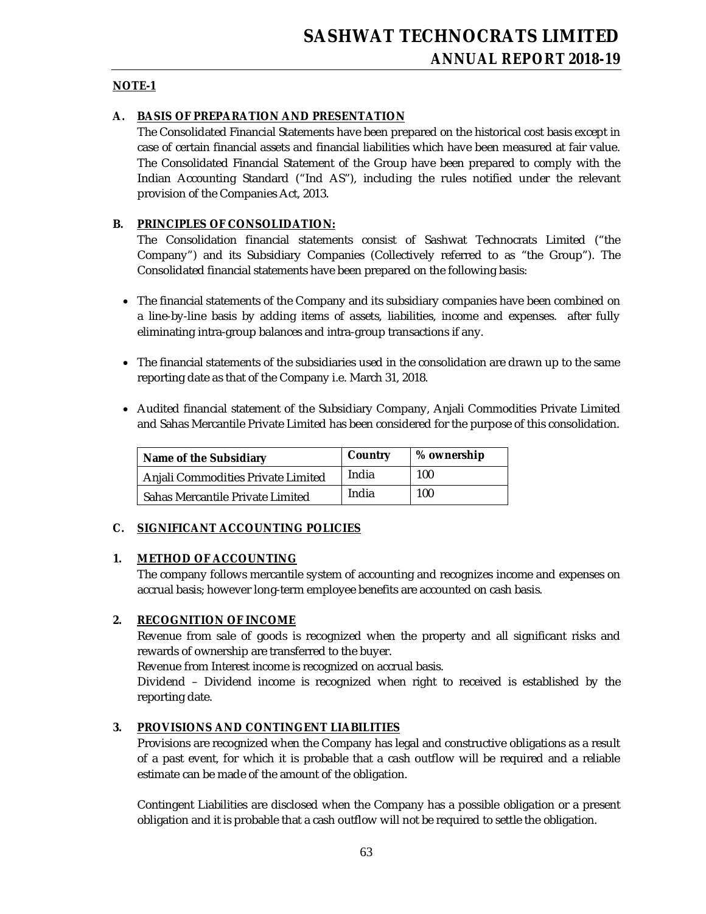## NOTE-1

### A. BASIS OF PREPARATION AND PRESENTATION

The Consolidated Financial Statements have been prepared on the historical cost basis except in case of certain financial assets and financial liabilities which have been measured at fair value. The Consolidated Financial Statement of the Group have been prepared to comply with the Indian Accounting Standard ("Ind AS"), including the rules notified under the relevant provision of the Companies Act, 2013.

### B. PRINCIPLES OF CONSOLIDATION:

The Consolidation financial statements consist of Sashwat Technocrats Limited ("the Company") and its Subsidiary Companies (Collectively referred to as "the Group"). The Consolidated financial statements have been prepared on the following basis:

- The financial statements of the Company and its subsidiary companies have been combined on a line-by-line basis by adding items of assets, liabilities, income and expenses. after fully eliminating intra-group balances and intra-group transactions if any.
- The financial statements of the subsidiaries used in the consolidation are drawn up to the same reporting date as that of the Company i.e. March 31, 2018.
- Audited financial statement of the Subsidiary Company, Anjali Commodities Private Limited and Sahas Mercantile Private Limited has been considered for the purpose of this consolidation.

| Name of the Subsidiary | Country | % ownership |
|---|---|---|
| Anjali Commodities Private Limited | India | 100 |
| Sahas Mercantile Private Limited | India | 100 |

### C. SIGNIFICANT ACCOUNTING POLICIES

### 1. METHOD OF ACCOUNTING

The company follows mercantile system of accounting and recognizes income and expenses on accrual basis; however long-term employee benefits are accounted on cash basis.

### 2. RECOGNITION OF INCOME

Revenue from sale of goods is recognized when the property and all significant risks and rewards of ownership are transferred to the buyer.

Revenue from Interest income is recognized on accrual basis.

Dividend – Dividend income is recognized when right to received is established by the reporting date.

### 3. PROVISIONS AND CONTINGENT LIABILITIES

Provisions are recognized when the Company has legal and constructive obligations as a result of a past event, for which it is probable that a cash outflow will be required and a reliable estimate can be made of the amount of the obligation.

Contingent Liabilities are disclosed when the Company has a possible obligation or a present obligation and it is probable that a cash outflow will not be required to settle the obligation.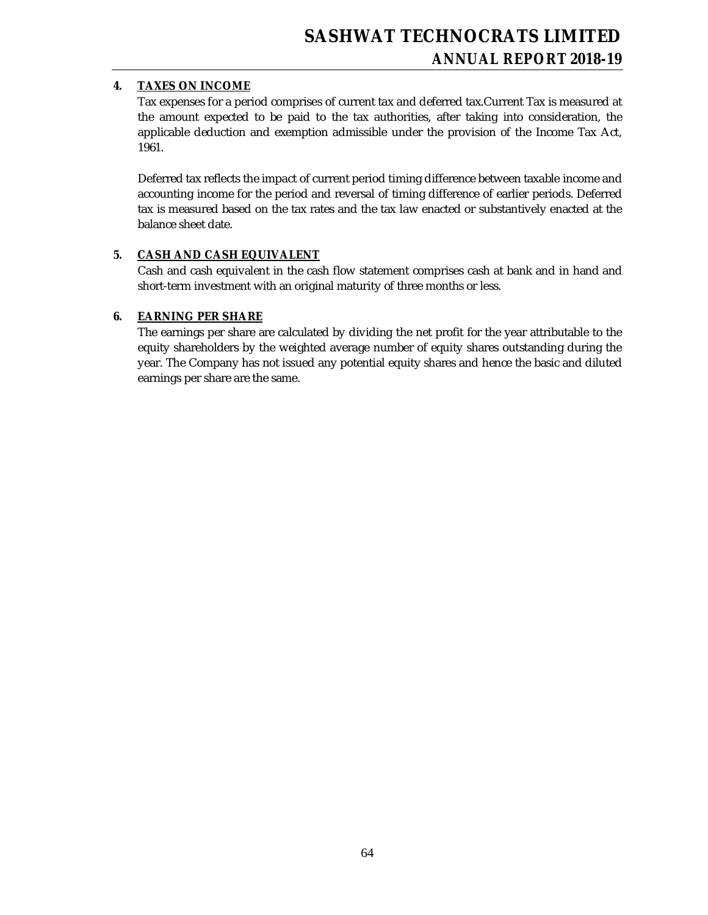**4. <u>TAXES ON INCOME</u>**

Tax expenses for a period comprises of current tax and deferred tax.Current Tax is measured at the amount expected to be paid to the tax authorities, after taking into consideration, the applicable deduction and exemption admissible under the provision of the Income Tax Act, 1961.

Deferred tax reflects the impact of current period timing difference between taxable income and accounting income for the period and reversal of timing difference of earlier periods. Deferred tax is measured based on the tax rates and the tax law enacted or substantively enacted at the balance sheet date.

**5. <u>CASH AND CASH EQUIVALENT</u>**

Cash and cash equivalent in the cash flow statement comprises cash at bank and in hand and short-term investment with an original maturity of three months or less.

**6. <u>EARNING PER SHARE</u>**

The earnings per share are calculated by dividing the net profit for the year attributable to the equity shareholders by the weighted average number of equity shares outstanding during the year. The Company has not issued any potential equity shares and hence the basic and diluted earnings per share are the same.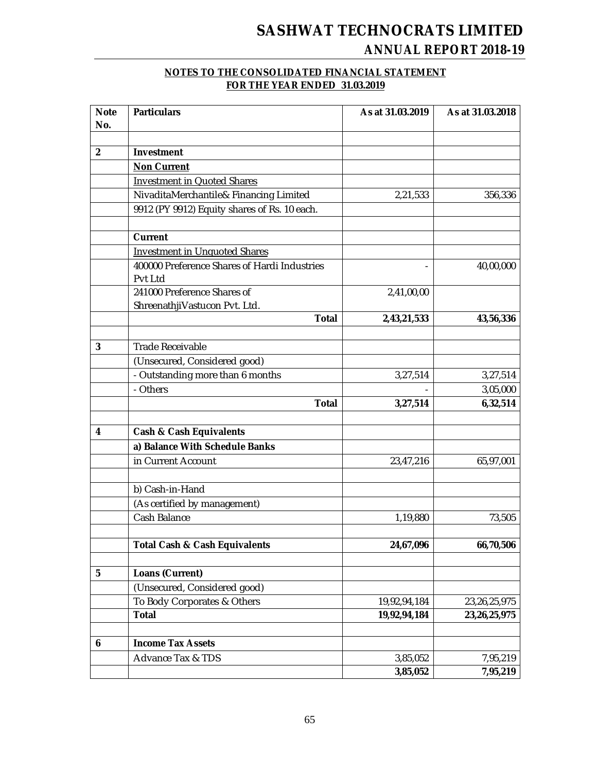## NOTES TO THE CONSOLIDATED FINANCIAL STATEMENT FOR THE YEAR ENDED 31.03.2019

| Note No. | Particulars | As at 31.03.2019 | As at 31.03.2018 |
|---|---|---|---|
| | | | |
| **2** | **Investment** | | |
| | **Non Current** | | |
| | Investment in Quoted Shares | | |
| | NivaditaMerchantile& Financing Limited | 2,21,533 | 356,336 |
| | 9912 (PY 9912) Equity shares of Rs. 10 each. | | |
| | | | |
| | **Current** | | |
| | Investment in Unquoted Shares | | |
| | 400000 Preference Shares of Hardi Industries Pvt Ltd | - | 40,00,000 |
| | 241000 Preference Shares of ShreenathjiVastucon Pvt. Ltd. | 2,41,00,00 | |
| | **Total** | **2,43,21,533** | **43,56,336** |
| | | | |
| **3** | Trade Receivable | | |
| | (Unsecured, Considered good) | | |
| | - Outstanding more than 6 months | 3,27,514 | 3,27,514 |
| | - Others | - | 3,05,000 |
| | **Total** | **3,27,514** | **6,32,514** |
| | | | |
| **4** | **Cash & Cash Equivalents** | | |
| | **a) Balance With Schedule Banks** | | |
| | in Current Account | 23,47,216 | 65,97,001 |
| | | | |
| | b) Cash-in-Hand | | |
| | (As certified by management) | | |
| | Cash Balance | 1,19,880 | 73,505 |
| | | | |
| | **Total Cash & Cash Equivalents** | **24,67,096** | **66,70,506** |
| | | | |
| **5** | **Loans (Current)** | | |
| | (Unsecured, Considered good) | | |
| | To Body Corporates & Others | 19,92,94,184 | 23,26,25,975 |
| | **Total** | **19,92,94,184** | **23,26,25,975** |
| | | | |
| **6** | **Income Tax Assets** | | |
| | Advance Tax & TDS | 3,85,052 | 7,95,219 |
| | | **3,85,052** | **7,95,219** |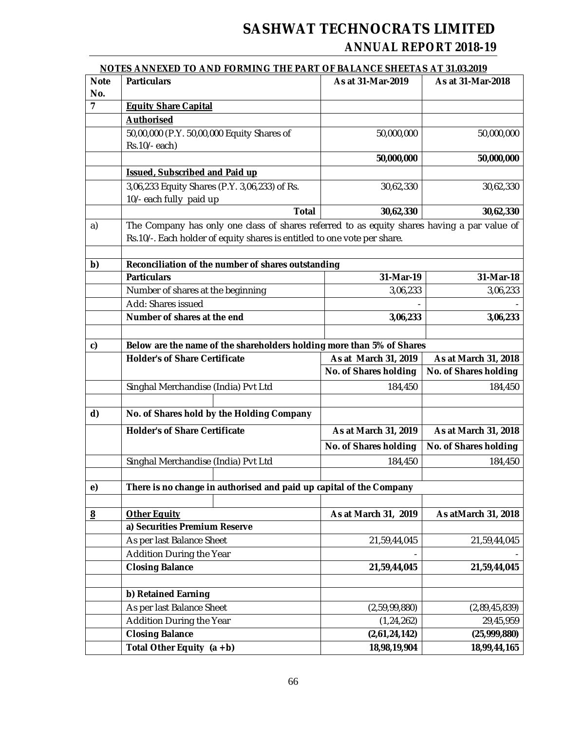## NOTES ANNEXED TO AND FORMING THE PART OF BALANCE SHEETAS AT 31.03.2019

| Note No. | Particulars | As at 31-Mar-2019 | As at 31-Mar-2018 |
|---|---|---|---|
| 7 | **Equity Share Capital** | | |
| | **Authorised** | | |
| | 50,00,000 (P.Y. 50,00,000 Equity Shares of Rs.10/- each) | 50,000,000 | 50,000,000 |
| | | **50,000,000** | **50,000,000** |
| | **Issued, Subscribed and Paid up** | | |
| | 3,06,233 Equity Shares (P.Y. 3,06,233) of Rs. 10/- each fully paid up | 30,62,330 | 30,62,330 |
| | **Total** | **30,62,330** | **30,62,330** |
| a) | The Company has only one class of shares referred to as equity shares having a par value of Rs.10/-. Each holder of equity shares is entitled to one vote per share. | | |
| | | | |
| b) | **Reconciliation of the number of shares outstanding** | | |
| | **Particulars** | **31-Mar-19** | **31-Mar-18** |
| | Number of shares at the beginning | 3,06,233 | 3,06,233 |
| | Add: Shares issued | - | - |
| | **Number of shares at the end** | **3,06,233** | **3,06,233** |
| | | | |
| c) | **Below are the name of the shareholders holding more than 5% of Shares** | | |
| | **Holder's of Share Certificate** | **As at March 31, 2019** | **As at March 31, 2018** |
| | | **No. of Shares holding** | **No. of Shares holding** |
| | Singhal Merchandise (India) Pvt Ltd | 184,450 | 184,450 |
| | | | |
| d) | **No. of Shares hold by the Holding Company** | | |
| | **Holder's of Share Certificate** | **As at March 31, 2019** | **As at March 31, 2018** |
| | | **No. of Shares holding** | **No. of Shares holding** |
| | Singhal Merchandise (India) Pvt Ltd | 184,450 | 184,450 |
| | | | |
| e) | **There is no change in authorised and paid up capital of the Company** | | |
| | | | |
| **8** | **Other Equity** | **As at March 31, 2019** | **As atMarch 31, 2018** |
| | **a) Securities Premium Reserve** | | |
| | As per last Balance Sheet | 21,59,44,045 | 21,59,44,045 |
| | Addition During the Year | - | - |
| | **Closing Balance** | **21,59,44,045** | **21,59,44,045** |
| | | | |
| | **b) Retained Earning** | | |
| | As per last Balance Sheet | (2,59,99,880) | (2,89,45,839) |
| | Addition During the Year | (1,24,262) | 29,45,959 |
| | **Closing Balance** | **(2,61,24,142)** | **(25,999,880)** |
| | **Total Other Equity (a +b)** | **18,98,19,904** | **18,99,44,165** |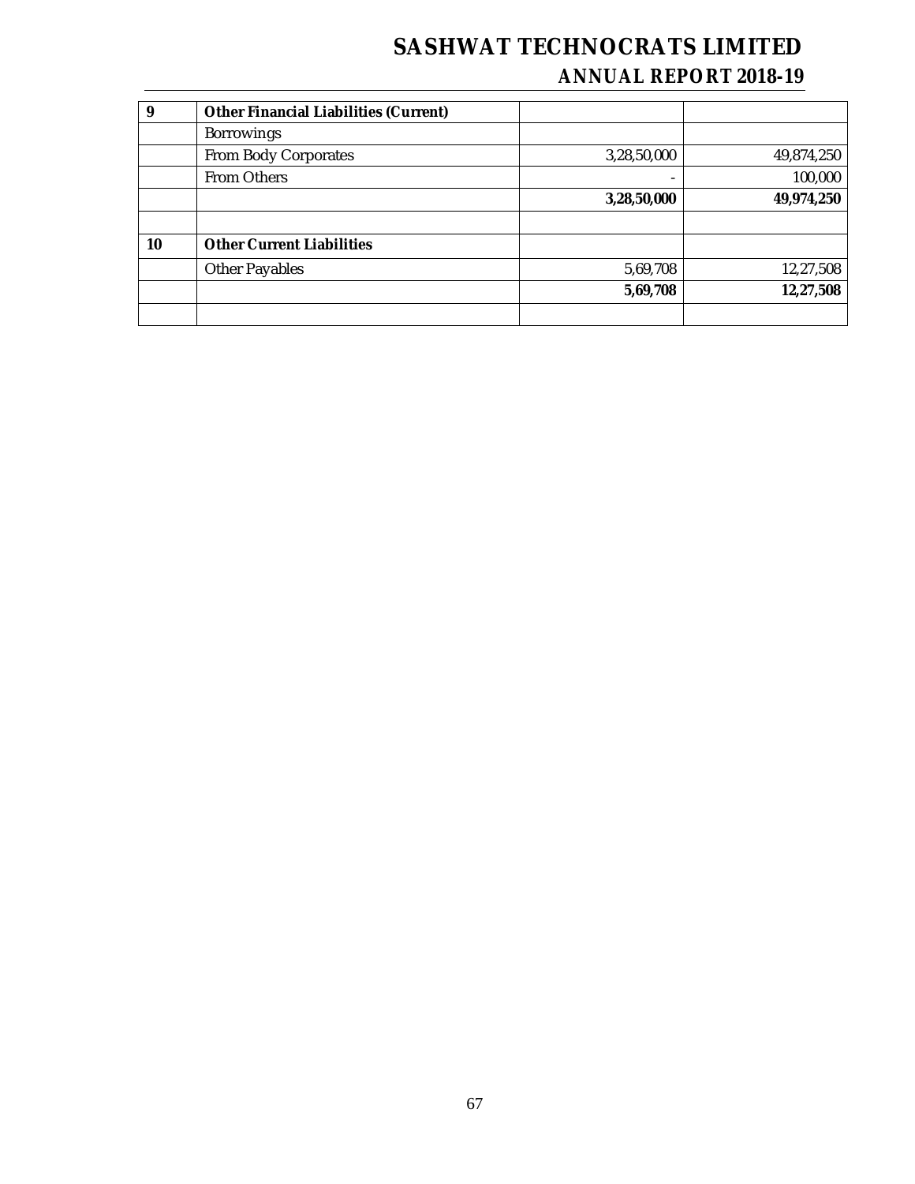| 9 | **Other Financial Liabilities (Current)** | | |
|---|---|---|---|
| | Borrowings | | |
| | From Body Corporates | 3,28,50,000 | 49,874,250 |
| | From Others | - | 100,000 |
| | | **3,28,50,000** | **49,974,250** |
| | | | |
| **10** | **Other Current Liabilities** | | |
| | Other Payables | 5,69,708 | 12,27,508 |
| | | **5,69,708** | **12,27,508** |
| | | | |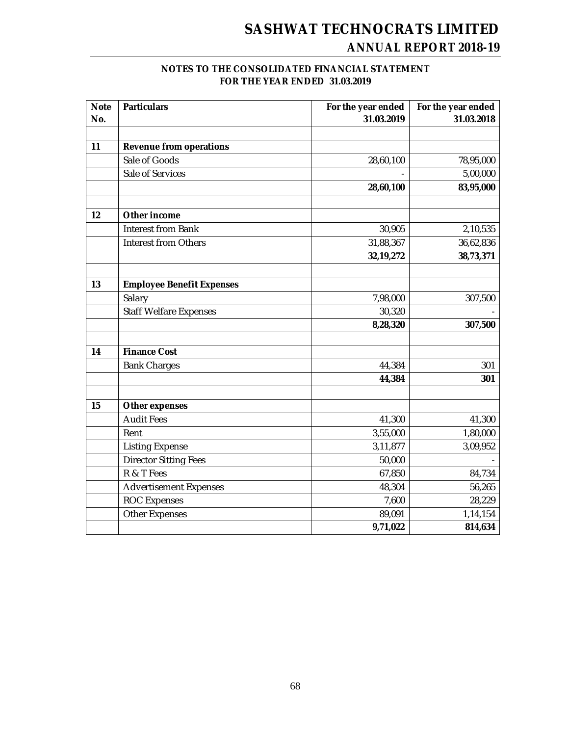## NOTES TO THE CONSOLIDATED FINANCIAL STATEMENT
## FOR THE YEAR ENDED 31.03.2019

| Note No. | Particulars | For the year ended 31.03.2019 | For the year ended 31.03.2018 |
|---|---|---|---|
| | | | |
| **11** | **Revenue from operations** | | |
| | Sale of Goods | 28,60,100 | 78,95,000 |
| | Sale of Services | - | 5,00,000 |
| | | **28,60,100** | **83,95,000** |
| | | | |
| **12** | **Other income** | | |
| | Interest from Bank | 30,905 | 2,10,535 |
| | Interest from Others | 31,88,367 | 36,62,836 |
| | | **32,19,272** | **38,73,371** |
| | | | |
| **13** | **Employee Benefit Expenses** | | |
| | Salary | 7,98,000 | 307,500 |
| | Staff Welfare Expenses | 30,320 | - |
| | | **8,28,320** | **307,500** |
| | | | |
| **14** | **Finance Cost** | | |
| | Bank Charges | 44,384 | 301 |
| | | **44,384** | **301** |
| | | | |
| **15** | **Other expenses** | | |
| | Audit Fees | 41,300 | 41,300 |
| | Rent | 3,55,000 | 1,80,000 |
| | Listing Expense | 3,11,877 | 3,09,952 |
| | Director Sitting Fees | 50,000 | - |
| | R & T Fees | 67,850 | 84,734 |
| | Advertisement Expenses | 48,304 | 56,265 |
| | ROC Expenses | 7,600 | 28,229 |
| | Other Expenses | 89,091 | 1,14,154 |
| | | **9,71,022** | **814,634** |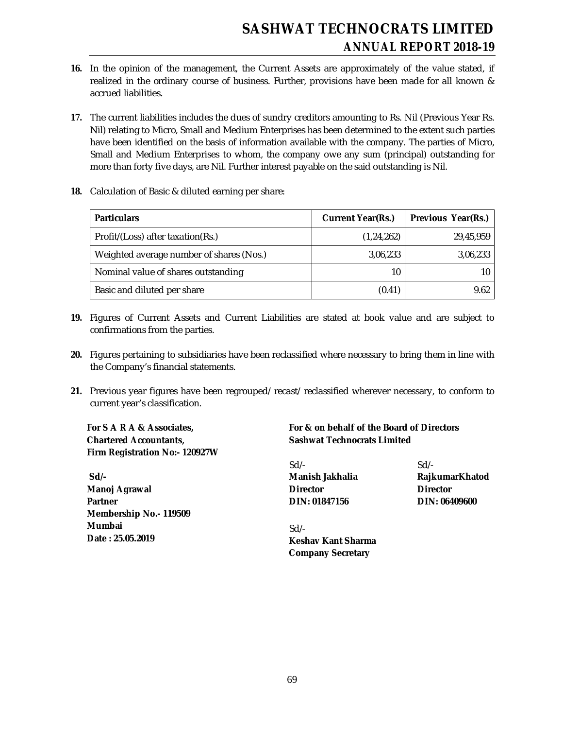16. In the opinion of the management, the Current Assets are approximately of the value stated, if realized in the ordinary course of business. Further, provisions have been made for all known & accrued liabilities.

17. The current liabilities includes the dues of sundry creditors amounting to Rs. Nil (Previous Year Rs. Nil) relating to Micro, Small and Medium Enterprises has been determined to the extent such parties have been identified on the basis of information available with the company. The parties of Micro, Small and Medium Enterprises to whom, the company owe any sum (principal) outstanding for more than forty five days, are Nil. Further interest payable on the said outstanding is Nil.

18. Calculation of Basic & diluted earning per share:

| **Particulars** | **Current Year(Rs.)** | **Previous Year(Rs.)** |
|---|---|---|
| Profit/(Loss) after taxation(Rs.) | (1,24,262) | 29,45,959 |
| Weighted average number of shares (Nos.) | 3,06,233 | 3,06,233 |
| Nominal value of shares outstanding | 10 | 10 |
| Basic and diluted per share | (0.41) | 9.62 |

19. Figures of Current Assets and Current Liabilities are stated at book value and are subject to confirmations from the parties.

20. Figures pertaining to subsidiaries have been reclassified where necessary to bring them in line with the Company's financial statements.

21. Previous year figures have been regrouped/ recast/ reclassified wherever necessary, to conform to current year's classification.

**For S A R A & Associates,**
**Chartered Accountants,**
**Firm Registration No:- 120927W**

**Sd/-**
**Manoj Agrawal**
**Partner**
**Membership No.- 119509**
**Mumbai**
**Date : 25.05.2019**

**For & on behalf of the Board of Directors**
**Sashwat Technocrats Limited**

Sd/-
**Manish Jakhalia**
**Director**
**DIN: 01847156**

Sd/-
**RajkumarKhatod**
**Director**
**DIN: 06409600**

Sd/-
**Keshav Kant Sharma**
**Company Secretary**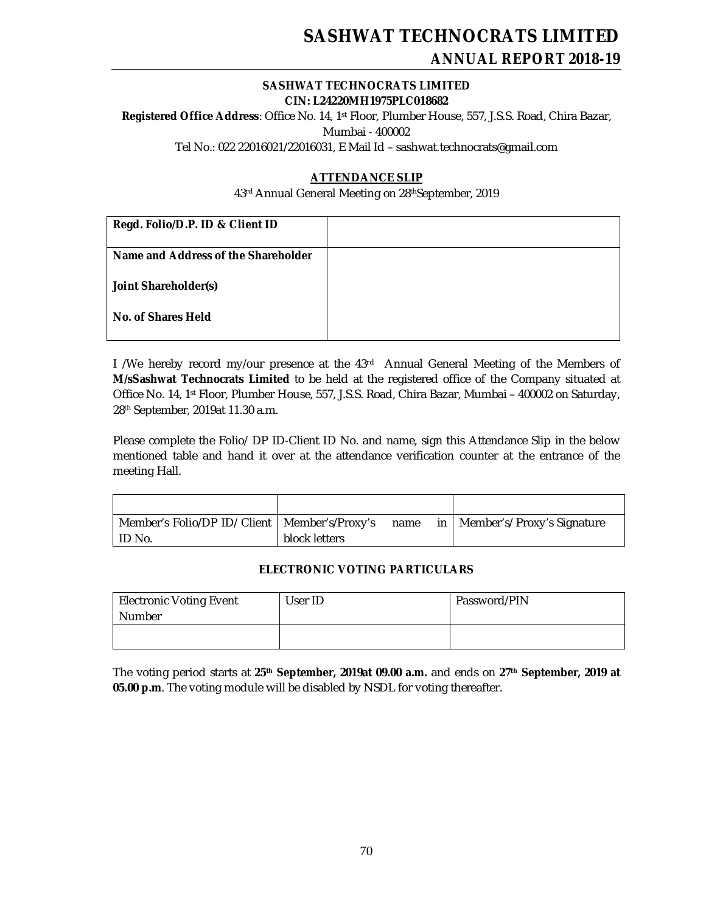**SASHWAT TECHNOCRATS LIMITED**
**CIN: L24220MH1975PLC018682**
**Registered Office Address**: Office No. 14, 1st Floor, Plumber House, 557, J.S.S. Road, Chira Bazar, Mumbai - 400002
Tel No.: 022 22016021/22016031, E Mail Id – sashwat.technocrats@gmail.com

## ATTENDANCE SLIP

43rd Annual General Meeting on 28th September, 2019

| **Regd. Folio/D.P. ID & Client ID** | |
|---|---|
| **Name and Address of the Shareholder**<br><br>**Joint Shareholder(s)**<br><br>**No. of Shares Held** | |

I /We hereby record my/our presence at the 43rd Annual General Meeting of the Members of **M/sSashwat Technocrats Limited** to be held at the registered office of the Company situated at Office No. 14, 1st Floor, Plumber House, 557, J.S.S. Road, Chira Bazar, Mumbai – 400002 on Saturday, 28th September, 2019at 11.30 a.m.

Please complete the Folio/ DP ID-Client ID No. and name, sign this Attendance Slip in the below mentioned table and hand it over at the attendance verification counter at the entrance of the meeting Hall.

| | | |
|---|---|---|
| Member's Folio/DP ID/ Client ID No. | Member's/Proxy's name in block letters | Member's/ Proxy's Signature |

### ELECTRONIC VOTING PARTICULARS

| Electronic Voting Event Number | User ID | Password/PIN |
|---|---|---|
| | | |

The voting period starts at **25th September, 2019at 09.00 a.m.** and ends on **27th September, 2019 at 05.00 p.m**. The voting module will be disabled by NSDL for voting thereafter.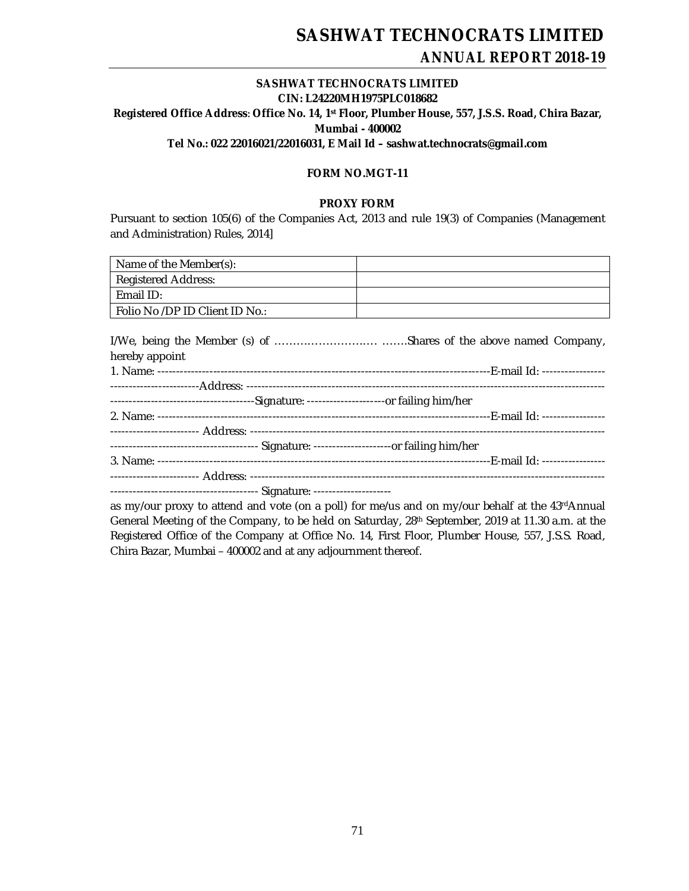**SASHWAT TECHNOCRATS LIMITED**

**CIN: L24220MH1975PLC018682**

**Registered Office Address: Office No. 14, 1st Floor, Plumber House, 557, J.S.S. Road, Chira Bazar, Mumbai - 400002**

**Tel No.: 022 22016021/22016031, E Mail Id – sashwat.technocrats@gmail.com**

**FORM NO.MGT-11**

**PROXY FORM**

Pursuant to section 105(6) of the Companies Act, 2013 and rule 19(3) of Companies (Management and Administration) Rules, 2014]

| Name of the Member(s): | |
|---|---|
| Registered Address: | |
| Email ID: | |
| Folio No /DP ID Client ID No.: | |

I/We, being the Member (s) of ……………………… …….Shares of the above named Company, hereby appoint

1. Name: -----------------------------------------------------------------------------------------E-mail Id: ----------------------------------------Address: -----------------------------------------------------------------------------------------------------------------------------------------Signature: ---------------------or failing him/her

2. Name: -----------------------------------------------------------------------------------------E-mail Id: ----------------------------------------- Address: ----------------------------------------------------------------------------------------------------------------------------------------- Signature: ---------------------or failing him/her

3. Name: -----------------------------------------------------------------------------------------E-mail Id: ----------------------------------------- Address: ----------------------------------------------------------------------------------------------------------------------------------------- Signature: ---------------------

as my/our proxy to attend and vote (on a poll) for me/us and on my/our behalf at the 43rd Annual General Meeting of the Company, to be held on Saturday, 28th September, 2019 at 11.30 a.m. at the Registered Office of the Company at Office No. 14, First Floor, Plumber House, 557, J.S.S. Road, Chira Bazar, Mumbai – 400002 and at any adjournment thereof.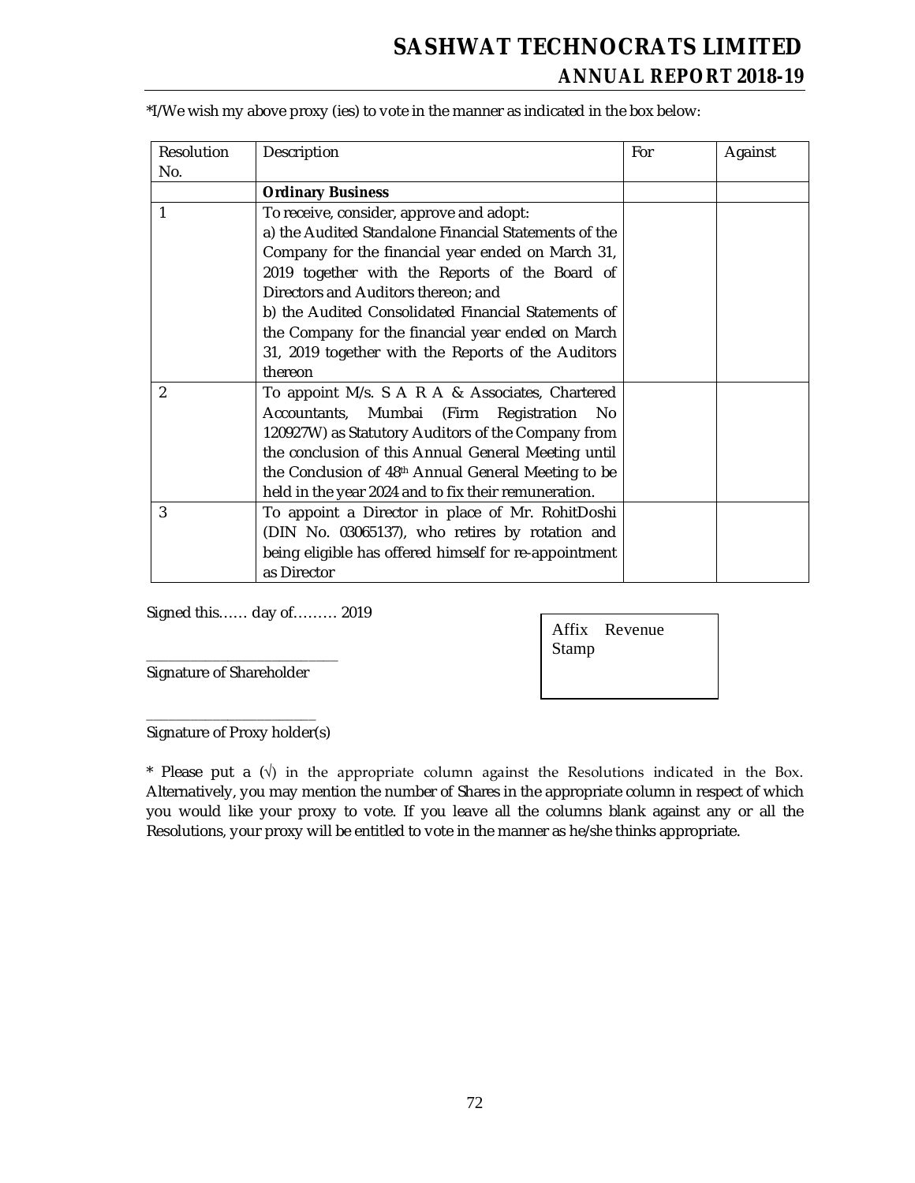*I/We wish my above proxy (ies) to vote in the manner as indicated in the box below:

| Resolution No. | Description | For | Against |
|---|---|---|---|
| | **Ordinary Business** | | |
| 1 | To receive, consider, approve and adopt:<br>a) the Audited Standalone Financial Statements of the Company for the financial year ended on March 31, 2019 together with the Reports of the Board of Directors and Auditors thereon; and<br>b) the Audited Consolidated Financial Statements of the Company for the financial year ended on March 31, 2019 together with the Reports of the Auditors thereon | | |
| 2 | To appoint M/s. S A R A & Associates, Chartered Accountants, Mumbai (Firm Registration No 120927W) as Statutory Auditors of the Company from the conclusion of this Annual General Meeting until the Conclusion of 48th Annual General Meeting to be held in the year 2024 and to fix their remuneration. | | |
| 3 | To appoint a Director in place of Mr. RohitDoshi (DIN No. 03065137), who retires by rotation and being eligible has offered himself for re-appointment as Director | | |

Signed this…… day of……… 2019

Affix Revenue Stamp

___________________________
Signature of Shareholder

_________________________
Signature of Proxy holder(s)

* Please put a (√) in the appropriate column against the Resolutions indicated in the Box. Alternatively, you may mention the number of Shares in the appropriate column in respect of which you would like your proxy to vote. If you leave all the columns blank against any or all the Resolutions, your proxy will be entitled to vote in the manner as he/she thinks appropriate.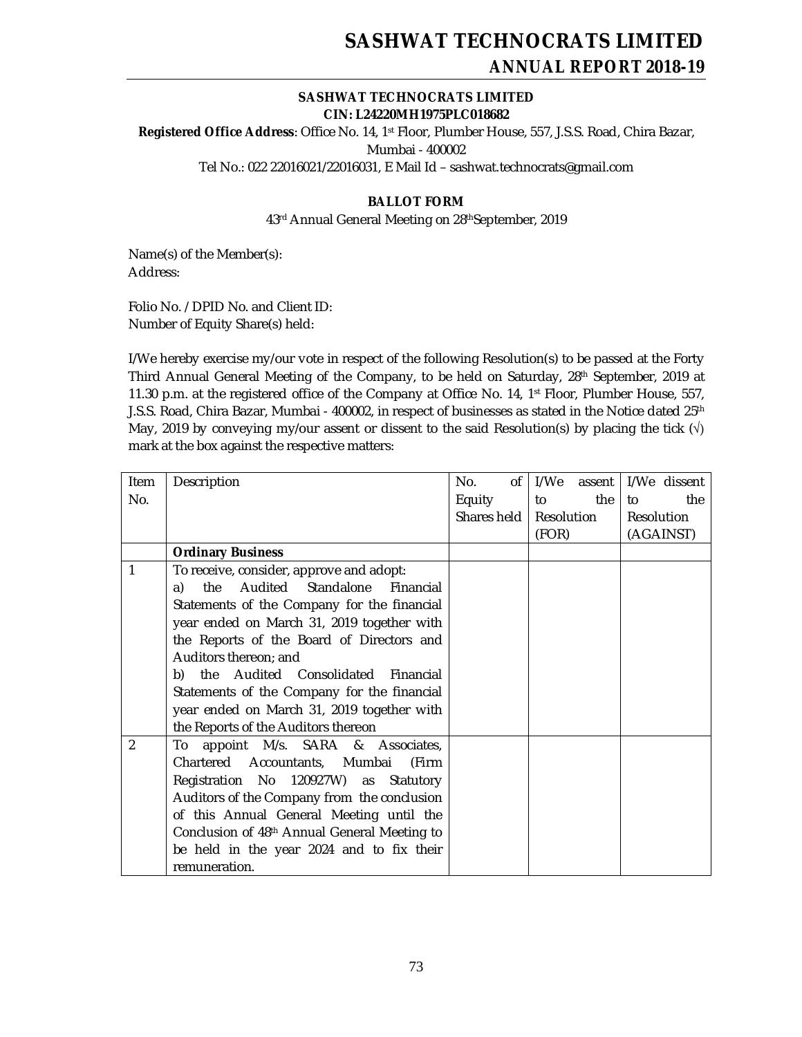**SASHWAT TECHNOCRATS LIMITED**
**CIN: L24220MH1975PLC018682**

**Registered Office Address**: Office No. 14, 1st Floor, Plumber House, 557, J.S.S. Road, Chira Bazar, Mumbai - 400002

Tel No.: 022 22016021/22016031, E Mail Id – sashwat.technocrats@gmail.com

## BALLOT FORM

43rd Annual General Meeting on 28th September, 2019

Name(s) of the Member(s):
Address:

Folio No. / DPID No. and Client ID:
Number of Equity Share(s) held:

I/We hereby exercise my/our vote in respect of the following Resolution(s) to be passed at the Forty Third Annual General Meeting of the Company, to be held on Saturday, 28th September, 2019 at 11.30 p.m. at the registered office of the Company at Office No. 14, 1st Floor, Plumber House, 557, J.S.S. Road, Chira Bazar, Mumbai - 400002, in respect of businesses as stated in the Notice dated 25th May, 2019 by conveying my/our assent or dissent to the said Resolution(s) by placing the tick (√) mark at the box against the respective matters:

| Item No. | Description | No. of Equity Shares held | I/We assent to the Resolution (FOR) | I/We dissent to the Resolution (AGAINST) |
|---|---|---|---|---|
| | **Ordinary Business** | | | |
| 1 | To receive, consider, approve and adopt:<br>a) the Audited Standalone Financial Statements of the Company for the financial year ended on March 31, 2019 together with the Reports of the Board of Directors and Auditors thereon; and<br>b) the Audited Consolidated Financial Statements of the Company for the financial year ended on March 31, 2019 together with the Reports of the Auditors thereon | | | |
| 2 | To appoint M/s. SARA & Associates, Chartered Accountants, Mumbai (Firm Registration No 120927W) as Statutory Auditors of the Company from the conclusion of this Annual General Meeting until the Conclusion of 48th Annual General Meeting to be held in the year 2024 and to fix their remuneration. | | | |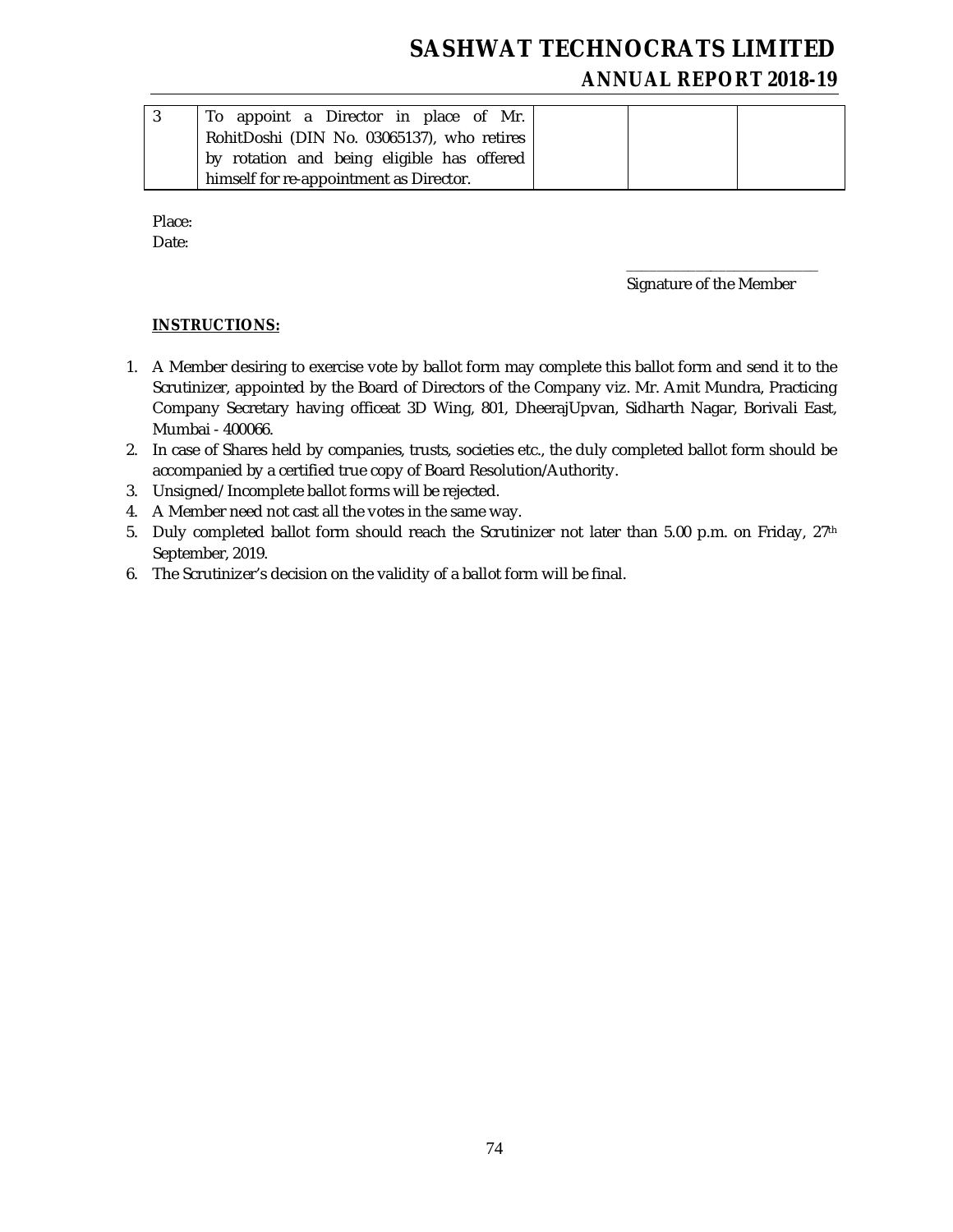| 3 | To appoint a Director in place of Mr. RohitDoshi (DIN No. 03065137), who retires by rotation and being eligible has offered himself for re-appointment as Director. | | | |
|---|---|---|---|---|

Place:

Date:

\_\_\_\_\_\_\_\_\_\_\_\_\_\_\_\_\_\_\_\_\_\_\_\_\_

Signature of the Member

**INSTRUCTIONS:**

1. A Member desiring to exercise vote by ballot form may complete this ballot form and send it to the Scrutinizer, appointed by the Board of Directors of the Company viz. Mr. Amit Mundra, Practicing Company Secretary having officeat 3D Wing, 801, DheerajUpvan, Sidharth Nagar, Borivali East, Mumbai - 400066.
2. In case of Shares held by companies, trusts, societies etc., the duly completed ballot form should be accompanied by a certified true copy of Board Resolution/Authority.
3. Unsigned/Incomplete ballot forms will be rejected.
4. A Member need not cast all the votes in the same way.
5. Duly completed ballot form should reach the Scrutinizer not later than 5.00 p.m. on Friday, 27th September, 2019.
6. The Scrutinizer's decision on the validity of a ballot form will be final.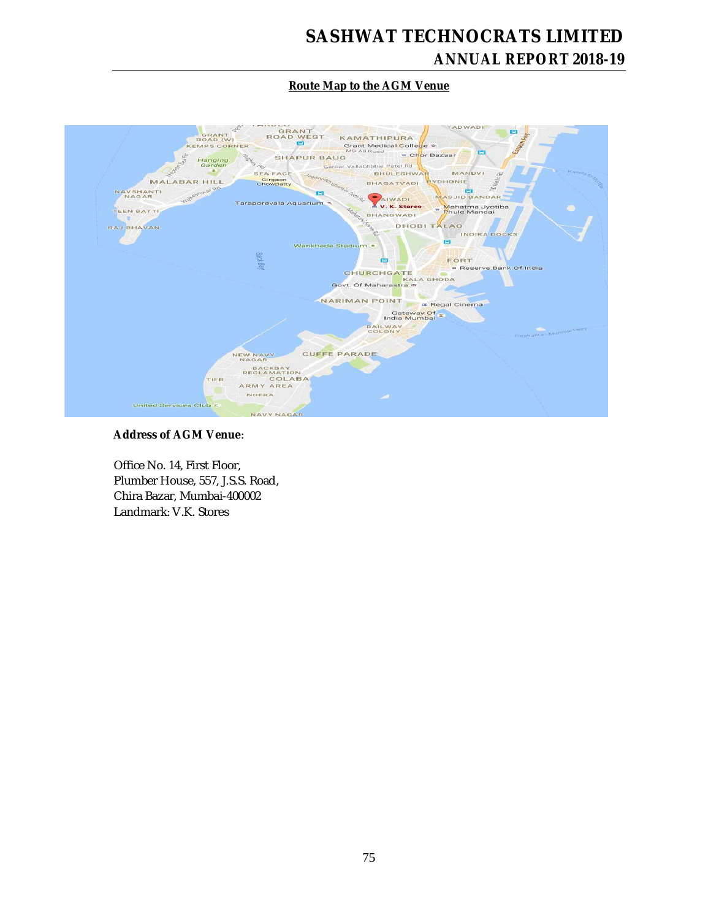## Route Map to the AGM Venue

**Address of AGM Venue**:

Office No. 14, First Floor,
Plumber House, 557, J.S.S. Road,
Chira Bazar, Mumbai-400002
Landmark: V.K. Stores